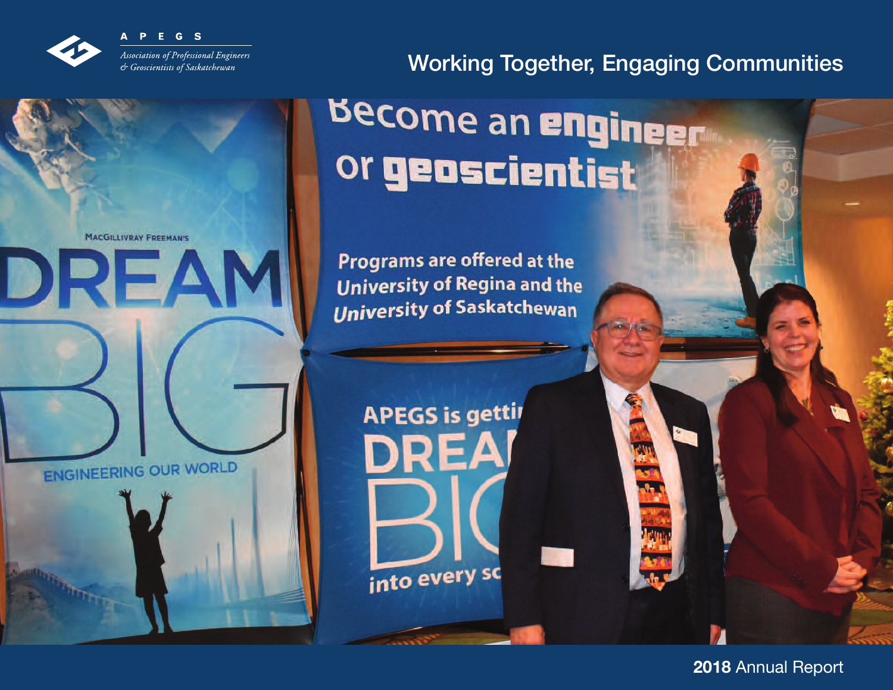APEGS

*Association of Professional Engineers & Geoscientists of Saskatchewan*

# Working Together, Engaging Communities

**2018** Annual Report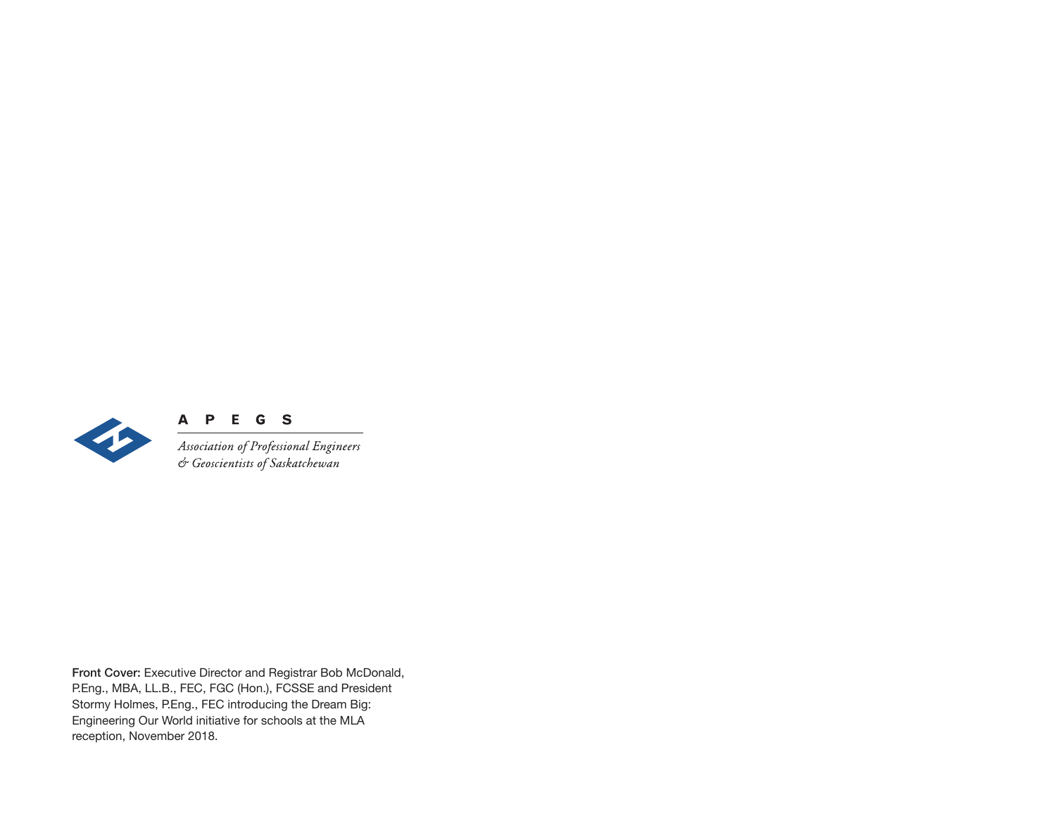**A P E G S**

*Association of Professional Engineers & Geoscientists of Saskatchewan*

**Front Cover:** Executive Director and Registrar Bob McDonald, P.Eng., MBA, LL.B., FEC, FGC (Hon.), FCSSE and President Stormy Holmes, P.Eng., FEC introducing the Dream Big: Engineering Our World initiative for schools at the MLA reception, November 2018.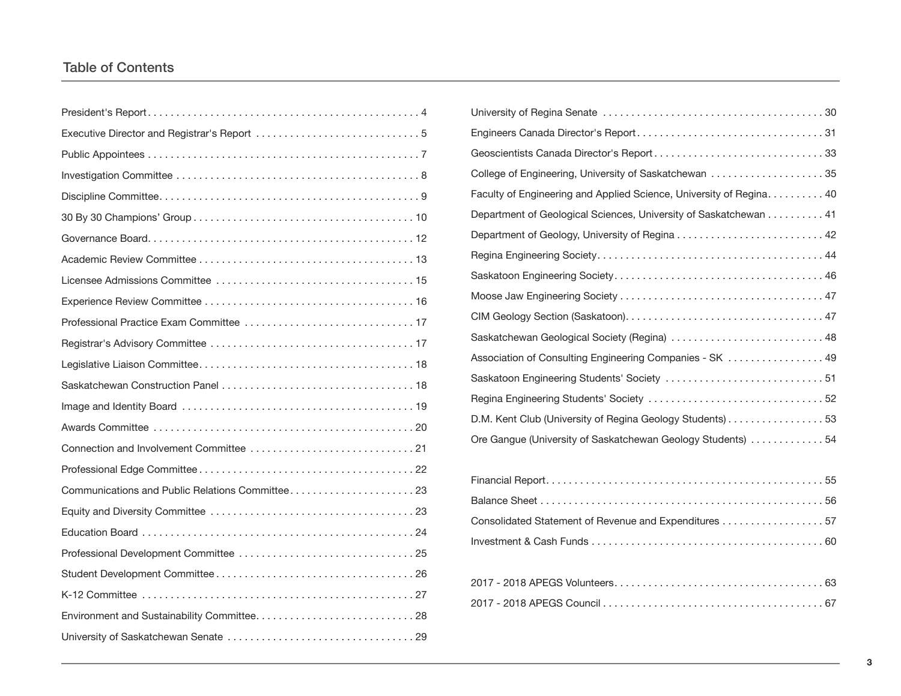## Table of Contents

| Section | Page |
|---|---|
| President's Report | 4 |
| Executive Director and Registrar's Report | 5 |
| Public Appointees | 7 |
| Investigation Committee | 8 |
| Discipline Committee | 9 |
| 30 By 30 Champions' Group | 10 |
| Governance Board | 12 |
| Academic Review Committee | 13 |
| Licensee Admissions Committee | 15 |
| Experience Review Committee | 16 |
| Professional Practice Exam Committee | 17 |
| Registrar's Advisory Committee | 17 |
| Legislative Liaison Committee | 18 |
| Saskatchewan Construction Panel | 18 |
| Image and Identity Board | 19 |
| Awards Committee | 20 |
| Connection and Involvement Committee | 21 |
| Professional Edge Committee | 22 |
| Communications and Public Relations Committee | 23 |
| Equity and Diversity Committee | 23 |
| Education Board | 24 |
| Professional Development Committee | 25 |
| Student Development Committee | 26 |
| K-12 Committee | 27 |
| Environment and Sustainability Committee | 28 |
| University of Saskatchewan Senate | 29 |
| University of Regina Senate | 30 |
| Engineers Canada Director's Report | 31 |
| Geoscientists Canada Director's Report | 33 |
| College of Engineering, University of Saskatchewan | 35 |
| Faculty of Engineering and Applied Science, University of Regina | 40 |
| Department of Geological Sciences, University of Saskatchewan | 41 |
| Department of Geology, University of Regina | 42 |
| Regina Engineering Society | 44 |
| Saskatoon Engineering Society | 46 |
| Moose Jaw Engineering Society | 47 |
| CIM Geology Section (Saskatoon) | 47 |
| Saskatchewan Geological Society (Regina) | 48 |
| Association of Consulting Engineering Companies - SK | 49 |
| Saskatoon Engineering Students' Society | 51 |
| Regina Engineering Students' Society | 52 |
| D.M. Kent Club (University of Regina Geology Students) | 53 |
| Ore Gangue (University of Saskatchewan Geology Students) | 54 |
| Financial Report | 55 |
| Balance Sheet | 56 |
| Consolidated Statement of Revenue and Expenditures | 57 |
| Investment & Cash Funds | 60 |
| 2017 - 2018 APEGS Volunteers | 63 |
| 2017 - 2018 APEGS Council | 67 |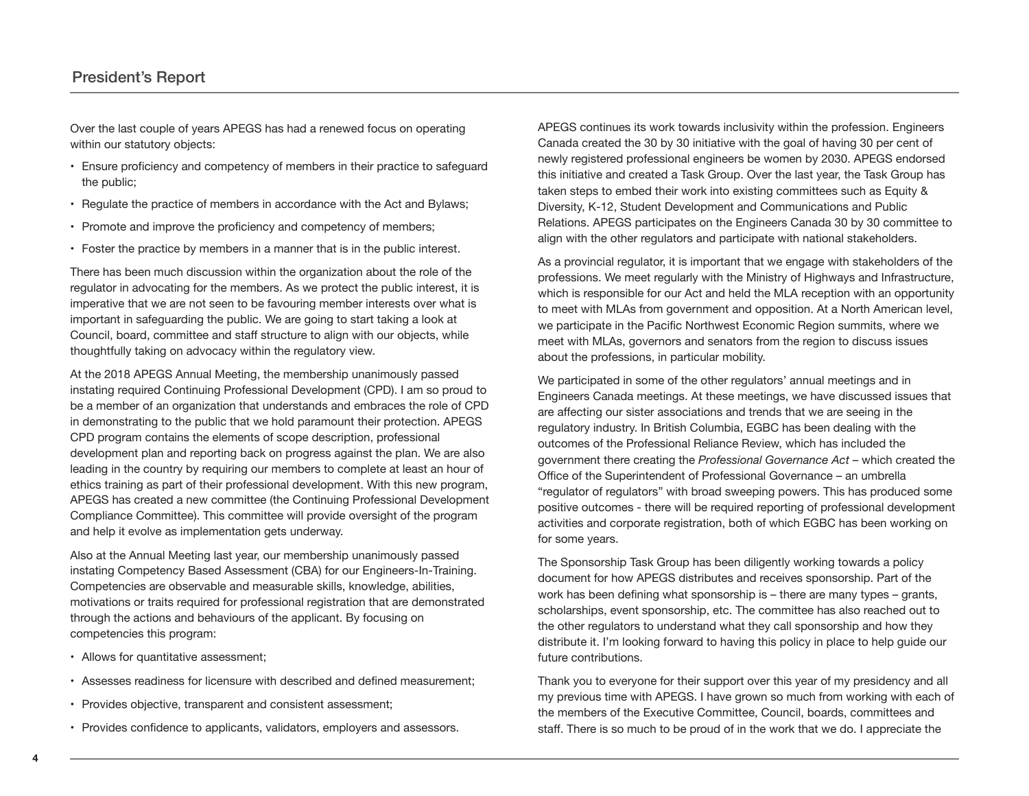## President's Report

Over the last couple of years APEGS has had a renewed focus on operating within our statutory objects:

- Ensure proficiency and competency of members in their practice to safeguard the public;
- Regulate the practice of members in accordance with the Act and Bylaws;
- Promote and improve the proficiency and competency of members;
- Foster the practice by members in a manner that is in the public interest.

There has been much discussion within the organization about the role of the regulator in advocating for the members. As we protect the public interest, it is imperative that we are not seen to be favouring member interests over what is important in safeguarding the public. We are going to start taking a look at Council, board, committee and staff structure to align with our objects, while thoughtfully taking on advocacy within the regulatory view.

At the 2018 APEGS Annual Meeting, the membership unanimously passed instating required Continuing Professional Development (CPD). I am so proud to be a member of an organization that understands and embraces the role of CPD in demonstrating to the public that we hold paramount their protection. APEGS CPD program contains the elements of scope description, professional development plan and reporting back on progress against the plan. We are also leading in the country by requiring our members to complete at least an hour of ethics training as part of their professional development. With this new program, APEGS has created a new committee (the Continuing Professional Development Compliance Committee). This committee will provide oversight of the program and help it evolve as implementation gets underway.

Also at the Annual Meeting last year, our membership unanimously passed instating Competency Based Assessment (CBA) for our Engineers-In-Training. Competencies are observable and measurable skills, knowledge, abilities, motivations or traits required for professional registration that are demonstrated through the actions and behaviours of the applicant. By focusing on competencies this program:

- Allows for quantitative assessment;
- Assesses readiness for licensure with described and defined measurement;
- Provides objective, transparent and consistent assessment;
- Provides confidence to applicants, validators, employers and assessors.

APEGS continues its work towards inclusivity within the profession. Engineers Canada created the 30 by 30 initiative with the goal of having 30 per cent of newly registered professional engineers be women by 2030. APEGS endorsed this initiative and created a Task Group. Over the last year, the Task Group has taken steps to embed their work into existing committees such as Equity & Diversity, K-12, Student Development and Communications and Public Relations. APEGS participates on the Engineers Canada 30 by 30 committee to align with the other regulators and participate with national stakeholders.

As a provincial regulator, it is important that we engage with stakeholders of the professions. We meet regularly with the Ministry of Highways and Infrastructure, which is responsible for our Act and held the MLA reception with an opportunity to meet with MLAs from government and opposition. At a North American level, we participate in the Pacific Northwest Economic Region summits, where we meet with MLAs, governors and senators from the region to discuss issues about the professions, in particular mobility.

We participated in some of the other regulators' annual meetings and in Engineers Canada meetings. At these meetings, we have discussed issues that are affecting our sister associations and trends that we are seeing in the regulatory industry. In British Columbia, EGBC has been dealing with the outcomes of the Professional Reliance Review, which has included the government there creating the *Professional Governance Act* – which created the Office of the Superintendent of Professional Governance – an umbrella "regulator of regulators" with broad sweeping powers. This has produced some positive outcomes - there will be required reporting of professional development activities and corporate registration, both of which EGBC has been working on for some years.

The Sponsorship Task Group has been diligently working towards a policy document for how APEGS distributes and receives sponsorship. Part of the work has been defining what sponsorship is – there are many types – grants, scholarships, event sponsorship, etc. The committee has also reached out to the other regulators to understand what they call sponsorship and how they distribute it. I'm looking forward to having this policy in place to help guide our future contributions.

Thank you to everyone for their support over this year of my presidency and all my previous time with APEGS. I have grown so much from working with each of the members of the Executive Committee, Council, boards, committees and staff. There is so much to be proud of in the work that we do. I appreciate the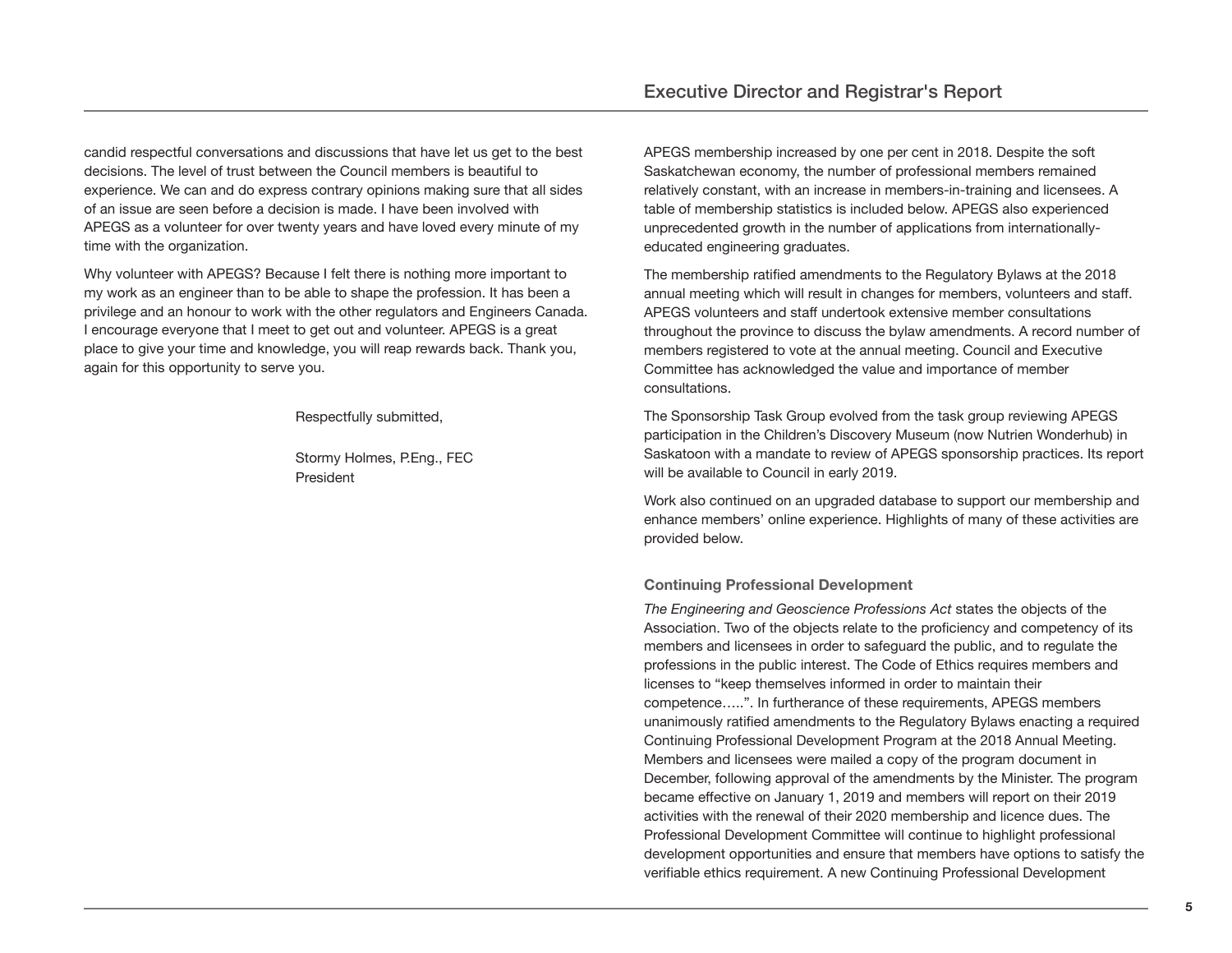candid respectful conversations and discussions that have let us get to the best decisions. The level of trust between the Council members is beautiful to experience. We can and do express contrary opinions making sure that all sides of an issue are seen before a decision is made. I have been involved with APEGS as a volunteer for over twenty years and have loved every minute of my time with the organization.

Why volunteer with APEGS? Because I felt there is nothing more important to my work as an engineer than to be able to shape the profession. It has been a privilege and an honour to work with the other regulators and Engineers Canada. I encourage everyone that I meet to get out and volunteer. APEGS is a great place to give your time and knowledge, you will reap rewards back. Thank you, again for this opportunity to serve you.

Respectfully submitted,

Stormy Holmes, P.Eng., FEC
President

APEGS membership increased by one per cent in 2018. Despite the soft Saskatchewan economy, the number of professional members remained relatively constant, with an increase in members-in-training and licensees. A table of membership statistics is included below. APEGS also experienced unprecedented growth in the number of applications from internationally-educated engineering graduates.

The membership ratified amendments to the Regulatory Bylaws at the 2018 annual meeting which will result in changes for members, volunteers and staff. APEGS volunteers and staff undertook extensive member consultations throughout the province to discuss the bylaw amendments. A record number of members registered to vote at the annual meeting. Council and Executive Committee has acknowledged the value and importance of member consultations.

The Sponsorship Task Group evolved from the task group reviewing APEGS participation in the Children's Discovery Museum (now Nutrien Wonderhub) in Saskatoon with a mandate to review of APEGS sponsorship practices. Its report will be available to Council in early 2019.

Work also continued on an upgraded database to support our membership and enhance members' online experience. Highlights of many of these activities are provided below.

### Continuing Professional Development

*The Engineering and Geoscience Professions Act* states the objects of the Association. Two of the objects relate to the proficiency and competency of its members and licensees in order to safeguard the public, and to regulate the professions in the public interest. The Code of Ethics requires members and licenses to "keep themselves informed in order to maintain their competence…..". In furtherance of these requirements, APEGS members unanimously ratified amendments to the Regulatory Bylaws enacting a required Continuing Professional Development Program at the 2018 Annual Meeting. Members and licensees were mailed a copy of the program document in December, following approval of the amendments by the Minister. The program became effective on January 1, 2019 and members will report on their 2019 activities with the renewal of their 2020 membership and licence dues. The Professional Development Committee will continue to highlight professional development opportunities and ensure that members have options to satisfy the verifiable ethics requirement. A new Continuing Professional Development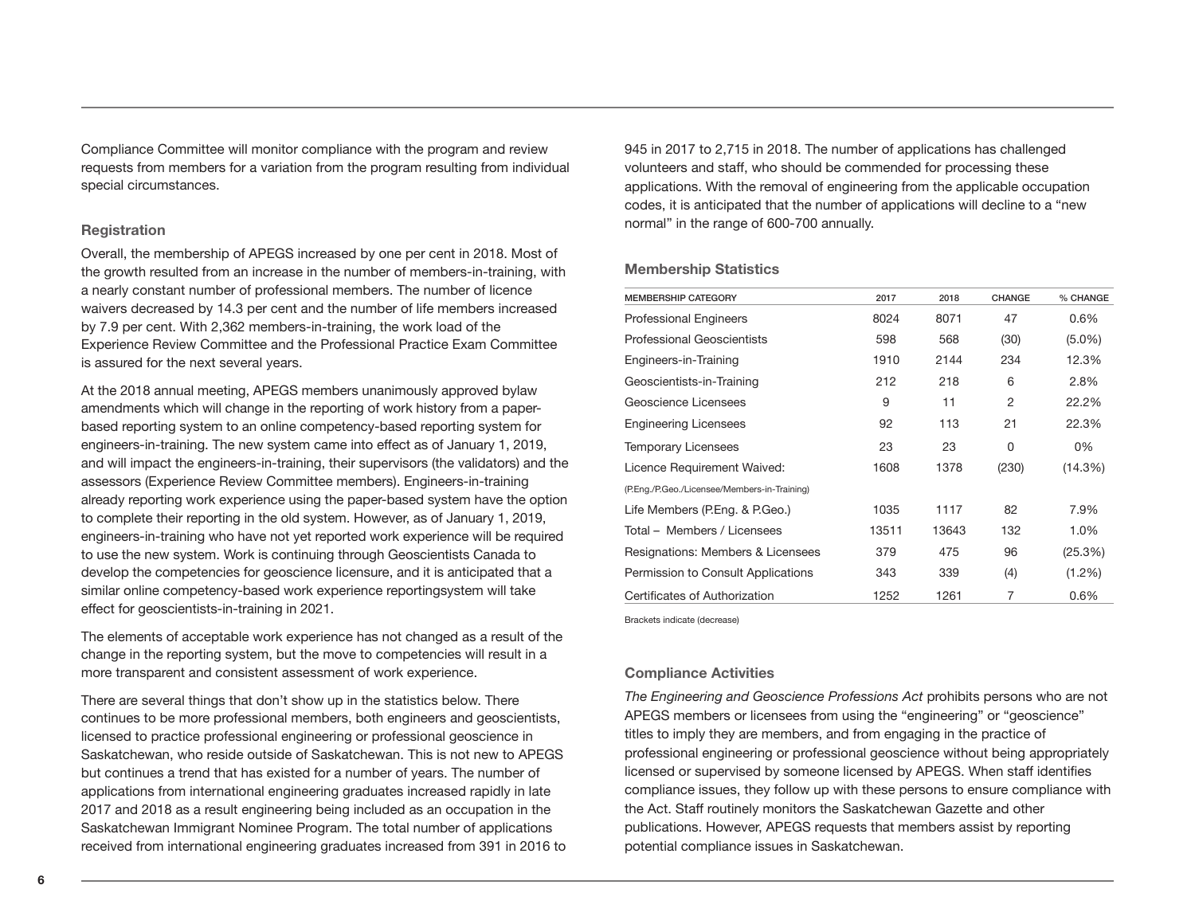Compliance Committee will monitor compliance with the program and review requests from members for a variation from the program resulting from individual special circumstances.

### Registration

Overall, the membership of APEGS increased by one per cent in 2018. Most of the growth resulted from an increase in the number of members-in-training, with a nearly constant number of professional members. The number of licence waivers decreased by 14.3 per cent and the number of life members increased by 7.9 per cent. With 2,362 members-in-training, the work load of the Experience Review Committee and the Professional Practice Exam Committee is assured for the next several years.

At the 2018 annual meeting, APEGS members unanimously approved bylaw amendments which will change in the reporting of work history from a paper-based reporting system to an online competency-based reporting system for engineers-in-training. The new system came into effect as of January 1, 2019, and will impact the engineers-in-training, their supervisors (the validators) and the assessors (Experience Review Committee members). Engineers-in-training already reporting work experience using the paper-based system have the option to complete their reporting in the old system. However, as of January 1, 2019, engineers-in-training who have not yet reported work experience will be required to use the new system. Work is continuing through Geoscientists Canada to develop the competencies for geoscience licensure, and it is anticipated that a similar online competency-based work experience reportingsystem will take effect for geoscientists-in-training in 2021.

The elements of acceptable work experience has not changed as a result of the change in the reporting system, but the move to competencies will result in a more transparent and consistent assessment of work experience.

There are several things that don't show up in the statistics below. There continues to be more professional members, both engineers and geoscientists, licensed to practice professional engineering or professional geoscience in Saskatchewan, who reside outside of Saskatchewan. This is not new to APEGS but continues a trend that has existed for a number of years. The number of applications from international engineering graduates increased rapidly in late 2017 and 2018 as a result engineering being included as an occupation in the Saskatchewan Immigrant Nominee Program. The total number of applications received from international engineering graduates increased from 391 in 2016 to 945 in 2017 to 2,715 in 2018. The number of applications has challenged volunteers and staff, who should be commended for processing these applications. With the removal of engineering from the applicable occupation codes, it is anticipated that the number of applications will decline to a "new normal" in the range of 600-700 annually.

### Membership Statistics

| MEMBERSHIP CATEGORY | 2017 | 2018 | CHANGE | % CHANGE |
|---|---|---|---|---|
| Professional Engineers | 8024 | 8071 | 47 | 0.6% |
| Professional Geoscientists | 598 | 568 | (30) | (5.0%) |
| Engineers-in-Training | 1910 | 2144 | 234 | 12.3% |
| Geoscientists-in-Training | 212 | 218 | 6 | 2.8% |
| Geoscience Licensees | 9 | 11 | 2 | 22.2% |
| Engineering Licensees | 92 | 113 | 21 | 22.3% |
| Temporary Licensees | 23 | 23 | 0 | 0% |
| Licence Requirement Waived: (P.Eng./P.Geo./Licensee/Members-in-Training) | 1608 | 1378 | (230) | (14.3%) |
| Life Members (P.Eng. & P.Geo.) | 1035 | 1117 | 82 | 7.9% |
| Total – Members / Licensees | 13511 | 13643 | 132 | 1.0% |
| Resignations: Members & Licensees | 379 | 475 | 96 | (25.3%) |
| Permission to Consult Applications | 343 | 339 | (4) | (1.2%) |
| Certificates of Authorization | 1252 | 1261 | 7 | 0.6% |

Brackets indicate (decrease)

### Compliance Activities

*The Engineering and Geoscience Professions Act* prohibits persons who are not APEGS members or licensees from using the "engineering" or "geoscience" titles to imply they are members, and from engaging in the practice of professional engineering or professional geoscience without being appropriately licensed or supervised by someone licensed by APEGS. When staff identifies compliance issues, they follow up with these persons to ensure compliance with the Act. Staff routinely monitors the Saskatchewan Gazette and other publications. However, APEGS requests that members assist by reporting potential compliance issues in Saskatchewan.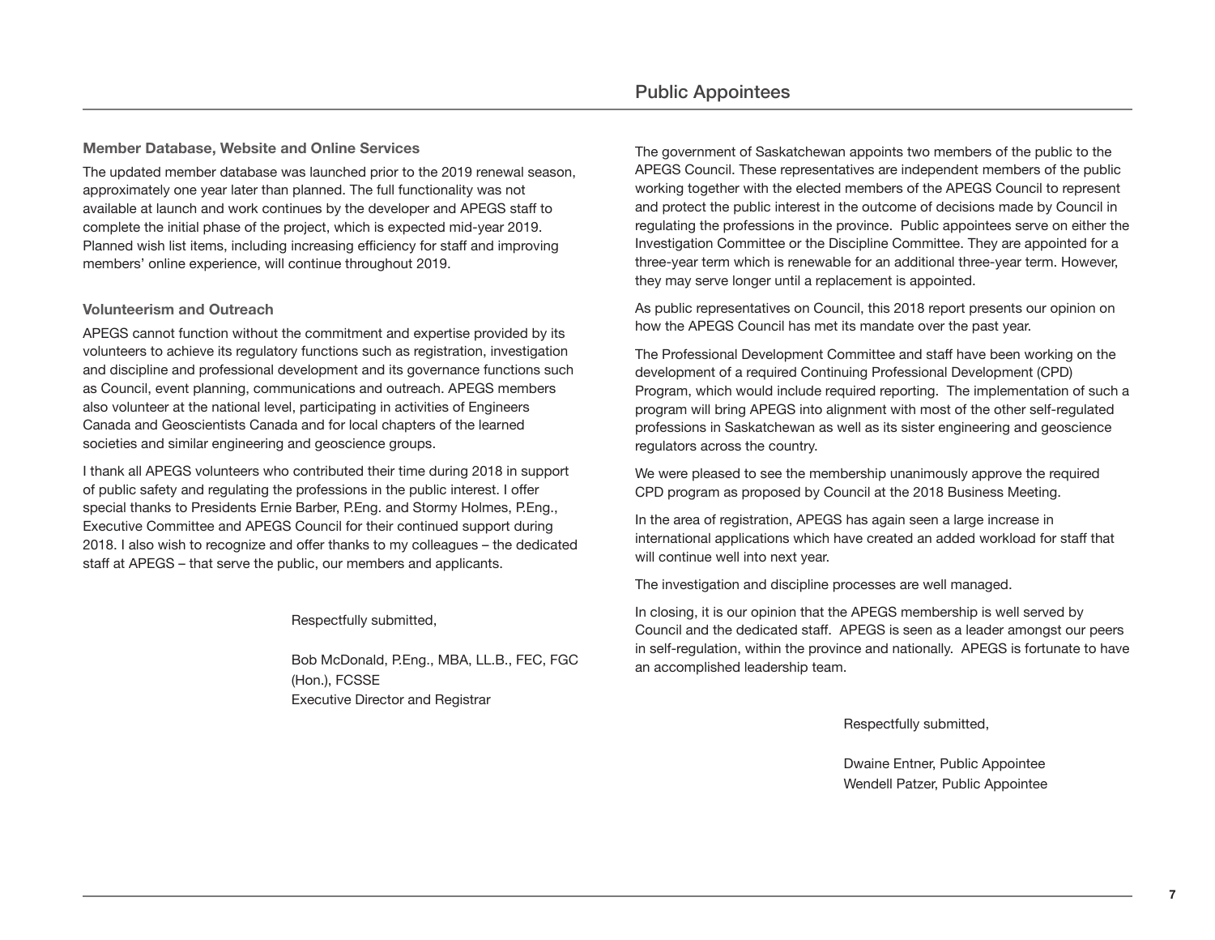### Member Database, Website and Online Services

The updated member database was launched prior to the 2019 renewal season, approximately one year later than planned. The full functionality was not available at launch and work continues by the developer and APEGS staff to complete the initial phase of the project, which is expected mid-year 2019. Planned wish list items, including increasing efficiency for staff and improving members' online experience, will continue throughout 2019.

### Volunteerism and Outreach

APEGS cannot function without the commitment and expertise provided by its volunteers to achieve its regulatory functions such as registration, investigation and discipline and professional development and its governance functions such as Council, event planning, communications and outreach. APEGS members also volunteer at the national level, participating in activities of Engineers Canada and Geoscientists Canada and for local chapters of the learned societies and similar engineering and geoscience groups.

I thank all APEGS volunteers who contributed their time during 2018 in support of public safety and regulating the professions in the public interest. I offer special thanks to Presidents Ernie Barber, P.Eng. and Stormy Holmes, P.Eng., Executive Committee and APEGS Council for their continued support during 2018. I also wish to recognize and offer thanks to my colleagues – the dedicated staff at APEGS – that serve the public, our members and applicants.

Respectfully submitted,

Bob McDonald, P.Eng., MBA, LL.B., FEC, FGC (Hon.), FCSSE
Executive Director and Registrar

## Public Appointees

The government of Saskatchewan appoints two members of the public to the APEGS Council. These representatives are independent members of the public working together with the elected members of the APEGS Council to represent and protect the public interest in the outcome of decisions made by Council in regulating the professions in the province. Public appointees serve on either the Investigation Committee or the Discipline Committee. They are appointed for a three-year term which is renewable for an additional three-year term. However, they may serve longer until a replacement is appointed.

As public representatives on Council, this 2018 report presents our opinion on how the APEGS Council has met its mandate over the past year.

The Professional Development Committee and staff have been working on the development of a required Continuing Professional Development (CPD) Program, which would include required reporting. The implementation of such a program will bring APEGS into alignment with most of the other self-regulated professions in Saskatchewan as well as its sister engineering and geoscience regulators across the country.

We were pleased to see the membership unanimously approve the required CPD program as proposed by Council at the 2018 Business Meeting.

In the area of registration, APEGS has again seen a large increase in international applications which have created an added workload for staff that will continue well into next year.

The investigation and discipline processes are well managed.

In closing, it is our opinion that the APEGS membership is well served by Council and the dedicated staff. APEGS is seen as a leader amongst our peers in self-regulation, within the province and nationally. APEGS is fortunate to have an accomplished leadership team.

Respectfully submitted,

Dwaine Entner, Public Appointee
Wendell Patzer, Public Appointee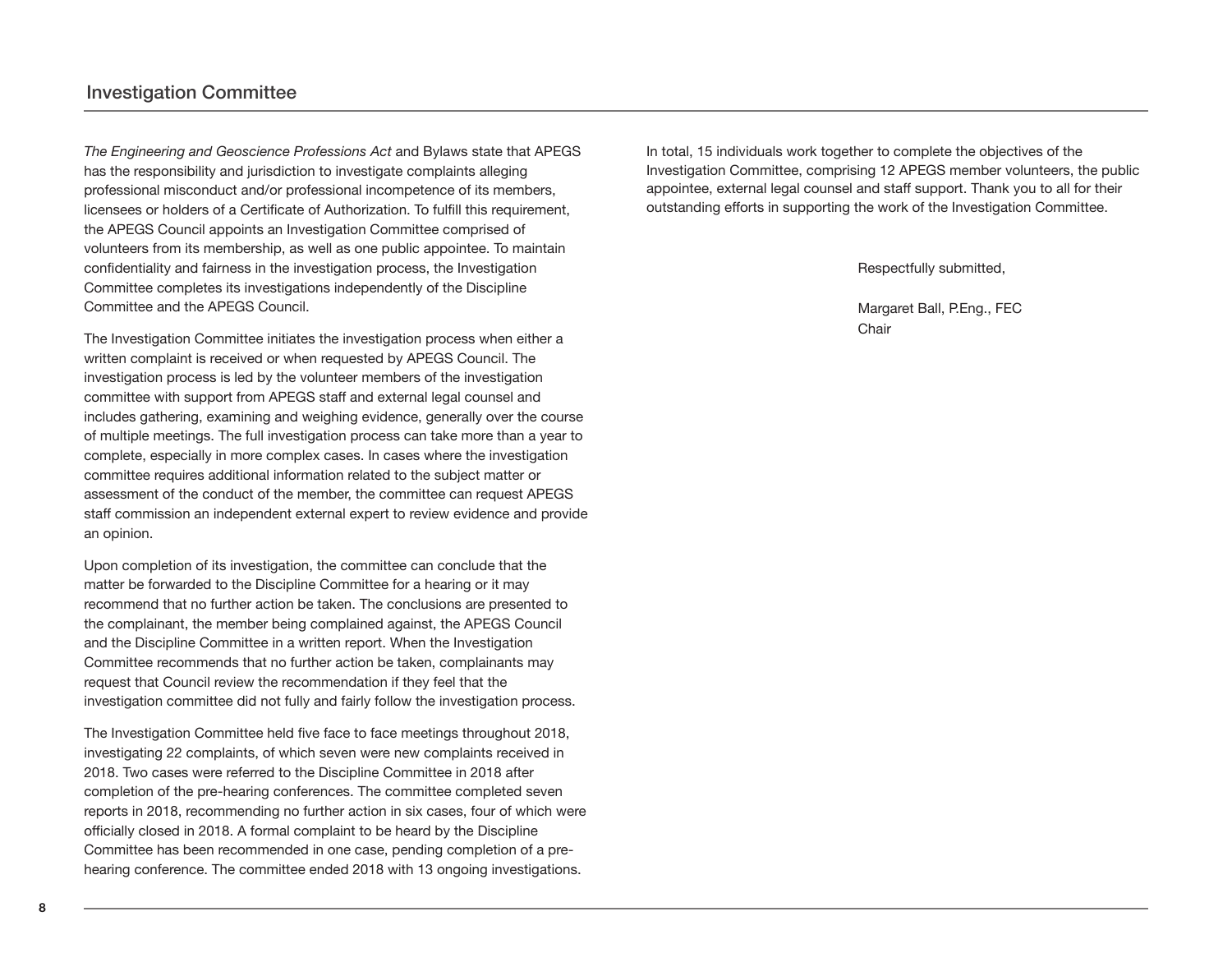## Investigation Committee

*The Engineering and Geoscience Professions Act* and Bylaws state that APEGS has the responsibility and jurisdiction to investigate complaints alleging professional misconduct and/or professional incompetence of its members, licensees or holders of a Certificate of Authorization. To fulfill this requirement, the APEGS Council appoints an Investigation Committee comprised of volunteers from its membership, as well as one public appointee. To maintain confidentiality and fairness in the investigation process, the Investigation Committee completes its investigations independently of the Discipline Committee and the APEGS Council.

The Investigation Committee initiates the investigation process when either a written complaint is received or when requested by APEGS Council. The investigation process is led by the volunteer members of the investigation committee with support from APEGS staff and external legal counsel and includes gathering, examining and weighing evidence, generally over the course of multiple meetings. The full investigation process can take more than a year to complete, especially in more complex cases. In cases where the investigation committee requires additional information related to the subject matter or assessment of the conduct of the member, the committee can request APEGS staff commission an independent external expert to review evidence and provide an opinion.

Upon completion of its investigation, the committee can conclude that the matter be forwarded to the Discipline Committee for a hearing or it may recommend that no further action be taken. The conclusions are presented to the complainant, the member being complained against, the APEGS Council and the Discipline Committee in a written report. When the Investigation Committee recommends that no further action be taken, complainants may request that Council review the recommendation if they feel that the investigation committee did not fully and fairly follow the investigation process.

The Investigation Committee held five face to face meetings throughout 2018, investigating 22 complaints, of which seven were new complaints received in 2018. Two cases were referred to the Discipline Committee in 2018 after completion of the pre-hearing conferences. The committee completed seven reports in 2018, recommending no further action in six cases, four of which were officially closed in 2018. A formal complaint to be heard by the Discipline Committee has been recommended in one case, pending completion of a pre-hearing conference. The committee ended 2018 with 13 ongoing investigations.

In total, 15 individuals work together to complete the objectives of the Investigation Committee, comprising 12 APEGS member volunteers, the public appointee, external legal counsel and staff support. Thank you to all for their outstanding efforts in supporting the work of the Investigation Committee.

Respectfully submitted,

Margaret Ball, P.Eng., FEC
Chair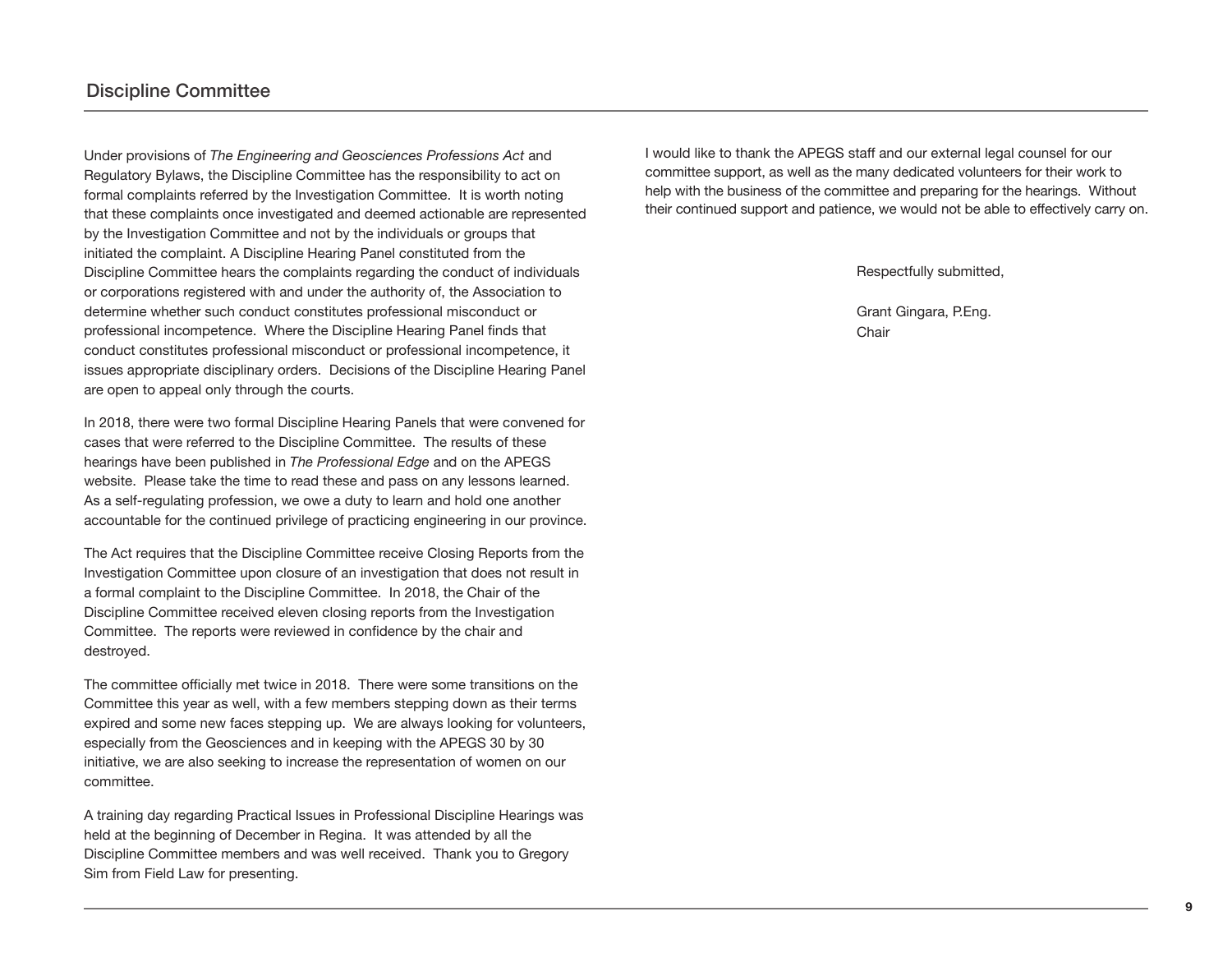## Discipline Committee

Under provisions of *The Engineering and Geosciences Professions Act* and Regulatory Bylaws, the Discipline Committee has the responsibility to act on formal complaints referred by the Investigation Committee. It is worth noting that these complaints once investigated and deemed actionable are represented by the Investigation Committee and not by the individuals or groups that initiated the complaint. A Discipline Hearing Panel constituted from the Discipline Committee hears the complaints regarding the conduct of individuals or corporations registered with and under the authority of, the Association to determine whether such conduct constitutes professional misconduct or professional incompetence. Where the Discipline Hearing Panel finds that conduct constitutes professional misconduct or professional incompetence, it issues appropriate disciplinary orders. Decisions of the Discipline Hearing Panel are open to appeal only through the courts.

In 2018, there were two formal Discipline Hearing Panels that were convened for cases that were referred to the Discipline Committee. The results of these hearings have been published in *The Professional Edge* and on the APEGS website. Please take the time to read these and pass on any lessons learned. As a self-regulating profession, we owe a duty to learn and hold one another accountable for the continued privilege of practicing engineering in our province.

The Act requires that the Discipline Committee receive Closing Reports from the Investigation Committee upon closure of an investigation that does not result in a formal complaint to the Discipline Committee. In 2018, the Chair of the Discipline Committee received eleven closing reports from the Investigation Committee. The reports were reviewed in confidence by the chair and destroyed.

The committee officially met twice in 2018. There were some transitions on the Committee this year as well, with a few members stepping down as their terms expired and some new faces stepping up. We are always looking for volunteers, especially from the Geosciences and in keeping with the APEGS 30 by 30 initiative, we are also seeking to increase the representation of women on our committee.

A training day regarding Practical Issues in Professional Discipline Hearings was held at the beginning of December in Regina. It was attended by all the Discipline Committee members and was well received. Thank you to Gregory Sim from Field Law for presenting.

I would like to thank the APEGS staff and our external legal counsel for our committee support, as well as the many dedicated volunteers for their work to help with the business of the committee and preparing for the hearings. Without their continued support and patience, we would not be able to effectively carry on.

Respectfully submitted,

Grant Gingara, P.Eng.
Chair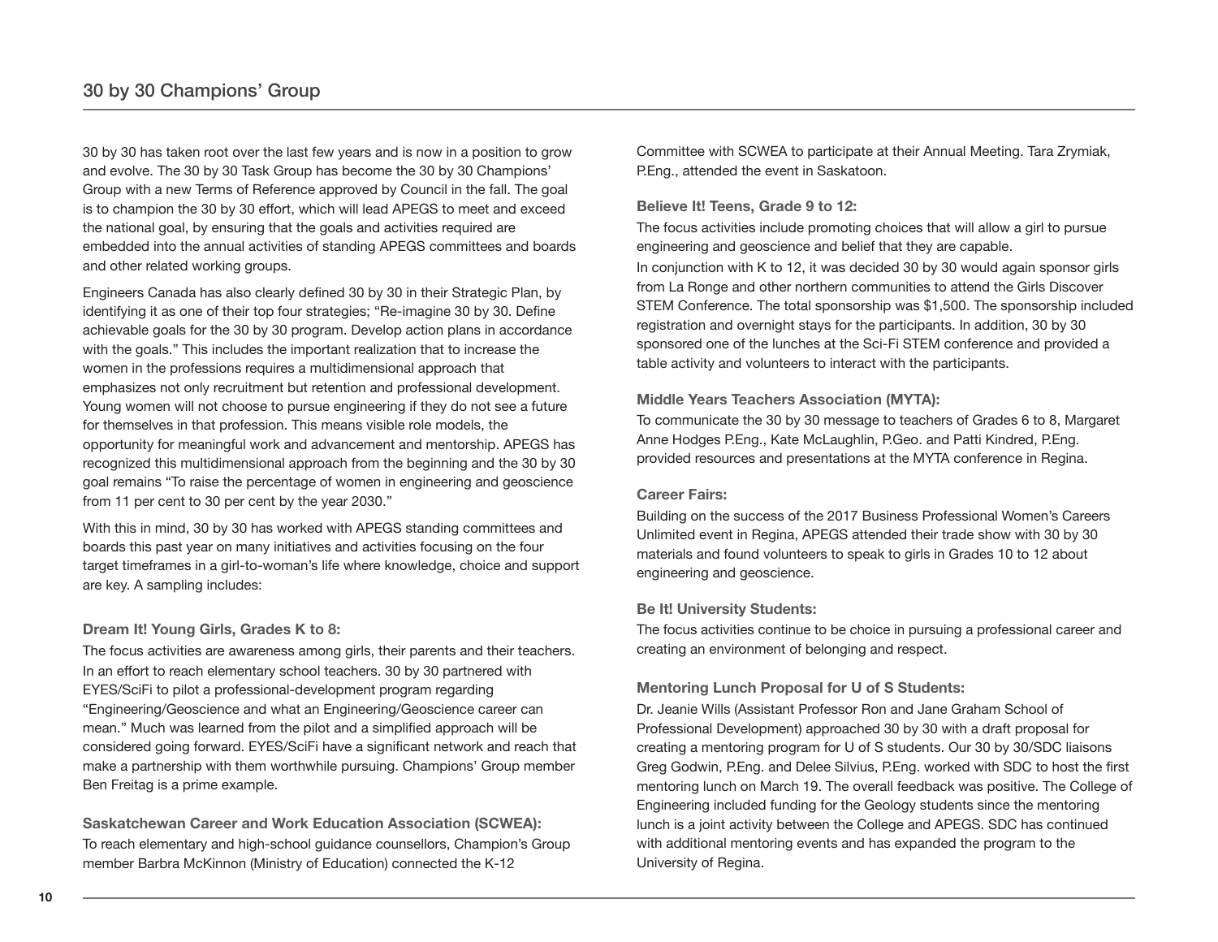# 30 by 30 Champions' Group

30 by 30 has taken root over the last few years and is now in a position to grow and evolve. The 30 by 30 Task Group has become the 30 by 30 Champions' Group with a new Terms of Reference approved by Council in the fall. The goal is to champion the 30 by 30 effort, which will lead APEGS to meet and exceed the national goal, by ensuring that the goals and activities required are embedded into the annual activities of standing APEGS committees and boards and other related working groups.

Engineers Canada has also clearly defined 30 by 30 in their Strategic Plan, by identifying it as one of their top four strategies; "Re-imagine 30 by 30. Define achievable goals for the 30 by 30 program. Develop action plans in accordance with the goals." This includes the important realization that to increase the women in the professions requires a multidimensional approach that emphasizes not only recruitment but retention and professional development. Young women will not choose to pursue engineering if they do not see a future for themselves in that profession. This means visible role models, the opportunity for meaningful work and advancement and mentorship. APEGS has recognized this multidimensional approach from the beginning and the 30 by 30 goal remains "To raise the percentage of women in engineering and geoscience from 11 per cent to 30 per cent by the year 2030."

With this in mind, 30 by 30 has worked with APEGS standing committees and boards this past year on many initiatives and activities focusing on the four target timeframes in a girl-to-woman's life where knowledge, choice and support are key. A sampling includes:

### Dream It! Young Girls, Grades K to 8:

The focus activities are awareness among girls, their parents and their teachers. In an effort to reach elementary school teachers. 30 by 30 partnered with EYES/SciFi to pilot a professional-development program regarding "Engineering/Geoscience and what an Engineering/Geoscience career can mean." Much was learned from the pilot and a simplified approach will be considered going forward. EYES/SciFi have a significant network and reach that make a partnership with them worthwhile pursuing. Champions' Group member Ben Freitag is a prime example.

### Saskatchewan Career and Work Education Association (SCWEA):

To reach elementary and high-school guidance counsellors, Champion's Group member Barbra McKinnon (Ministry of Education) connected the K-12 Committee with SCWEA to participate at their Annual Meeting. Tara Zrymiak, P.Eng., attended the event in Saskatoon.

### Believe It! Teens, Grade 9 to 12:

The focus activities include promoting choices that will allow a girl to pursue engineering and geoscience and belief that they are capable.

In conjunction with K to 12, it was decided 30 by 30 would again sponsor girls from La Ronge and other northern communities to attend the Girls Discover STEM Conference. The total sponsorship was $1,500. The sponsorship included registration and overnight stays for the participants. In addition, 30 by 30 sponsored one of the lunches at the Sci-Fi STEM conference and provided a table activity and volunteers to interact with the participants.

### Middle Years Teachers Association (MYTA):

To communicate the 30 by 30 message to teachers of Grades 6 to 8, Margaret Anne Hodges P.Eng., Kate McLaughlin, P.Geo. and Patti Kindred, P.Eng. provided resources and presentations at the MYTA conference in Regina.

### Career Fairs:

Building on the success of the 2017 Business Professional Women's Careers Unlimited event in Regina, APEGS attended their trade show with 30 by 30 materials and found volunteers to speak to girls in Grades 10 to 12 about engineering and geoscience.

### Be It! University Students:

The focus activities continue to be choice in pursuing a professional career and creating an environment of belonging and respect.

### Mentoring Lunch Proposal for U of S Students:

Dr. Jeanie Wills (Assistant Professor Ron and Jane Graham School of Professional Development) approached 30 by 30 with a draft proposal for creating a mentoring program for U of S students. Our 30 by 30/SDC liaisons Greg Godwin, P.Eng. and Delee Silvius, P.Eng. worked with SDC to host the first mentoring lunch on March 19. The overall feedback was positive. The College of Engineering included funding for the Geology students since the mentoring lunch is a joint activity between the College and APEGS. SDC has continued with additional mentoring events and has expanded the program to the University of Regina.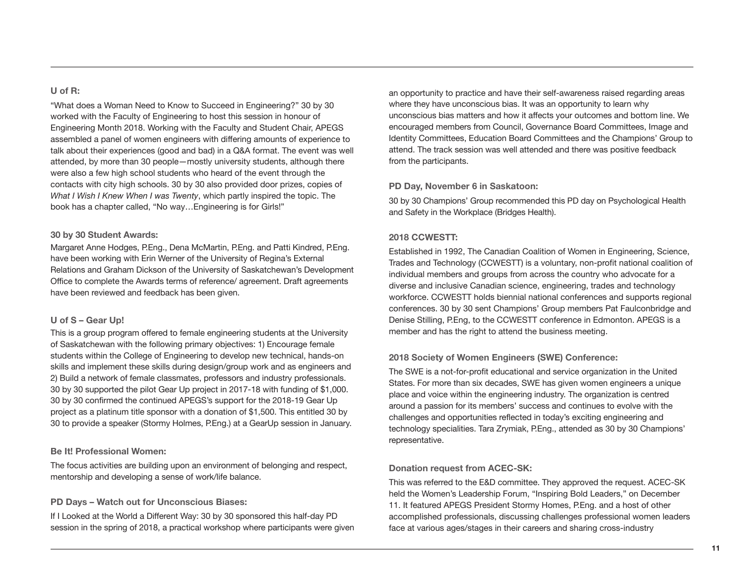**U of R:**

"What does a Woman Need to Know to Succeed in Engineering?" 30 by 30 worked with the Faculty of Engineering to host this session in honour of Engineering Month 2018. Working with the Faculty and Student Chair, APEGS assembled a panel of women engineers with differing amounts of experience to talk about their experiences (good and bad) in a Q&A format. The event was well attended, by more than 30 people—mostly university students, although there were also a few high school students who heard of the event through the contacts with city high schools. 30 by 30 also provided door prizes, copies of *What I Wish I Knew When I was Twenty*, which partly inspired the topic. The book has a chapter called, "No way…Engineering is for Girls!"

**30 by 30 Student Awards:**

Margaret Anne Hodges, P.Eng., Dena McMartin, P.Eng. and Patti Kindred, P.Eng. have been working with Erin Werner of the University of Regina's External Relations and Graham Dickson of the University of Saskatchewan's Development Office to complete the Awards terms of reference/ agreement. Draft agreements have been reviewed and feedback has been given.

**U of S – Gear Up!**

This is a group program offered to female engineering students at the University of Saskatchewan with the following primary objectives: 1) Encourage female students within the College of Engineering to develop new technical, hands-on skills and implement these skills during design/group work and as engineers and 2) Build a network of female classmates, professors and industry professionals. 30 by 30 supported the pilot Gear Up project in 2017-18 with funding of $1,000. 30 by 30 confirmed the continued APEGS's support for the 2018-19 Gear Up project as a platinum title sponsor with a donation of $1,500. This entitled 30 by 30 to provide a speaker (Stormy Holmes, P.Eng.) at a GearUp session in January.

**Be It! Professional Women:**

The focus activities are building upon an environment of belonging and respect, mentorship and developing a sense of work/life balance.

**PD Days – Watch out for Unconscious Biases:**

If I Looked at the World a Different Way: 30 by 30 sponsored this half-day PD session in the spring of 2018, a practical workshop where participants were given an opportunity to practice and have their self-awareness raised regarding areas where they have unconscious bias. It was an opportunity to learn why unconscious bias matters and how it affects your outcomes and bottom line. We encouraged members from Council, Governance Board Committees, Image and Identity Committees, Education Board Committees and the Champions' Group to attend. The track session was well attended and there was positive feedback from the participants.

**PD Day, November 6 in Saskatoon:**

30 by 30 Champions' Group recommended this PD day on Psychological Health and Safety in the Workplace (Bridges Health).

**2018 CCWESTT:**

Established in 1992, The Canadian Coalition of Women in Engineering, Science, Trades and Technology (CCWESTT) is a voluntary, non-profit national coalition of individual members and groups from across the country who advocate for a diverse and inclusive Canadian science, engineering, trades and technology workforce. CCWESTT holds biennial national conferences and supports regional conferences. 30 by 30 sent Champions' Group members Pat Faulconbridge and Denise Stilling, P.Eng, to the CCWESTT conference in Edmonton. APEGS is a member and has the right to attend the business meeting.

**2018 Society of Women Engineers (SWE) Conference:**

The SWE is a not-for-profit educational and service organization in the United States. For more than six decades, SWE has given women engineers a unique place and voice within the engineering industry. The organization is centred around a passion for its members' success and continues to evolve with the challenges and opportunities reflected in today's exciting engineering and technology specialities. Tara Zrymiak, P.Eng., attended as 30 by 30 Champions' representative.

**Donation request from ACEC-SK:**

This was referred to the E&D committee. They approved the request. ACEC-SK held the Women's Leadership Forum, "Inspiring Bold Leaders," on December 11. It featured APEGS President Stormy Homes, P.Eng. and a host of other accomplished professionals, discussing challenges professional women leaders face at various ages/stages in their careers and sharing cross-industry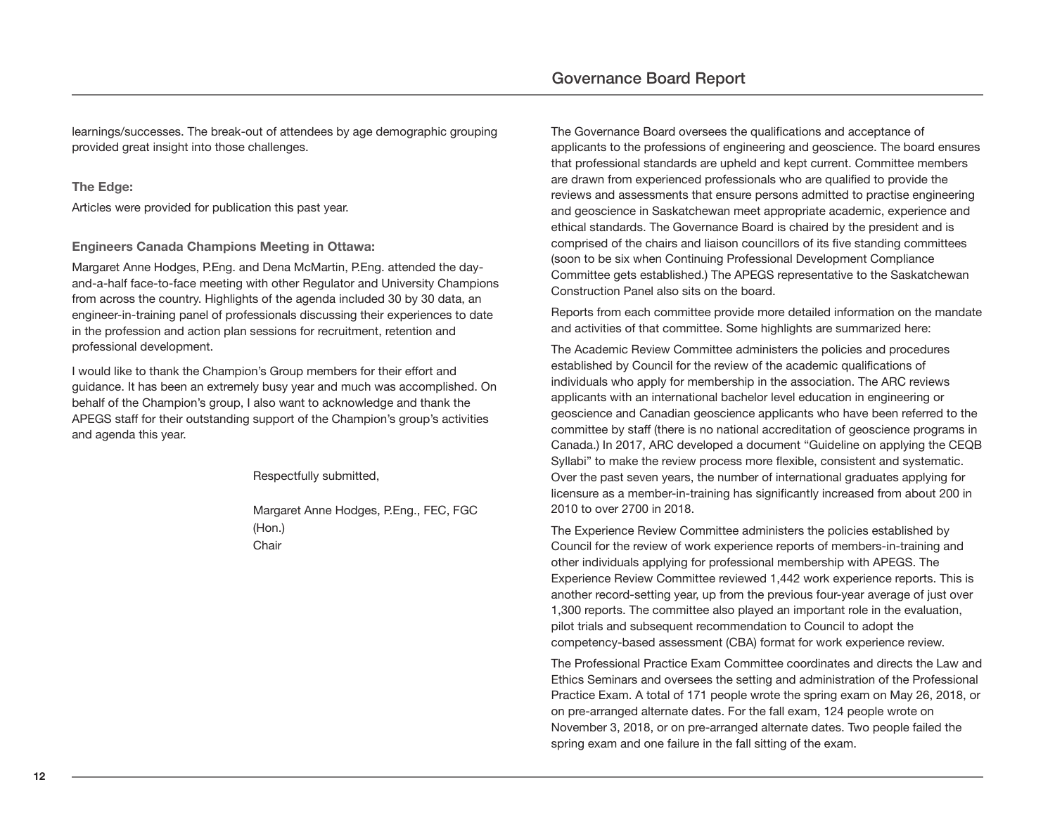learnings/successes. The break-out of attendees by age demographic grouping provided great insight into those challenges.

**The Edge:**

Articles were provided for publication this past year.

**Engineers Canada Champions Meeting in Ottawa:**

Margaret Anne Hodges, P.Eng. and Dena McMartin, P.Eng. attended the day-and-a-half face-to-face meeting with other Regulator and University Champions from across the country. Highlights of the agenda included 30 by 30 data, an engineer-in-training panel of professionals discussing their experiences to date in the profession and action plan sessions for recruitment, retention and professional development.

I would like to thank the Champion's Group members for their effort and guidance. It has been an extremely busy year and much was accomplished. On behalf of the Champion's group, I also want to acknowledge and thank the APEGS staff for their outstanding support of the Champion's group's activities and agenda this year.

Respectfully submitted,

Margaret Anne Hodges, P.Eng., FEC, FGC (Hon.)
Chair

# Governance Board Report

The Governance Board oversees the qualifications and acceptance of applicants to the professions of engineering and geoscience. The board ensures that professional standards are upheld and kept current. Committee members are drawn from experienced professionals who are qualified to provide the reviews and assessments that ensure persons admitted to practise engineering and geoscience in Saskatchewan meet appropriate academic, experience and ethical standards. The Governance Board is chaired by the president and is comprised of the chairs and liaison councillors of its five standing committees (soon to be six when Continuing Professional Development Compliance Committee gets established.) The APEGS representative to the Saskatchewan Construction Panel also sits on the board.

Reports from each committee provide more detailed information on the mandate and activities of that committee. Some highlights are summarized here:

The Academic Review Committee administers the policies and procedures established by Council for the review of the academic qualifications of individuals who apply for membership in the association. The ARC reviews applicants with an international bachelor level education in engineering or geoscience and Canadian geoscience applicants who have been referred to the committee by staff (there is no national accreditation of geoscience programs in Canada.) In 2017, ARC developed a document "Guideline on applying the CEQB Syllabi" to make the review process more flexible, consistent and systematic. Over the past seven years, the number of international graduates applying for licensure as a member-in-training has significantly increased from about 200 in 2010 to over 2700 in 2018.

The Experience Review Committee administers the policies established by Council for the review of work experience reports of members-in-training and other individuals applying for professional membership with APEGS. The Experience Review Committee reviewed 1,442 work experience reports. This is another record-setting year, up from the previous four-year average of just over 1,300 reports. The committee also played an important role in the evaluation, pilot trials and subsequent recommendation to Council to adopt the competency-based assessment (CBA) format for work experience review.

The Professional Practice Exam Committee coordinates and directs the Law and Ethics Seminars and oversees the setting and administration of the Professional Practice Exam. A total of 171 people wrote the spring exam on May 26, 2018, or on pre-arranged alternate dates. For the fall exam, 124 people wrote on November 3, 2018, or on pre-arranged alternate dates. Two people failed the spring exam and one failure in the fall sitting of the exam.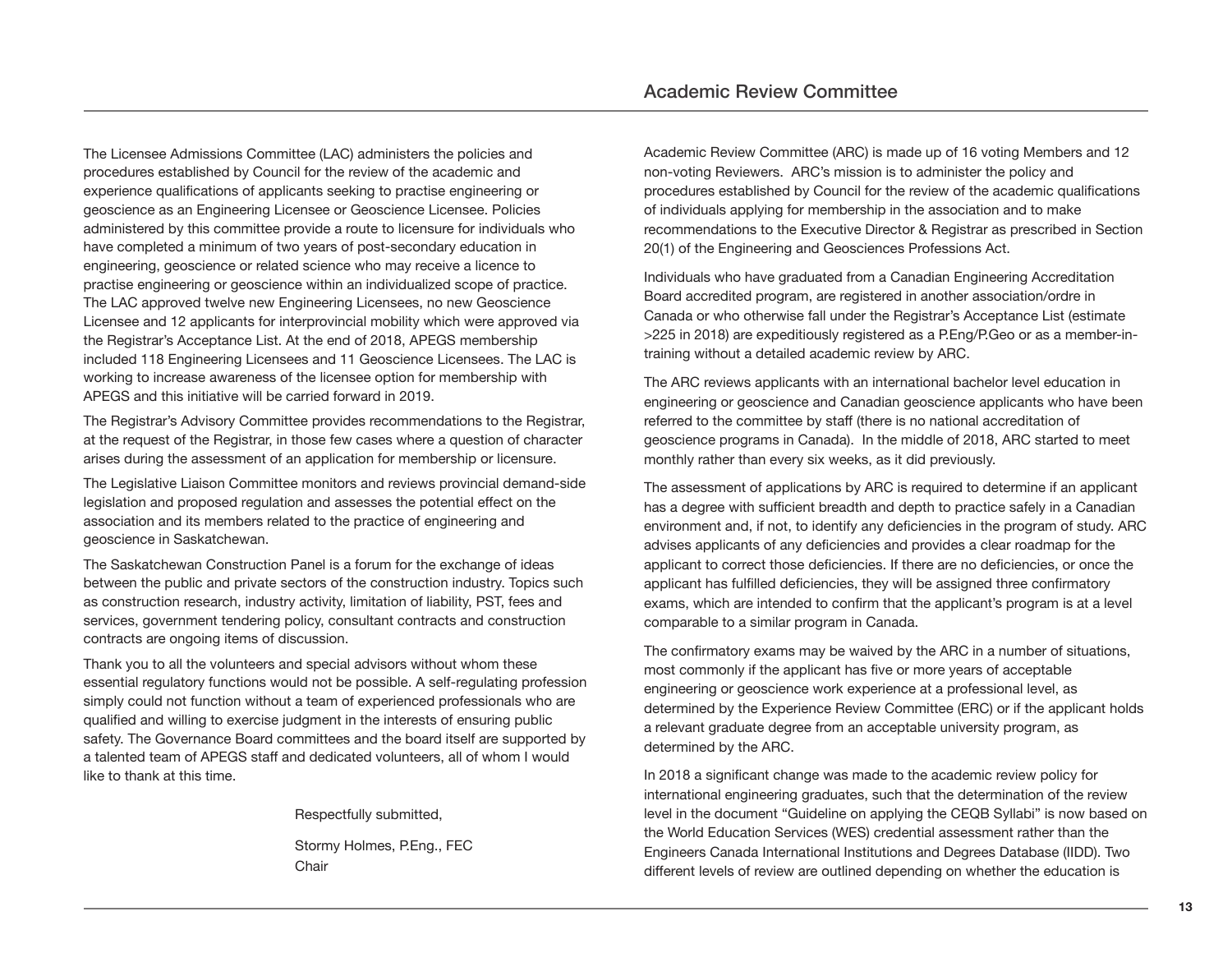The Licensee Admissions Committee (LAC) administers the policies and procedures established by Council for the review of the academic and experience qualifications of applicants seeking to practise engineering or geoscience as an Engineering Licensee or Geoscience Licensee. Policies administered by this committee provide a route to licensure for individuals who have completed a minimum of two years of post-secondary education in engineering, geoscience or related science who may receive a licence to practise engineering or geoscience within an individualized scope of practice. The LAC approved twelve new Engineering Licensees, no new Geoscience Licensee and 12 applicants for interprovincial mobility which were approved via the Registrar's Acceptance List. At the end of 2018, APEGS membership included 118 Engineering Licensees and 11 Geoscience Licensees. The LAC is working to increase awareness of the licensee option for membership with APEGS and this initiative will be carried forward in 2019.

The Registrar's Advisory Committee provides recommendations to the Registrar, at the request of the Registrar, in those few cases where a question of character arises during the assessment of an application for membership or licensure.

The Legislative Liaison Committee monitors and reviews provincial demand-side legislation and proposed regulation and assesses the potential effect on the association and its members related to the practice of engineering and geoscience in Saskatchewan.

The Saskatchewan Construction Panel is a forum for the exchange of ideas between the public and private sectors of the construction industry. Topics such as construction research, industry activity, limitation of liability, PST, fees and services, government tendering policy, consultant contracts and construction contracts are ongoing items of discussion.

Thank you to all the volunteers and special advisors without whom these essential regulatory functions would not be possible. A self-regulating profession simply could not function without a team of experienced professionals who are qualified and willing to exercise judgment in the interests of ensuring public safety. The Governance Board committees and the board itself are supported by a talented team of APEGS staff and dedicated volunteers, all of whom I would like to thank at this time.

Respectfully submitted,

Stormy Holmes, P.Eng., FEC
Chair

# Academic Review Committee

Academic Review Committee (ARC) is made up of 16 voting Members and 12 non-voting Reviewers. ARC's mission is to administer the policy and procedures established by Council for the review of the academic qualifications of individuals applying for membership in the association and to make recommendations to the Executive Director & Registrar as prescribed in Section 20(1) of the Engineering and Geosciences Professions Act.

Individuals who have graduated from a Canadian Engineering Accreditation Board accredited program, are registered in another association/ordre in Canada or who otherwise fall under the Registrar's Acceptance List (estimate >225 in 2018) are expeditiously registered as a P.Eng/P.Geo or as a member-in-training without a detailed academic review by ARC.

The ARC reviews applicants with an international bachelor level education in engineering or geoscience and Canadian geoscience applicants who have been referred to the committee by staff (there is no national accreditation of geoscience programs in Canada). In the middle of 2018, ARC started to meet monthly rather than every six weeks, as it did previously.

The assessment of applications by ARC is required to determine if an applicant has a degree with sufficient breadth and depth to practice safely in a Canadian environment and, if not, to identify any deficiencies in the program of study. ARC advises applicants of any deficiencies and provides a clear roadmap for the applicant to correct those deficiencies. If there are no deficiencies, or once the applicant has fulfilled deficiencies, they will be assigned three confirmatory exams, which are intended to confirm that the applicant's program is at a level comparable to a similar program in Canada.

The confirmatory exams may be waived by the ARC in a number of situations, most commonly if the applicant has five or more years of acceptable engineering or geoscience work experience at a professional level, as determined by the Experience Review Committee (ERC) or if the applicant holds a relevant graduate degree from an acceptable university program, as determined by the ARC.

In 2018 a significant change was made to the academic review policy for international engineering graduates, such that the determination of the review level in the document "Guideline on applying the CEQB Syllabi" is now based on the World Education Services (WES) credential assessment rather than the Engineers Canada International Institutions and Degrees Database (IIDD). Two different levels of review are outlined depending on whether the education is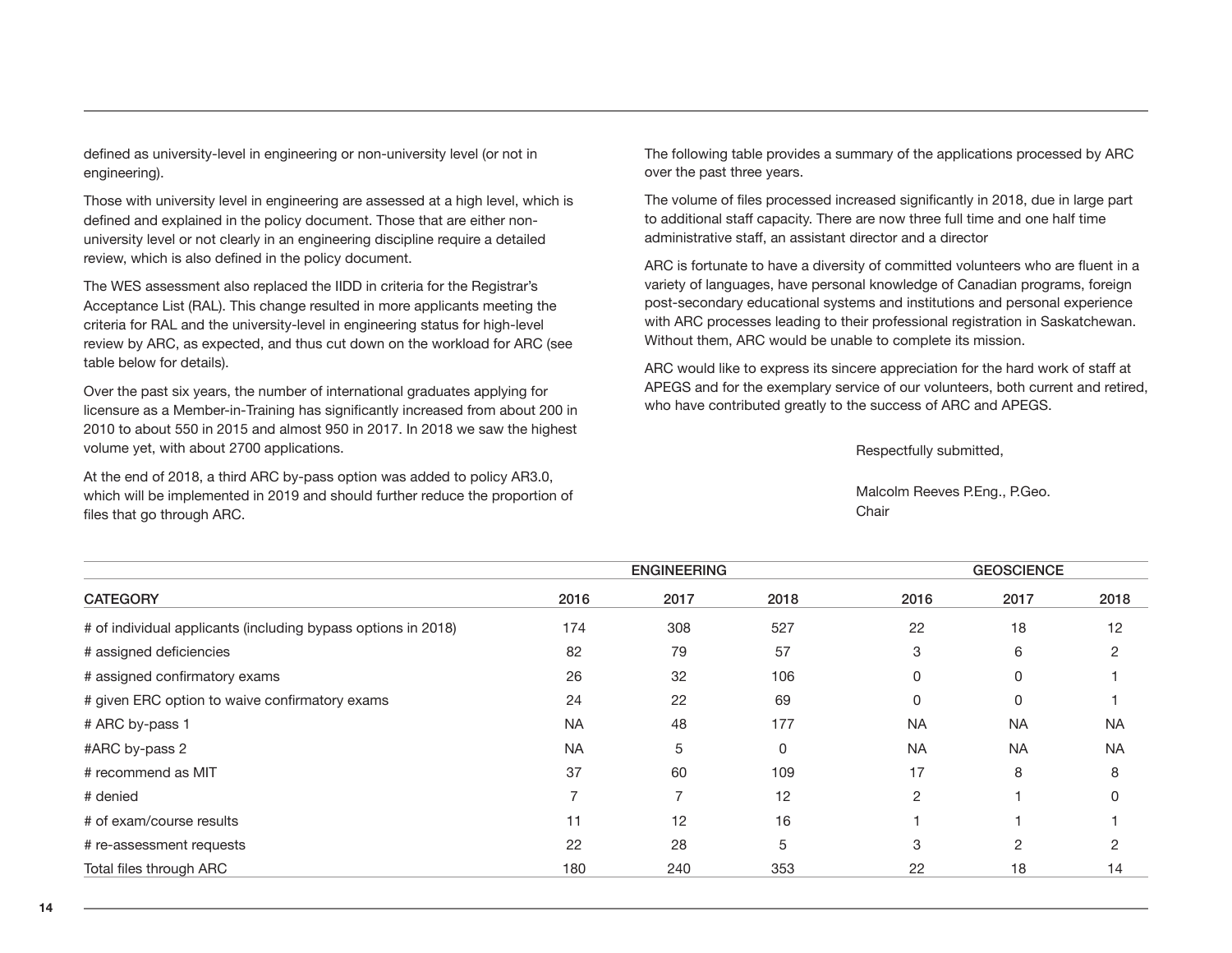defined as university-level in engineering or non-university level (or not in engineering).

Those with university level in engineering are assessed at a high level, which is defined and explained in the policy document. Those that are either non-university level or not clearly in an engineering discipline require a detailed review, which is also defined in the policy document.

The WES assessment also replaced the IIDD in criteria for the Registrar's Acceptance List (RAL). This change resulted in more applicants meeting the criteria for RAL and the university-level in engineering status for high-level review by ARC, as expected, and thus cut down on the workload for ARC (see table below for details).

Over the past six years, the number of international graduates applying for licensure as a Member-in-Training has significantly increased from about 200 in 2010 to about 550 in 2015 and almost 950 in 2017. In 2018 we saw the highest volume yet, with about 2700 applications.

At the end of 2018, a third ARC by-pass option was added to policy AR3.0, which will be implemented in 2019 and should further reduce the proportion of files that go through ARC.

The following table provides a summary of the applications processed by ARC over the past three years.

The volume of files processed increased significantly in 2018, due in large part to additional staff capacity. There are now three full time and one half time administrative staff, an assistant director and a director

ARC is fortunate to have a diversity of committed volunteers who are fluent in a variety of languages, have personal knowledge of Canadian programs, foreign post-secondary educational systems and institutions and personal experience with ARC processes leading to their professional registration in Saskatchewan. Without them, ARC would be unable to complete its mission.

ARC would like to express its sincere appreciation for the hard work of staff at APEGS and for the exemplary service of our volunteers, both current and retired, who have contributed greatly to the success of ARC and APEGS.

Respectfully submitted,

Malcolm Reeves P.Eng., P.Geo.
Chair

| | ENGINEERING | | | GEOSCIENCE | | |
|---|---|---|---|---|---|---|
| CATEGORY | 2016 | 2017 | 2018 | 2016 | 2017 | 2018 |
| # of individual applicants (including bypass options in 2018) | 174 | 308 | 527 | 22 | 18 | 12 |
| # assigned deficiencies | 82 | 79 | 57 | 3 | 6 | 2 |
| # assigned confirmatory exams | 26 | 32 | 106 | 0 | 0 | 1 |
| # given ERC option to waive confirmatory exams | 24 | 22 | 69 | 0 | 0 | 1 |
| # ARC by-pass 1 | NA | 48 | 177 | NA | NA | NA |
| #ARC by-pass 2 | NA | 5 | 0 | NA | NA | NA |
| # recommend as MIT | 37 | 60 | 109 | 17 | 8 | 8 |
| # denied | 7 | 7 | 12 | 2 | 1 | 0 |
| # of exam/course results | 11 | 12 | 16 | 1 | 1 | 1 |
| # re-assessment requests | 22 | 28 | 5 | 3 | 2 | 2 |
| Total files through ARC | 180 | 240 | 353 | 22 | 18 | 14 |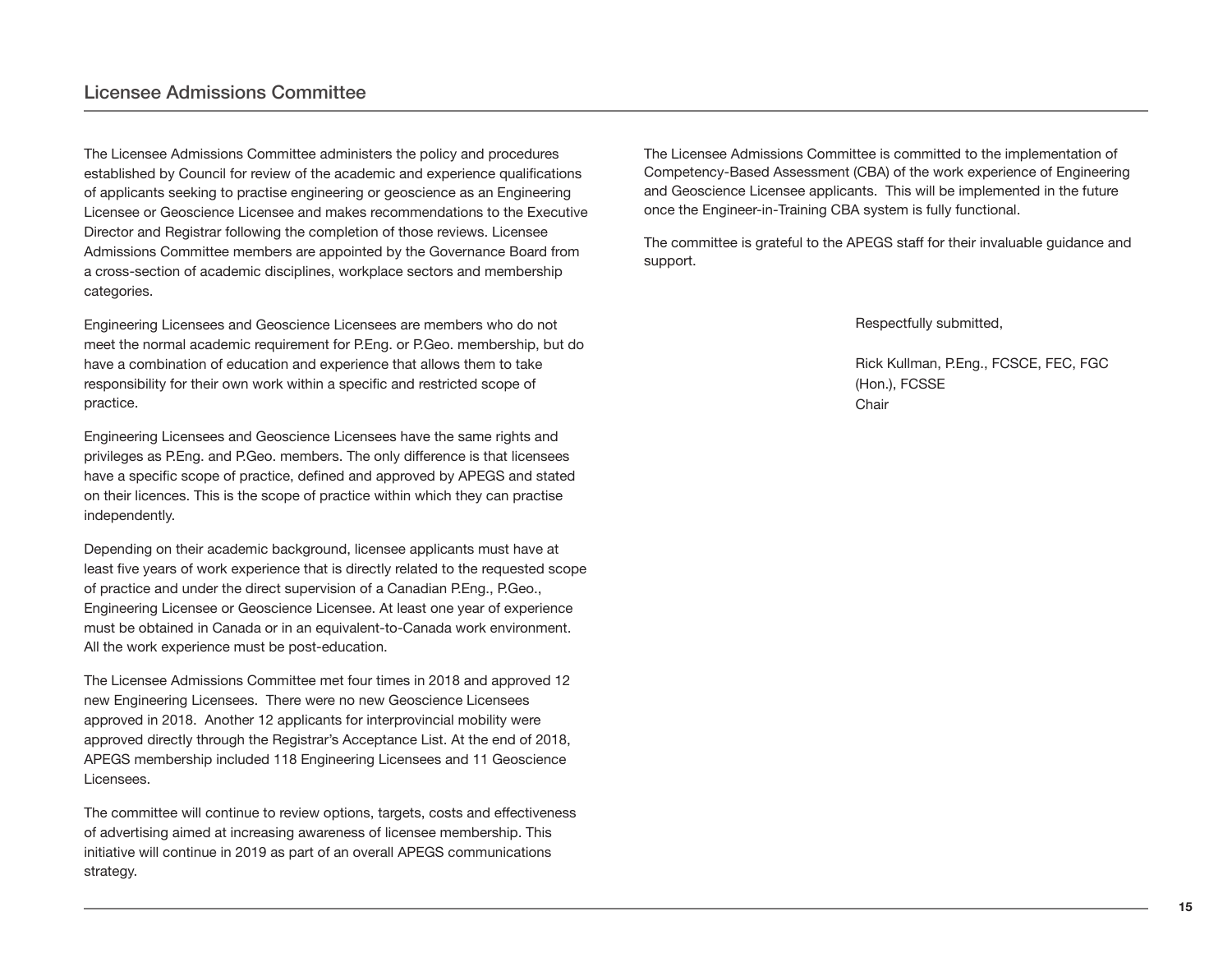## Licensee Admissions Committee

The Licensee Admissions Committee administers the policy and procedures established by Council for review of the academic and experience qualifications of applicants seeking to practise engineering or geoscience as an Engineering Licensee or Geoscience Licensee and makes recommendations to the Executive Director and Registrar following the completion of those reviews. Licensee Admissions Committee members are appointed by the Governance Board from a cross-section of academic disciplines, workplace sectors and membership categories.

Engineering Licensees and Geoscience Licensees are members who do not meet the normal academic requirement for P.Eng. or P.Geo. membership, but do have a combination of education and experience that allows them to take responsibility for their own work within a specific and restricted scope of practice.

Engineering Licensees and Geoscience Licensees have the same rights and privileges as P.Eng. and P.Geo. members. The only difference is that licensees have a specific scope of practice, defined and approved by APEGS and stated on their licences. This is the scope of practice within which they can practise independently.

Depending on their academic background, licensee applicants must have at least five years of work experience that is directly related to the requested scope of practice and under the direct supervision of a Canadian P.Eng., P.Geo., Engineering Licensee or Geoscience Licensee. At least one year of experience must be obtained in Canada or in an equivalent-to-Canada work environment. All the work experience must be post-education.

The Licensee Admissions Committee met four times in 2018 and approved 12 new Engineering Licensees. There were no new Geoscience Licensees approved in 2018. Another 12 applicants for interprovincial mobility were approved directly through the Registrar's Acceptance List. At the end of 2018, APEGS membership included 118 Engineering Licensees and 11 Geoscience Licensees.

The committee will continue to review options, targets, costs and effectiveness of advertising aimed at increasing awareness of licensee membership. This initiative will continue in 2019 as part of an overall APEGS communications strategy.

The Licensee Admissions Committee is committed to the implementation of Competency-Based Assessment (CBA) of the work experience of Engineering and Geoscience Licensee applicants. This will be implemented in the future once the Engineer-in-Training CBA system is fully functional.

The committee is grateful to the APEGS staff for their invaluable guidance and support.

Respectfully submitted,

Rick Kullman, P.Eng., FCSCE, FEC, FGC (Hon.), FCSSE
Chair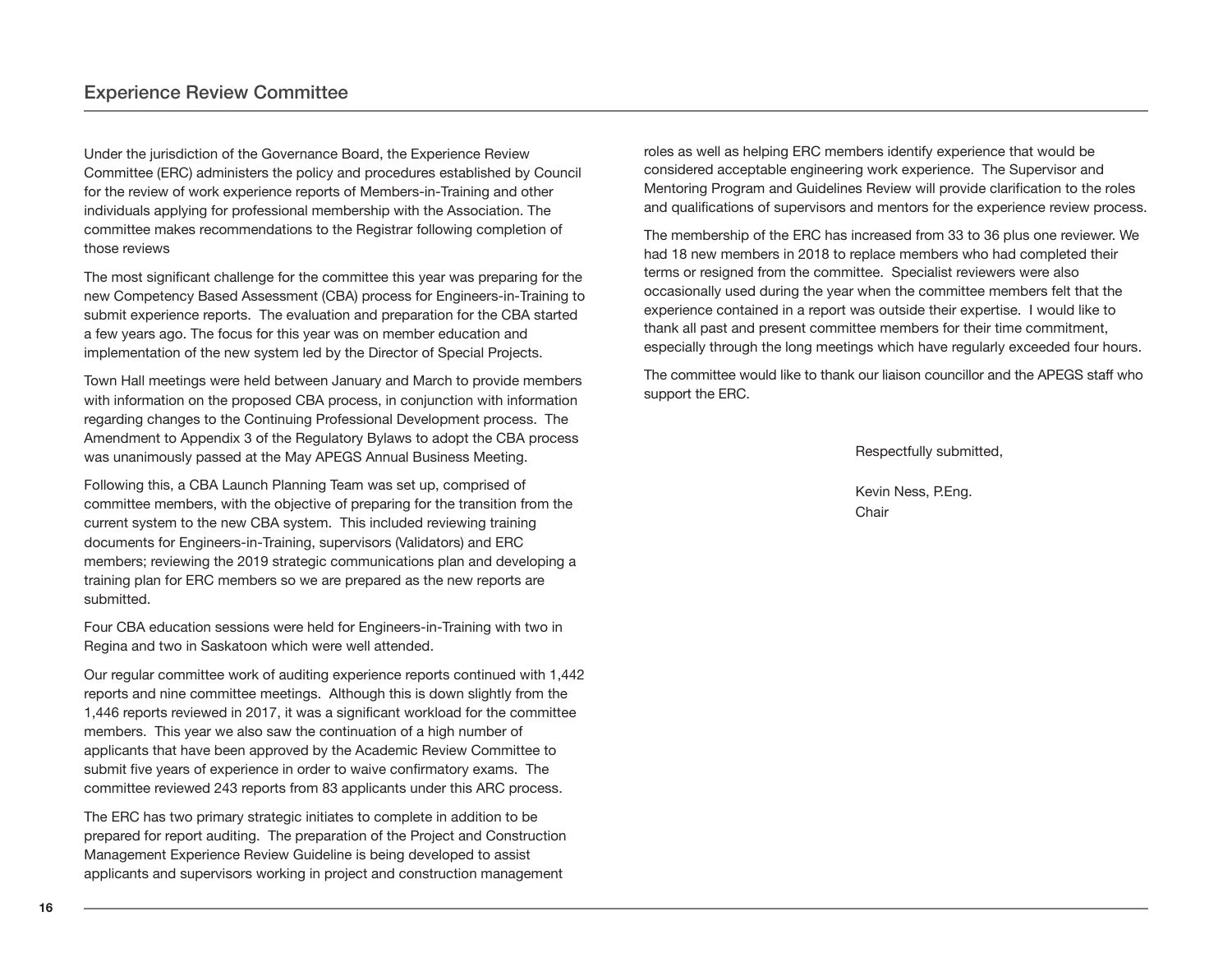## Experience Review Committee

Under the jurisdiction of the Governance Board, the Experience Review Committee (ERC) administers the policy and procedures established by Council for the review of work experience reports of Members-in-Training and other individuals applying for professional membership with the Association. The committee makes recommendations to the Registrar following completion of those reviews

The most significant challenge for the committee this year was preparing for the new Competency Based Assessment (CBA) process for Engineers-in-Training to submit experience reports. The evaluation and preparation for the CBA started a few years ago. The focus for this year was on member education and implementation of the new system led by the Director of Special Projects.

Town Hall meetings were held between January and March to provide members with information on the proposed CBA process, in conjunction with information regarding changes to the Continuing Professional Development process. The Amendment to Appendix 3 of the Regulatory Bylaws to adopt the CBA process was unanimously passed at the May APEGS Annual Business Meeting.

Following this, a CBA Launch Planning Team was set up, comprised of committee members, with the objective of preparing for the transition from the current system to the new CBA system. This included reviewing training documents for Engineers-in-Training, supervisors (Validators) and ERC members; reviewing the 2019 strategic communications plan and developing a training plan for ERC members so we are prepared as the new reports are submitted.

Four CBA education sessions were held for Engineers-in-Training with two in Regina and two in Saskatoon which were well attended.

Our regular committee work of auditing experience reports continued with 1,442 reports and nine committee meetings. Although this is down slightly from the 1,446 reports reviewed in 2017, it was a significant workload for the committee members. This year we also saw the continuation of a high number of applicants that have been approved by the Academic Review Committee to submit five years of experience in order to waive confirmatory exams. The committee reviewed 243 reports from 83 applicants under this ARC process.

The ERC has two primary strategic initiates to complete in addition to be prepared for report auditing. The preparation of the Project and Construction Management Experience Review Guideline is being developed to assist applicants and supervisors working in project and construction management roles as well as helping ERC members identify experience that would be considered acceptable engineering work experience. The Supervisor and Mentoring Program and Guidelines Review will provide clarification to the roles and qualifications of supervisors and mentors for the experience review process.

The membership of the ERC has increased from 33 to 36 plus one reviewer. We had 18 new members in 2018 to replace members who had completed their terms or resigned from the committee. Specialist reviewers were also occasionally used during the year when the committee members felt that the experience contained in a report was outside their expertise. I would like to thank all past and present committee members for their time commitment, especially through the long meetings which have regularly exceeded four hours.

The committee would like to thank our liaison councillor and the APEGS staff who support the ERC.

Respectfully submitted,

Kevin Ness, P.Eng.
Chair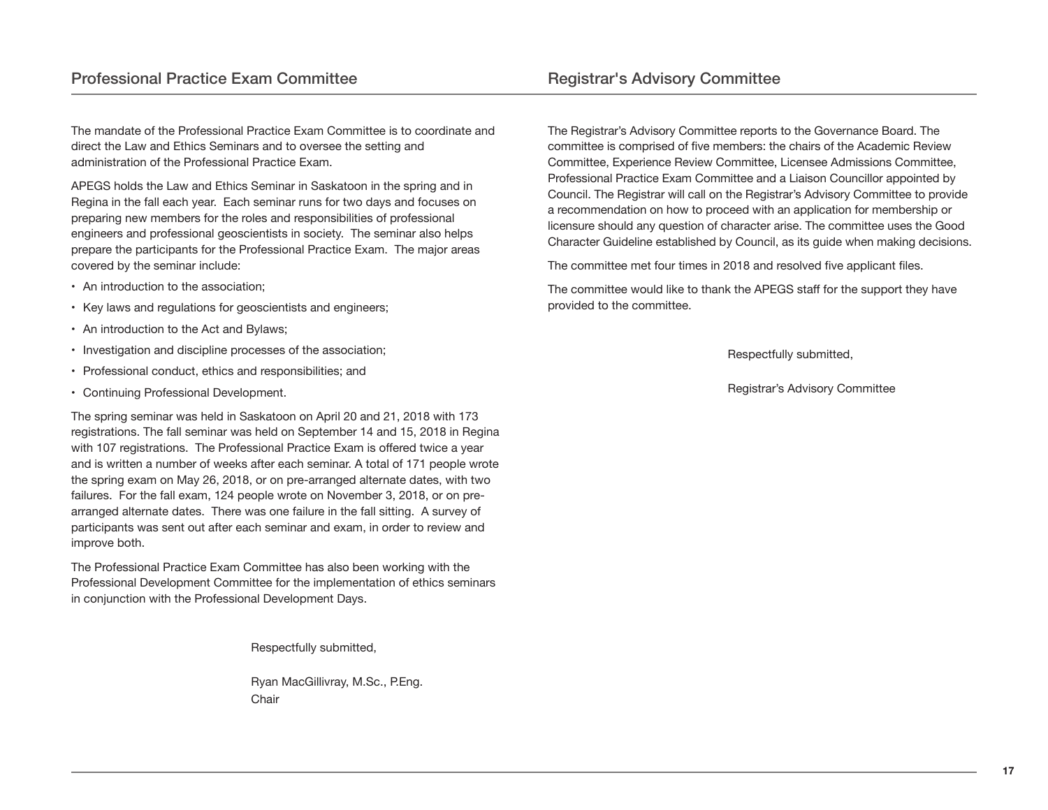## Professional Practice Exam Committee

The mandate of the Professional Practice Exam Committee is to coordinate and direct the Law and Ethics Seminars and to oversee the setting and administration of the Professional Practice Exam.

APEGS holds the Law and Ethics Seminar in Saskatoon in the spring and in Regina in the fall each year. Each seminar runs for two days and focuses on preparing new members for the roles and responsibilities of professional engineers and professional geoscientists in society. The seminar also helps prepare the participants for the Professional Practice Exam. The major areas covered by the seminar include:

- An introduction to the association;
- Key laws and regulations for geoscientists and engineers;
- An introduction to the Act and Bylaws;
- Investigation and discipline processes of the association;
- Professional conduct, ethics and responsibilities; and
- Continuing Professional Development.

The spring seminar was held in Saskatoon on April 20 and 21, 2018 with 173 registrations. The fall seminar was held on September 14 and 15, 2018 in Regina with 107 registrations. The Professional Practice Exam is offered twice a year and is written a number of weeks after each seminar. A total of 171 people wrote the spring exam on May 26, 2018, or on pre-arranged alternate dates, with two failures. For the fall exam, 124 people wrote on November 3, 2018, or on pre-arranged alternate dates. There was one failure in the fall sitting. A survey of participants was sent out after each seminar and exam, in order to review and improve both.

The Professional Practice Exam Committee has also been working with the Professional Development Committee for the implementation of ethics seminars in conjunction with the Professional Development Days.

Respectfully submitted,

Ryan MacGillivray, M.Sc., P.Eng.
Chair

## Registrar's Advisory Committee

The Registrar's Advisory Committee reports to the Governance Board. The committee is comprised of five members: the chairs of the Academic Review Committee, Experience Review Committee, Licensee Admissions Committee, Professional Practice Exam Committee and a Liaison Councillor appointed by Council. The Registrar will call on the Registrar's Advisory Committee to provide a recommendation on how to proceed with an application for membership or licensure should any question of character arise. The committee uses the Good Character Guideline established by Council, as its guide when making decisions.

The committee met four times in 2018 and resolved five applicant files.

The committee would like to thank the APEGS staff for the support they have provided to the committee.

Respectfully submitted,

Registrar's Advisory Committee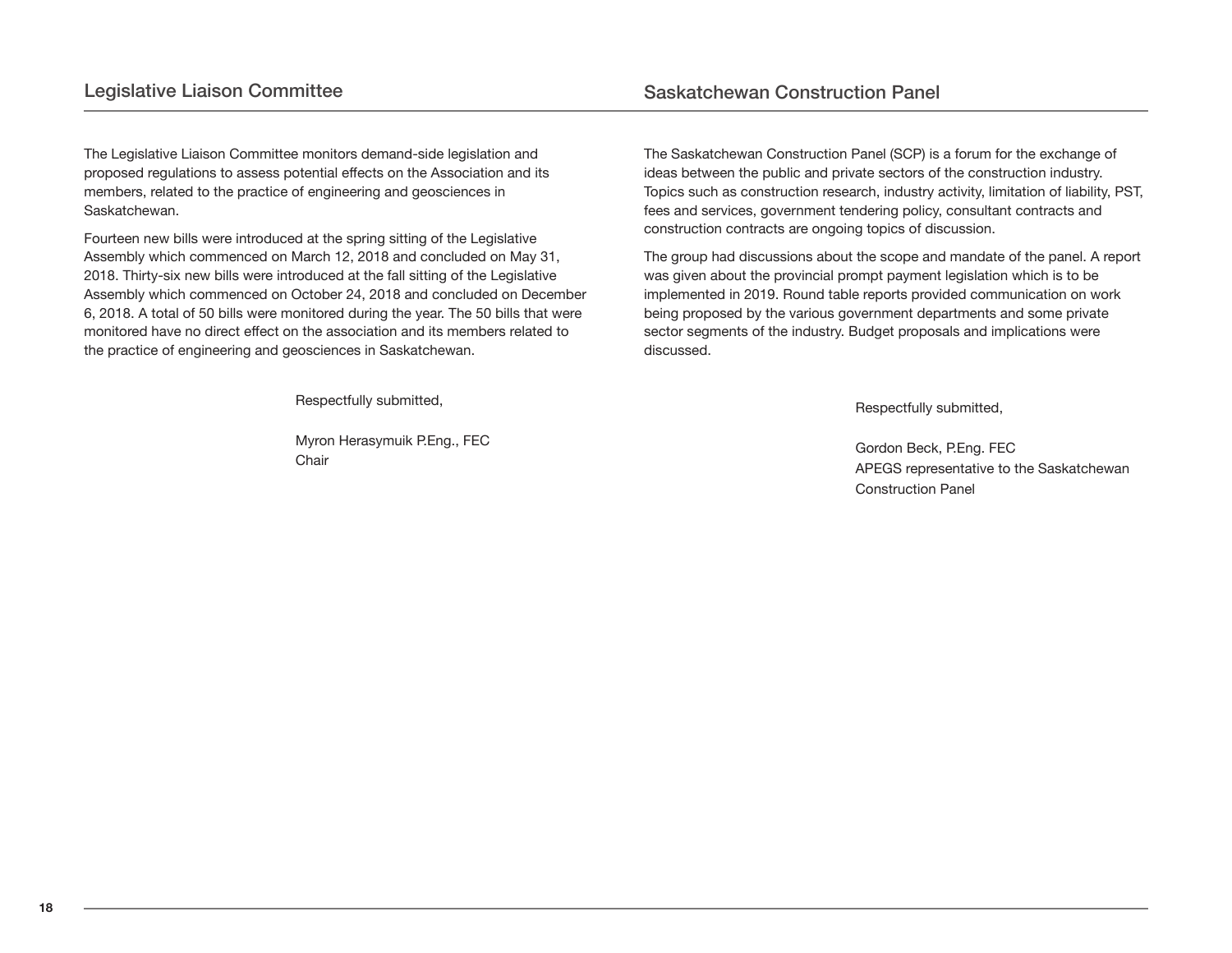## Legislative Liaison Committee

The Legislative Liaison Committee monitors demand-side legislation and proposed regulations to assess potential effects on the Association and its members, related to the practice of engineering and geosciences in Saskatchewan.

Fourteen new bills were introduced at the spring sitting of the Legislative Assembly which commenced on March 12, 2018 and concluded on May 31, 2018. Thirty-six new bills were introduced at the fall sitting of the Legislative Assembly which commenced on October 24, 2018 and concluded on December 6, 2018. A total of 50 bills were monitored during the year. The 50 bills that were monitored have no direct effect on the association and its members related to the practice of engineering and geosciences in Saskatchewan.

Respectfully submitted,

Myron Herasymuik P.Eng., FEC
Chair

## Saskatchewan Construction Panel

The Saskatchewan Construction Panel (SCP) is a forum for the exchange of ideas between the public and private sectors of the construction industry. Topics such as construction research, industry activity, limitation of liability, PST, fees and services, government tendering policy, consultant contracts and construction contracts are ongoing topics of discussion.

The group had discussions about the scope and mandate of the panel. A report was given about the provincial prompt payment legislation which is to be implemented in 2019. Round table reports provided communication on work being proposed by the various government departments and some private sector segments of the industry. Budget proposals and implications were discussed.

Respectfully submitted,

Gordon Beck, P.Eng. FEC
APEGS representative to the Saskatchewan Construction Panel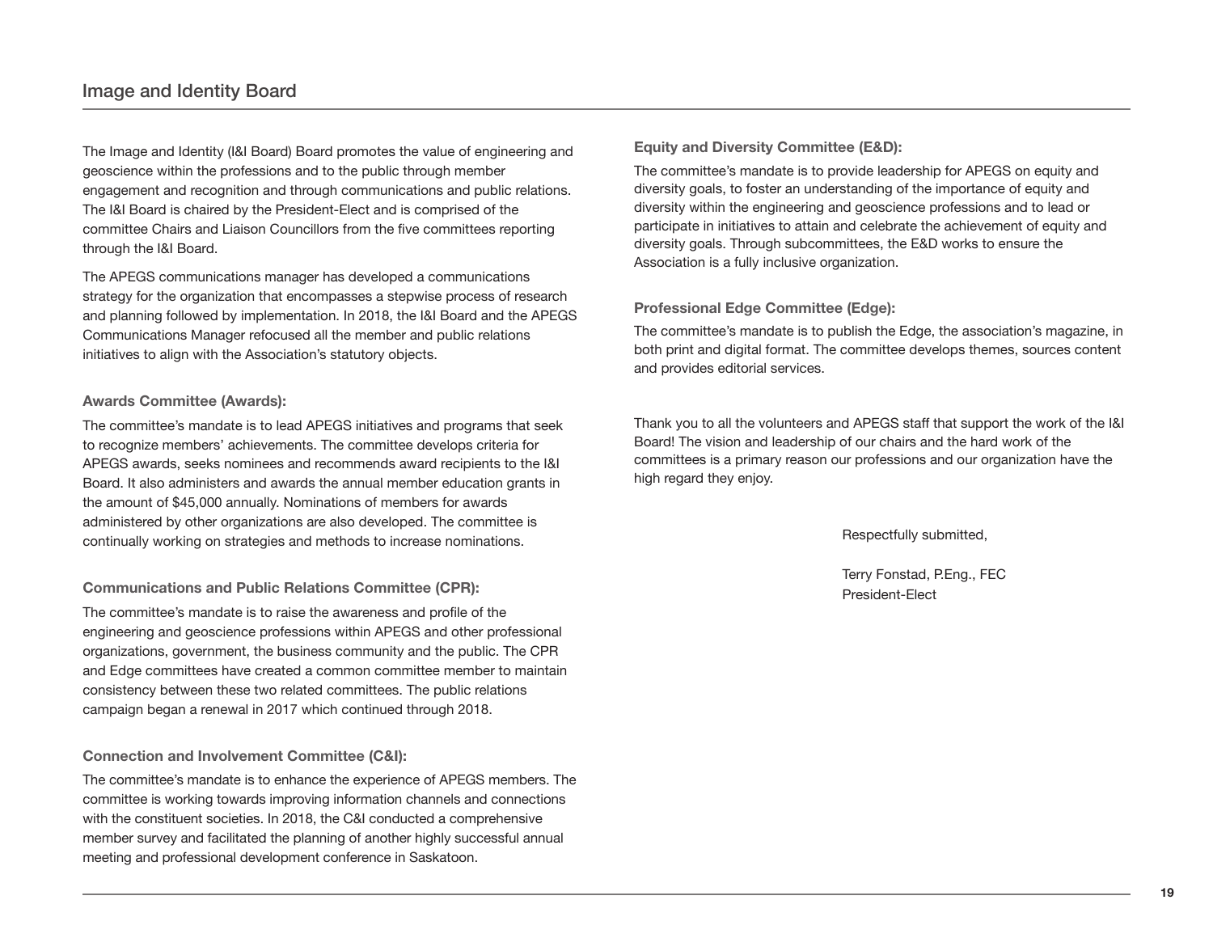## Image and Identity Board

The Image and Identity (I&I Board) Board promotes the value of engineering and geoscience within the professions and to the public through member engagement and recognition and through communications and public relations. The I&I Board is chaired by the President-Elect and is comprised of the committee Chairs and Liaison Councillors from the five committees reporting through the I&I Board.

The APEGS communications manager has developed a communications strategy for the organization that encompasses a stepwise process of research and planning followed by implementation. In 2018, the I&I Board and the APEGS Communications Manager refocused all the member and public relations initiatives to align with the Association's statutory objects.

### Awards Committee (Awards):

The committee's mandate is to lead APEGS initiatives and programs that seek to recognize members' achievements. The committee develops criteria for APEGS awards, seeks nominees and recommends award recipients to the I&I Board. It also administers and awards the annual member education grants in the amount of $45,000 annually. Nominations of members for awards administered by other organizations are also developed. The committee is continually working on strategies and methods to increase nominations.

### Communications and Public Relations Committee (CPR):

The committee's mandate is to raise the awareness and profile of the engineering and geoscience professions within APEGS and other professional organizations, government, the business community and the public. The CPR and Edge committees have created a common committee member to maintain consistency between these two related committees. The public relations campaign began a renewal in 2017 which continued through 2018.

### Connection and Involvement Committee (C&I):

The committee's mandate is to enhance the experience of APEGS members. The committee is working towards improving information channels and connections with the constituent societies. In 2018, the C&I conducted a comprehensive member survey and facilitated the planning of another highly successful annual meeting and professional development conference in Saskatoon.

### Equity and Diversity Committee (E&D):

The committee's mandate is to provide leadership for APEGS on equity and diversity goals, to foster an understanding of the importance of equity and diversity within the engineering and geoscience professions and to lead or participate in initiatives to attain and celebrate the achievement of equity and diversity goals. Through subcommittees, the E&D works to ensure the Association is a fully inclusive organization.

### Professional Edge Committee (Edge):

The committee's mandate is to publish the Edge, the association's magazine, in both print and digital format. The committee develops themes, sources content and provides editorial services.

Thank you to all the volunteers and APEGS staff that support the work of the I&I Board! The vision and leadership of our chairs and the hard work of the committees is a primary reason our professions and our organization have the high regard they enjoy.

Respectfully submitted,

Terry Fonstad, P.Eng., FEC
President-Elect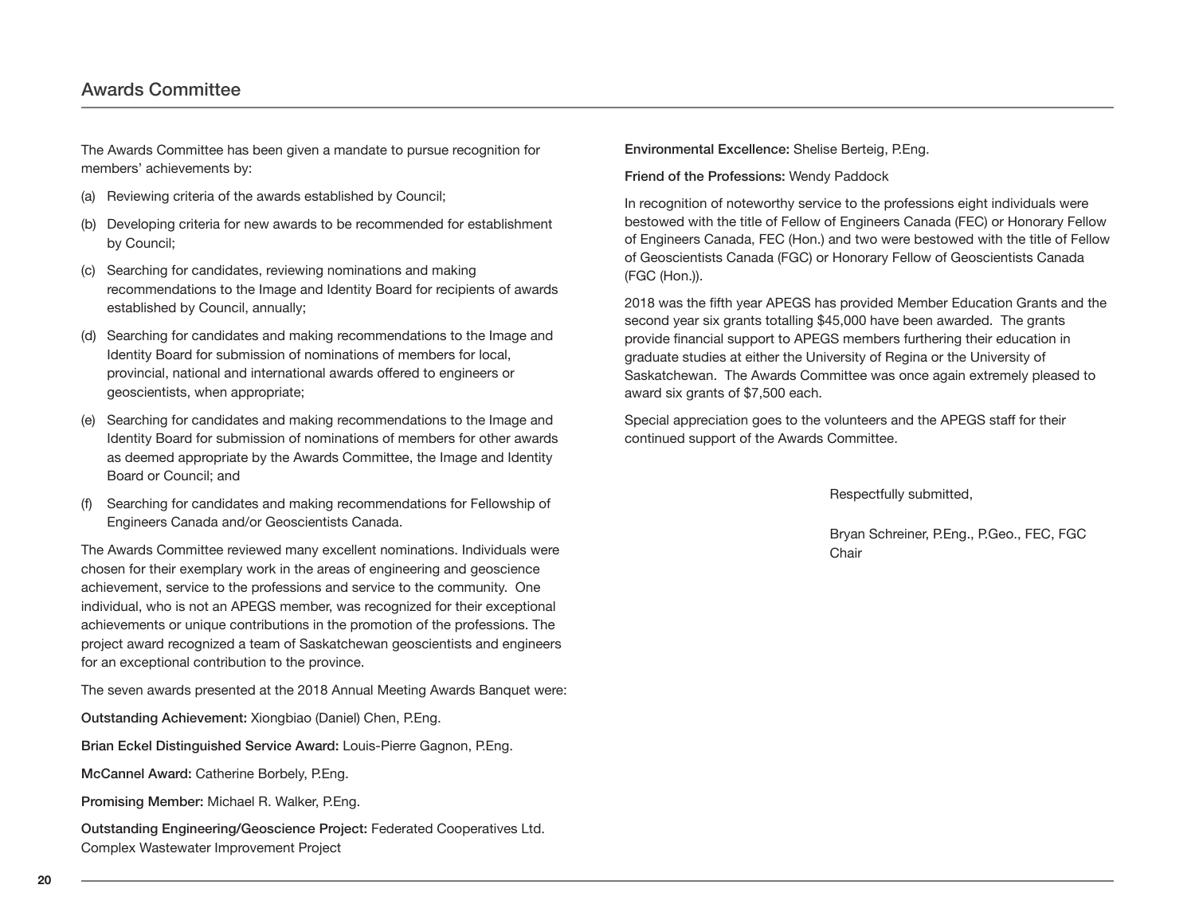## Awards Committee

The Awards Committee has been given a mandate to pursue recognition for members' achievements by:

(a) Reviewing criteria of the awards established by Council;

(b) Developing criteria for new awards to be recommended for establishment by Council;

(c) Searching for candidates, reviewing nominations and making recommendations to the Image and Identity Board for recipients of awards established by Council, annually;

(d) Searching for candidates and making recommendations to the Image and Identity Board for submission of nominations of members for local, provincial, national and international awards offered to engineers or geoscientists, when appropriate;

(e) Searching for candidates and making recommendations to the Image and Identity Board for submission of nominations of members for other awards as deemed appropriate by the Awards Committee, the Image and Identity Board or Council; and

(f) Searching for candidates and making recommendations for Fellowship of Engineers Canada and/or Geoscientists Canada.

The Awards Committee reviewed many excellent nominations. Individuals were chosen for their exemplary work in the areas of engineering and geoscience achievement, service to the professions and service to the community. One individual, who is not an APEGS member, was recognized for their exceptional achievements or unique contributions in the promotion of the professions. The project award recognized a team of Saskatchewan geoscientists and engineers for an exceptional contribution to the province.

The seven awards presented at the 2018 Annual Meeting Awards Banquet were:

**Outstanding Achievement:** Xiongbiao (Daniel) Chen, P.Eng.

**Brian Eckel Distinguished Service Award:** Louis-Pierre Gagnon, P.Eng.

**McCannel Award:** Catherine Borbely, P.Eng.

**Promising Member:** Michael R. Walker, P.Eng.

**Outstanding Engineering/Geoscience Project:** Federated Cooperatives Ltd. Complex Wastewater Improvement Project

**Environmental Excellence:** Shelise Berteig, P.Eng.

**Friend of the Professions:** Wendy Paddock

In recognition of noteworthy service to the professions eight individuals were bestowed with the title of Fellow of Engineers Canada (FEC) or Honorary Fellow of Engineers Canada, FEC (Hon.) and two were bestowed with the title of Fellow of Geoscientists Canada (FGC) or Honorary Fellow of Geoscientists Canada (FGC (Hon.)).

2018 was the fifth year APEGS has provided Member Education Grants and the second year six grants totalling $45,000 have been awarded. The grants provide financial support to APEGS members furthering their education in graduate studies at either the University of Regina or the University of Saskatchewan. The Awards Committee was once again extremely pleased to award six grants of $7,500 each.

Special appreciation goes to the volunteers and the APEGS staff for their continued support of the Awards Committee.

Respectfully submitted,

Bryan Schreiner, P.Eng., P.Geo., FEC, FGC
Chair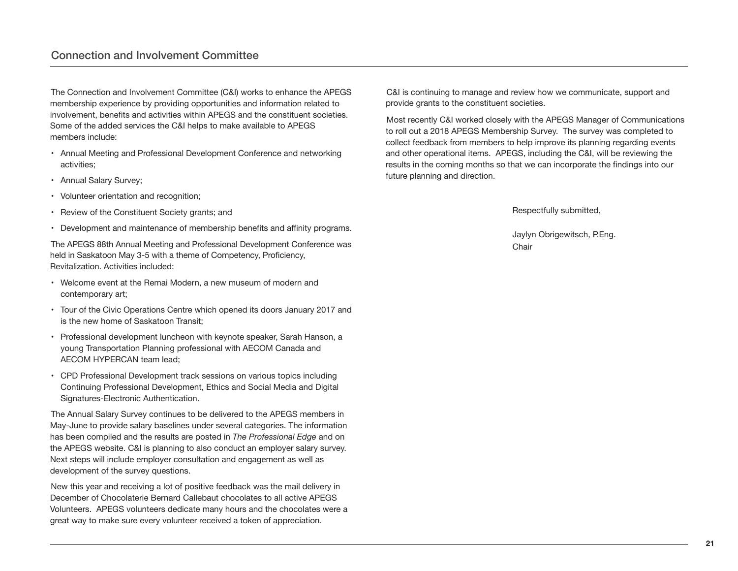## Connection and Involvement Committee

The Connection and Involvement Committee (C&I) works to enhance the APEGS membership experience by providing opportunities and information related to involvement, benefits and activities within APEGS and the constituent societies. Some of the added services the C&I helps to make available to APEGS members include:

- Annual Meeting and Professional Development Conference and networking activities;
- Annual Salary Survey;
- Volunteer orientation and recognition;
- Review of the Constituent Society grants; and
- Development and maintenance of membership benefits and affinity programs.

The APEGS 88th Annual Meeting and Professional Development Conference was held in Saskatoon May 3-5 with a theme of Competency, Proficiency, Revitalization. Activities included:

- Welcome event at the Remai Modern, a new museum of modern and contemporary art;
- Tour of the Civic Operations Centre which opened its doors January 2017 and is the new home of Saskatoon Transit;
- Professional development luncheon with keynote speaker, Sarah Hanson, a young Transportation Planning professional with AECOM Canada and AECOM HYPERCAN team lead;
- CPD Professional Development track sessions on various topics including Continuing Professional Development, Ethics and Social Media and Digital Signatures-Electronic Authentication.

The Annual Salary Survey continues to be delivered to the APEGS members in May-June to provide salary baselines under several categories. The information has been compiled and the results are posted in *The Professional Edge* and on the APEGS website. C&I is planning to also conduct an employer salary survey. Next steps will include employer consultation and engagement as well as development of the survey questions.

New this year and receiving a lot of positive feedback was the mail delivery in December of Chocolaterie Bernard Callebaut chocolates to all active APEGS Volunteers. APEGS volunteers dedicate many hours and the chocolates were a great way to make sure every volunteer received a token of appreciation.

C&I is continuing to manage and review how we communicate, support and provide grants to the constituent societies.

Most recently C&I worked closely with the APEGS Manager of Communications to roll out a 2018 APEGS Membership Survey. The survey was completed to collect feedback from members to help improve its planning regarding events and other operational items. APEGS, including the C&I, will be reviewing the results in the coming months so that we can incorporate the findings into our future planning and direction.

Respectfully submitted,

Jaylyn Obrigewitsch, P.Eng.
Chair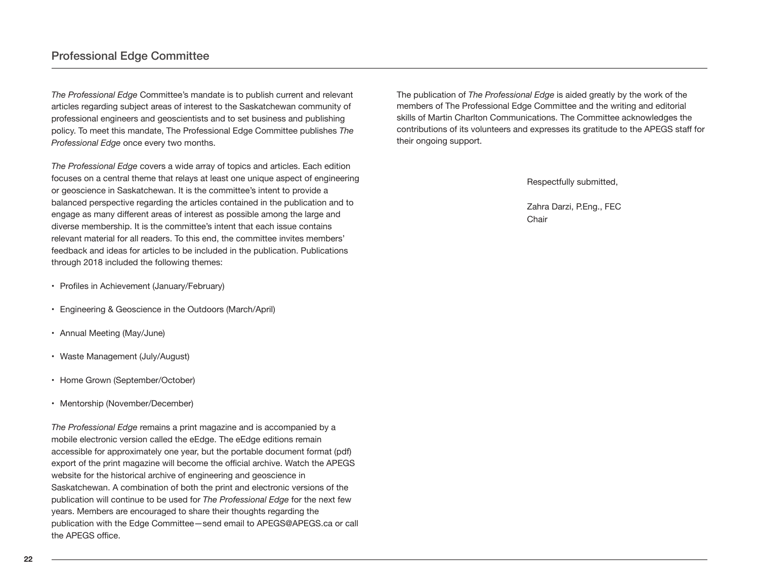## Professional Edge Committee

*The Professional Edge* Committee's mandate is to publish current and relevant articles regarding subject areas of interest to the Saskatchewan community of professional engineers and geoscientists and to set business and publishing policy. To meet this mandate, The Professional Edge Committee publishes *The Professional Edge* once every two months.

*The Professional Edge* covers a wide array of topics and articles. Each edition focuses on a central theme that relays at least one unique aspect of engineering or geoscience in Saskatchewan. It is the committee's intent to provide a balanced perspective regarding the articles contained in the publication and to engage as many different areas of interest as possible among the large and diverse membership. It is the committee's intent that each issue contains relevant material for all readers. To this end, the committee invites members' feedback and ideas for articles to be included in the publication. Publications through 2018 included the following themes:

- Profiles in Achievement (January/February)
- Engineering & Geoscience in the Outdoors (March/April)
- Annual Meeting (May/June)
- Waste Management (July/August)
- Home Grown (September/October)
- Mentorship (November/December)

*The Professional Edge* remains a print magazine and is accompanied by a mobile electronic version called the eEdge. The eEdge editions remain accessible for approximately one year, but the portable document format (pdf) export of the print magazine will become the official archive. Watch the APEGS website for the historical archive of engineering and geoscience in Saskatchewan. A combination of both the print and electronic versions of the publication will continue to be used for *The Professional Edge* for the next few years. Members are encouraged to share their thoughts regarding the publication with the Edge Committee—send email to APEGS@APEGS.ca or call the APEGS office.

The publication of *The Professional Edge* is aided greatly by the work of the members of The Professional Edge Committee and the writing and editorial skills of Martin Charlton Communications. The Committee acknowledges the contributions of its volunteers and expresses its gratitude to the APEGS staff for their ongoing support.

Respectfully submitted,

Zahra Darzi, P.Eng., FEC
Chair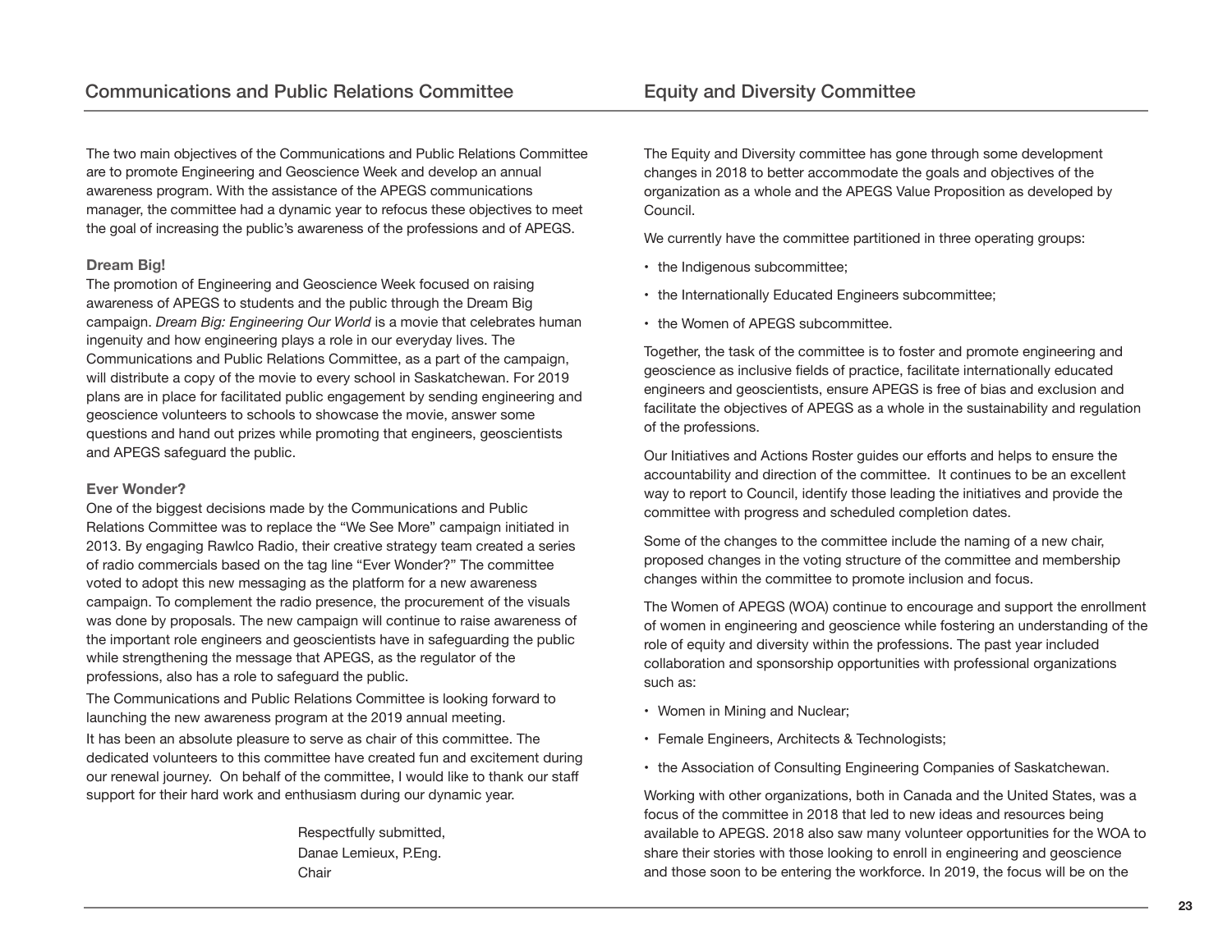## Communications and Public Relations Committee

The two main objectives of the Communications and Public Relations Committee are to promote Engineering and Geoscience Week and develop an annual awareness program. With the assistance of the APEGS communications manager, the committee had a dynamic year to refocus these objectives to meet the goal of increasing the public's awareness of the professions and of APEGS.

### Dream Big!

The promotion of Engineering and Geoscience Week focused on raising awareness of APEGS to students and the public through the Dream Big campaign. *Dream Big: Engineering Our World* is a movie that celebrates human ingenuity and how engineering plays a role in our everyday lives. The Communications and Public Relations Committee, as a part of the campaign, will distribute a copy of the movie to every school in Saskatchewan. For 2019 plans are in place for facilitated public engagement by sending engineering and geoscience volunteers to schools to showcase the movie, answer some questions and hand out prizes while promoting that engineers, geoscientists and APEGS safeguard the public.

### Ever Wonder?

One of the biggest decisions made by the Communications and Public Relations Committee was to replace the "We See More" campaign initiated in 2013. By engaging Rawlco Radio, their creative strategy team created a series of radio commercials based on the tag line "Ever Wonder?" The committee voted to adopt this new messaging as the platform for a new awareness campaign. To complement the radio presence, the procurement of the visuals was done by proposals. The new campaign will continue to raise awareness of the important role engineers and geoscientists have in safeguarding the public while strengthening the message that APEGS, as the regulator of the professions, also has a role to safeguard the public.

The Communications and Public Relations Committee is looking forward to launching the new awareness program at the 2019 annual meeting.

It has been an absolute pleasure to serve as chair of this committee. The dedicated volunteers to this committee have created fun and excitement during our renewal journey. On behalf of the committee, I would like to thank our staff support for their hard work and enthusiasm during our dynamic year.

Respectfully submitted,
Danae Lemieux, P.Eng.
Chair

## Equity and Diversity Committee

The Equity and Diversity committee has gone through some development changes in 2018 to better accommodate the goals and objectives of the organization as a whole and the APEGS Value Proposition as developed by Council.

We currently have the committee partitioned in three operating groups:

- the Indigenous subcommittee;
- the Internationally Educated Engineers subcommittee;
- the Women of APEGS subcommittee.

Together, the task of the committee is to foster and promote engineering and geoscience as inclusive fields of practice, facilitate internationally educated engineers and geoscientists, ensure APEGS is free of bias and exclusion and facilitate the objectives of APEGS as a whole in the sustainability and regulation of the professions.

Our Initiatives and Actions Roster guides our efforts and helps to ensure the accountability and direction of the committee. It continues to be an excellent way to report to Council, identify those leading the initiatives and provide the committee with progress and scheduled completion dates.

Some of the changes to the committee include the naming of a new chair, proposed changes in the voting structure of the committee and membership changes within the committee to promote inclusion and focus.

The Women of APEGS (WOA) continue to encourage and support the enrollment of women in engineering and geoscience while fostering an understanding of the role of equity and diversity within the professions. The past year included collaboration and sponsorship opportunities with professional organizations such as:

- Women in Mining and Nuclear;
- Female Engineers, Architects & Technologists;
- the Association of Consulting Engineering Companies of Saskatchewan.

Working with other organizations, both in Canada and the United States, was a focus of the committee in 2018 that led to new ideas and resources being available to APEGS. 2018 also saw many volunteer opportunities for the WOA to share their stories with those looking to enroll in engineering and geoscience and those soon to be entering the workforce. In 2019, the focus will be on the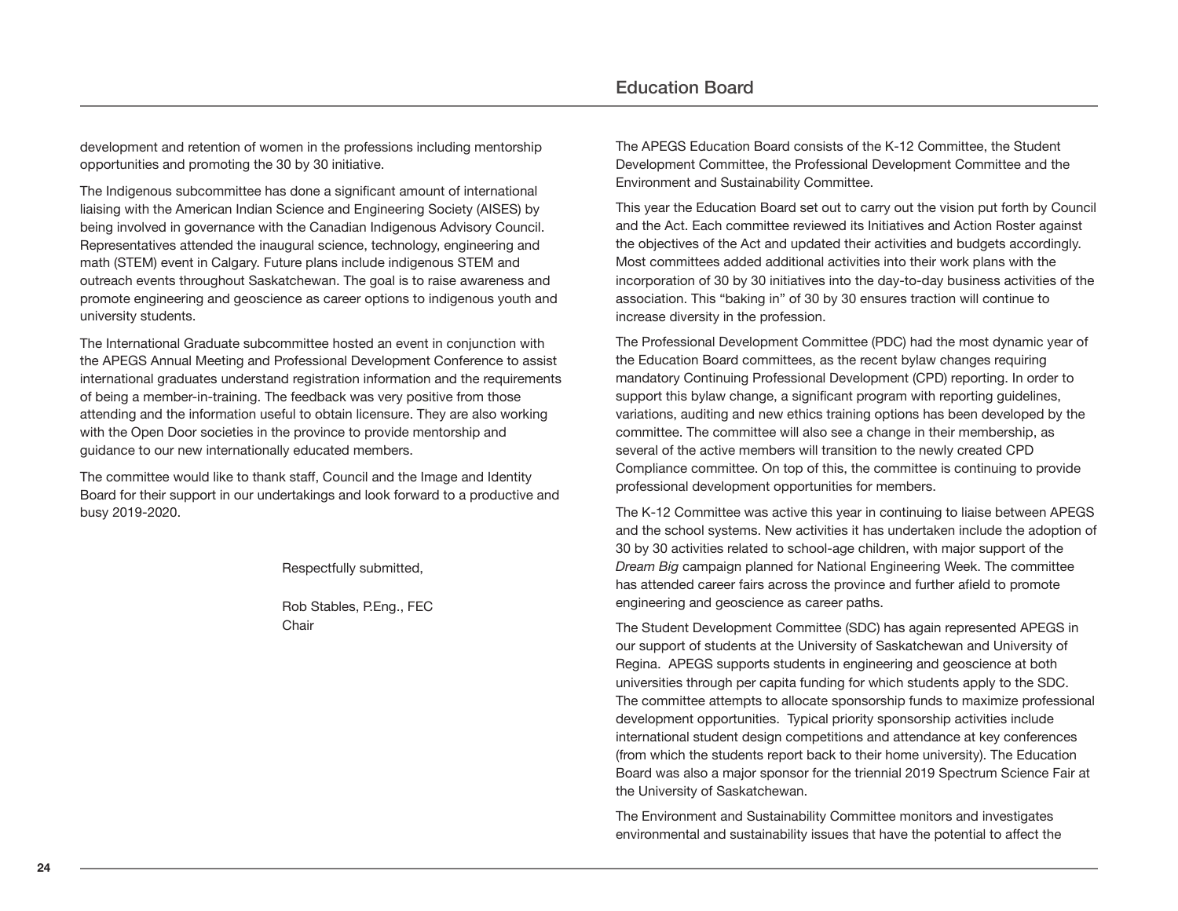development and retention of women in the professions including mentorship opportunities and promoting the 30 by 30 initiative.

The Indigenous subcommittee has done a significant amount of international liaising with the American Indian Science and Engineering Society (AISES) by being involved in governance with the Canadian Indigenous Advisory Council. Representatives attended the inaugural science, technology, engineering and math (STEM) event in Calgary. Future plans include indigenous STEM and outreach events throughout Saskatchewan. The goal is to raise awareness and promote engineering and geoscience as career options to indigenous youth and university students.

The International Graduate subcommittee hosted an event in conjunction with the APEGS Annual Meeting and Professional Development Conference to assist international graduates understand registration information and the requirements of being a member-in-training. The feedback was very positive from those attending and the information useful to obtain licensure. They are also working with the Open Door societies in the province to provide mentorship and guidance to our new internationally educated members.

The committee would like to thank staff, Council and the Image and Identity Board for their support in our undertakings and look forward to a productive and busy 2019-2020.

Respectfully submitted,

Rob Stables, P.Eng., FEC
Chair

## Education Board

The APEGS Education Board consists of the K-12 Committee, the Student Development Committee, the Professional Development Committee and the Environment and Sustainability Committee.

This year the Education Board set out to carry out the vision put forth by Council and the Act. Each committee reviewed its Initiatives and Action Roster against the objectives of the Act and updated their activities and budgets accordingly. Most committees added additional activities into their work plans with the incorporation of 30 by 30 initiatives into the day-to-day business activities of the association. This “baking in” of 30 by 30 ensures traction will continue to increase diversity in the profession.

The Professional Development Committee (PDC) had the most dynamic year of the Education Board committees, as the recent bylaw changes requiring mandatory Continuing Professional Development (CPD) reporting. In order to support this bylaw change, a significant program with reporting guidelines, variations, auditing and new ethics training options has been developed by the committee. The committee will also see a change in their membership, as several of the active members will transition to the newly created CPD Compliance committee. On top of this, the committee is continuing to provide professional development opportunities for members.

The K-12 Committee was active this year in continuing to liaise between APEGS and the school systems. New activities it has undertaken include the adoption of 30 by 30 activities related to school-age children, with major support of the *Dream Big* campaign planned for National Engineering Week. The committee has attended career fairs across the province and further afield to promote engineering and geoscience as career paths.

The Student Development Committee (SDC) has again represented APEGS in our support of students at the University of Saskatchewan and University of Regina. APEGS supports students in engineering and geoscience at both universities through per capita funding for which students apply to the SDC. The committee attempts to allocate sponsorship funds to maximize professional development opportunities. Typical priority sponsorship activities include international student design competitions and attendance at key conferences (from which the students report back to their home university). The Education Board was also a major sponsor for the triennial 2019 Spectrum Science Fair at the University of Saskatchewan.

The Environment and Sustainability Committee monitors and investigates environmental and sustainability issues that have the potential to affect the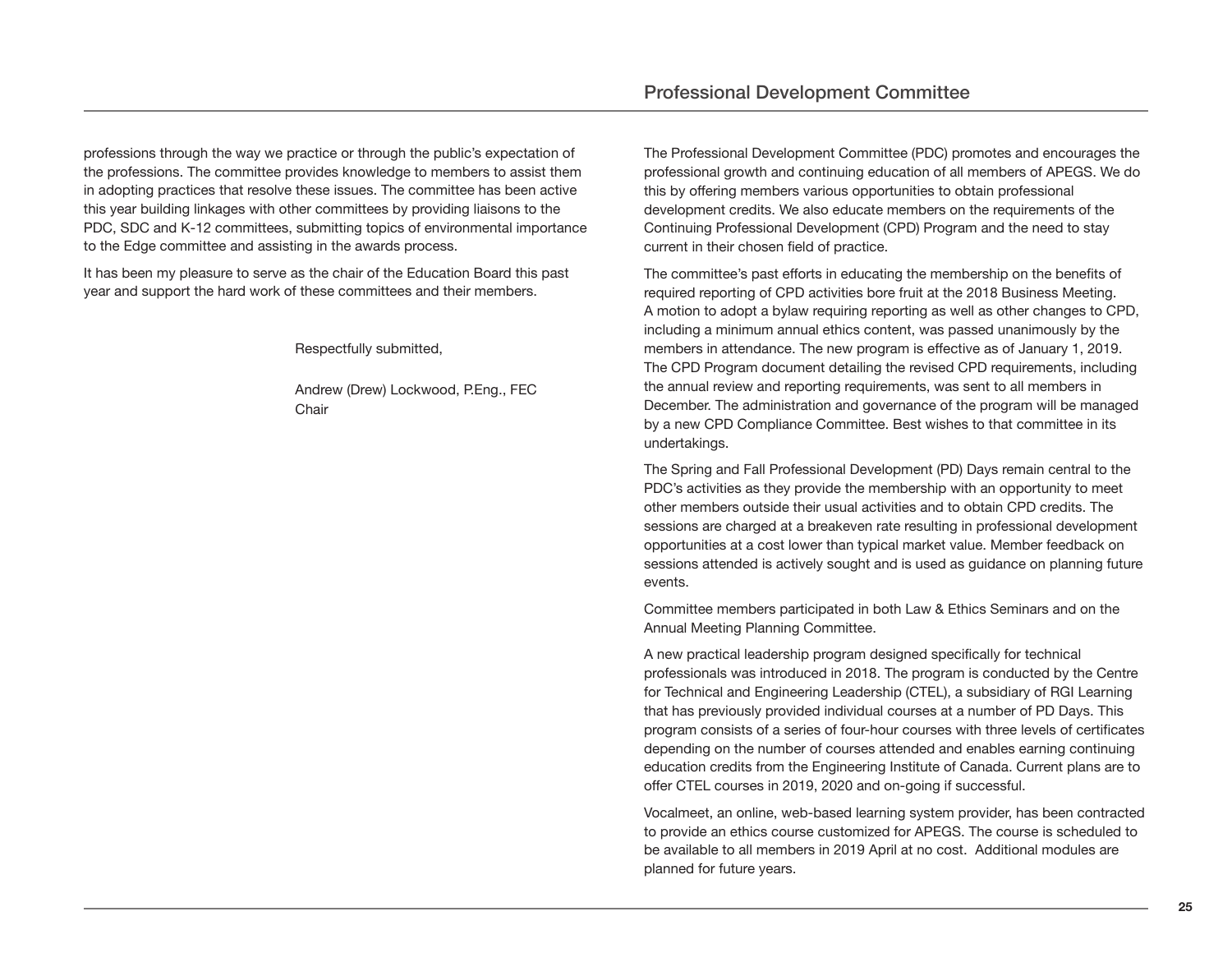professions through the way we practice or through the public's expectation of the professions. The committee provides knowledge to members to assist them in adopting practices that resolve these issues. The committee has been active this year building linkages with other committees by providing liaisons to the PDC, SDC and K-12 committees, submitting topics of environmental importance to the Edge committee and assisting in the awards process.

It has been my pleasure to serve as the chair of the Education Board this past year and support the hard work of these committees and their members.

Respectfully submitted,

Andrew (Drew) Lockwood, P.Eng., FEC
Chair

## Professional Development Committee

The Professional Development Committee (PDC) promotes and encourages the professional growth and continuing education of all members of APEGS. We do this by offering members various opportunities to obtain professional development credits. We also educate members on the requirements of the Continuing Professional Development (CPD) Program and the need to stay current in their chosen field of practice.

The committee's past efforts in educating the membership on the benefits of required reporting of CPD activities bore fruit at the 2018 Business Meeting. A motion to adopt a bylaw requiring reporting as well as other changes to CPD, including a minimum annual ethics content, was passed unanimously by the members in attendance. The new program is effective as of January 1, 2019. The CPD Program document detailing the revised CPD requirements, including the annual review and reporting requirements, was sent to all members in December. The administration and governance of the program will be managed by a new CPD Compliance Committee. Best wishes to that committee in its undertakings.

The Spring and Fall Professional Development (PD) Days remain central to the PDC's activities as they provide the membership with an opportunity to meet other members outside their usual activities and to obtain CPD credits. The sessions are charged at a breakeven rate resulting in professional development opportunities at a cost lower than typical market value. Member feedback on sessions attended is actively sought and is used as guidance on planning future events.

Committee members participated in both Law & Ethics Seminars and on the Annual Meeting Planning Committee.

A new practical leadership program designed specifically for technical professionals was introduced in 2018. The program is conducted by the Centre for Technical and Engineering Leadership (CTEL), a subsidiary of RGI Learning that has previously provided individual courses at a number of PD Days. This program consists of a series of four-hour courses with three levels of certificates depending on the number of courses attended and enables earning continuing education credits from the Engineering Institute of Canada. Current plans are to offer CTEL courses in 2019, 2020 and on-going if successful.

Vocalmeet, an online, web-based learning system provider, has been contracted to provide an ethics course customized for APEGS. The course is scheduled to be available to all members in 2019 April at no cost. Additional modules are planned for future years.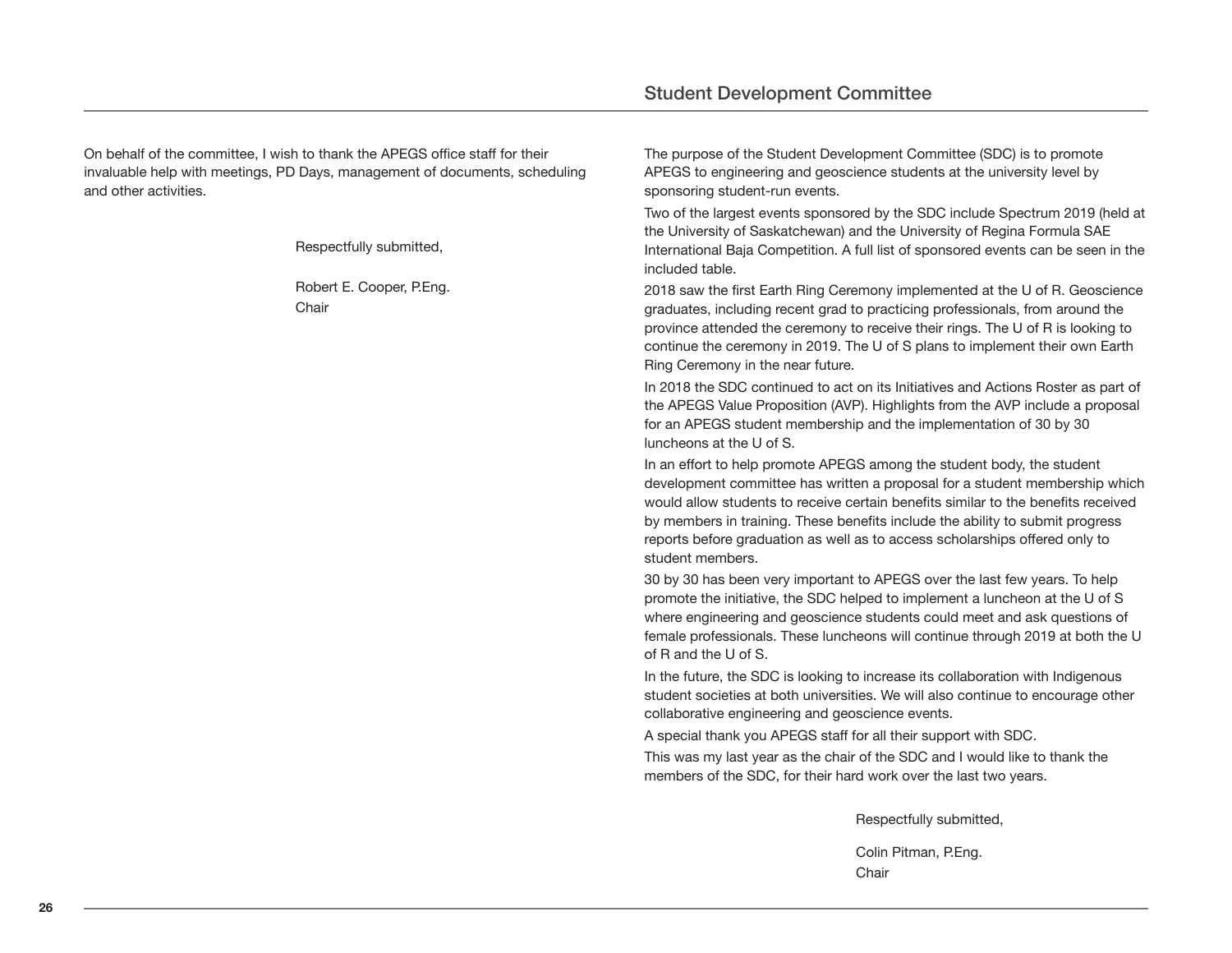On behalf of the committee, I wish to thank the APEGS office staff for their invaluable help with meetings, PD Days, management of documents, scheduling and other activities.

Respectfully submitted,

Robert E. Cooper, P.Eng.
Chair

## Student Development Committee

The purpose of the Student Development Committee (SDC) is to promote APEGS to engineering and geoscience students at the university level by sponsoring student-run events.

Two of the largest events sponsored by the SDC include Spectrum 2019 (held at the University of Saskatchewan) and the University of Regina Formula SAE International Baja Competition. A full list of sponsored events can be seen in the included table.

2018 saw the first Earth Ring Ceremony implemented at the U of R. Geoscience graduates, including recent grad to practicing professionals, from around the province attended the ceremony to receive their rings. The U of R is looking to continue the ceremony in 2019. The U of S plans to implement their own Earth Ring Ceremony in the near future.

In 2018 the SDC continued to act on its Initiatives and Actions Roster as part of the APEGS Value Proposition (AVP). Highlights from the AVP include a proposal for an APEGS student membership and the implementation of 30 by 30 luncheons at the U of S.

In an effort to help promote APEGS among the student body, the student development committee has written a proposal for a student membership which would allow students to receive certain benefits similar to the benefits received by members in training. These benefits include the ability to submit progress reports before graduation as well as to access scholarships offered only to student members.

30 by 30 has been very important to APEGS over the last few years. To help promote the initiative, the SDC helped to implement a luncheon at the U of S where engineering and geoscience students could meet and ask questions of female professionals. These luncheons will continue through 2019 at both the U of R and the U of S.

In the future, the SDC is looking to increase its collaboration with Indigenous student societies at both universities. We will also continue to encourage other collaborative engineering and geoscience events.

A special thank you APEGS staff for all their support with SDC.

This was my last year as the chair of the SDC and I would like to thank the members of the SDC, for their hard work over the last two years.

Respectfully submitted,

Colin Pitman, P.Eng.
Chair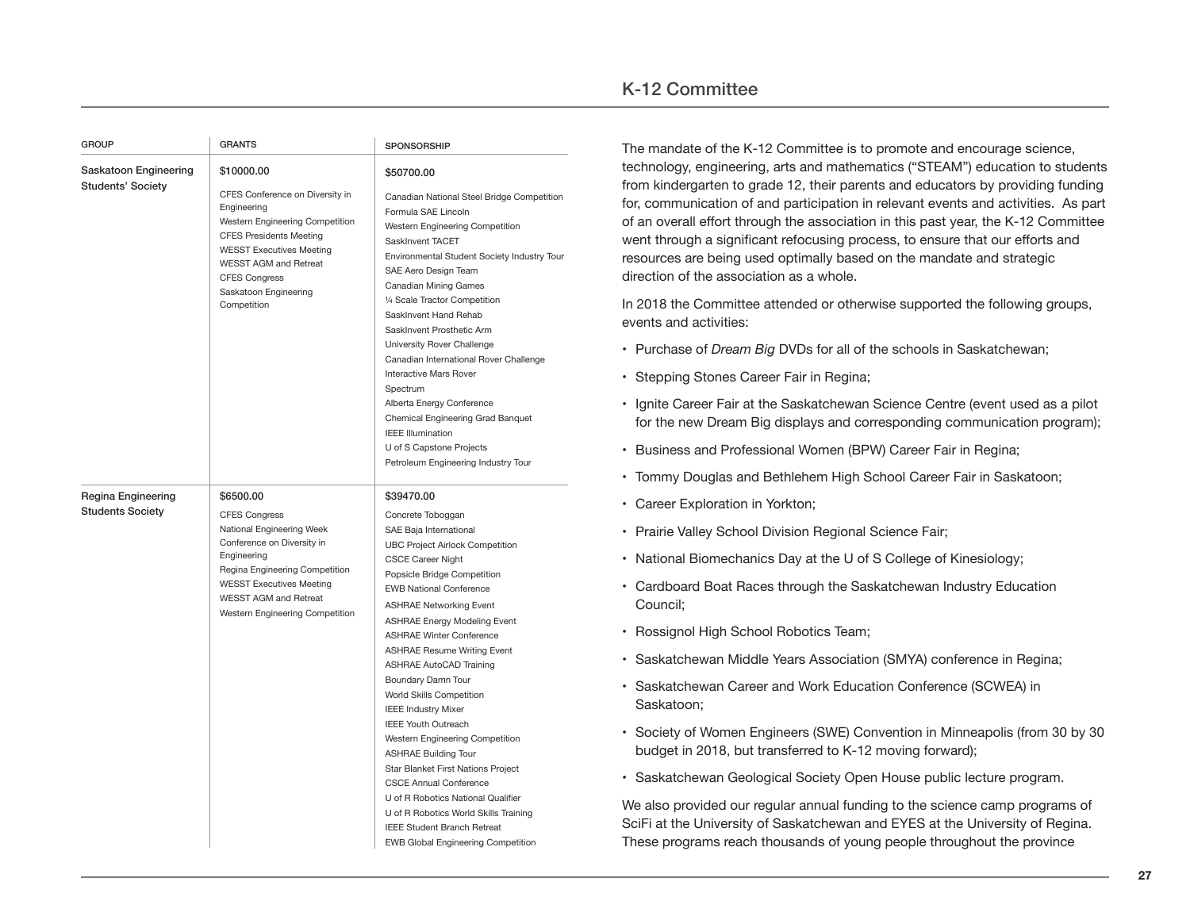## K-12 Committee

| GROUP | GRANTS | SPONSORSHIP |
| --- | --- | --- |
| Saskatoon Engineering Students' Society | $10000.00<br>CFES Conference on Diversity in Engineering<br>Western Engineering Competition<br>CFES Presidents Meeting<br>WESST Executives Meeting<br>WESST AGM and Retreat<br>CFES Congress<br>Saskatoon Engineering Competition | $50700.00<br>Canadian National Steel Bridge Competition<br>Formula SAE Lincoln<br>Western Engineering Competition<br>SaskInvent TACET<br>Environmental Student Society Industry Tour<br>SAE Aero Design Team<br>Canadian Mining Games<br>¼ Scale Tractor Competition<br>SaskInvent Hand Rehab<br>SaskInvent Prosthetic Arm<br>University Rover Challenge<br>Canadian International Rover Challenge<br>Interactive Mars Rover<br>Spectrum<br>Alberta Energy Conference<br>Chemical Engineering Grad Banquet<br>IEEE Illumination<br>U of S Capstone Projects<br>Petroleum Engineering Industry Tour |
| Regina Engineering Students Society | $6500.00<br>CFES Congress<br>National Engineering Week<br>Conference on Diversity in Engineering<br>Regina Engineering Competition<br>WESST Executives Meeting<br>WESST AGM and Retreat<br>Western Engineering Competition | $39470.00<br>Concrete Toboggan<br>SAE Baja International<br>UBC Project Airlock Competition<br>CSCE Career Night<br>Popsicle Bridge Competition<br>EWB National Conference<br>ASHRAE Networking Event<br>ASHRAE Energy Modeling Event<br>ASHRAE Winter Conference<br>ASHRAE Resume Writing Event<br>ASHRAE AutoCAD Training<br>Boundary Damn Tour<br>World Skills Competition<br>IEEE Industry Mixer<br>IEEE Youth Outreach<br>Western Engineering Competition<br>ASHRAE Building Tour<br>Star Blanket First Nations Project<br>CSCE Annual Conference<br>U of R Robotics National Qualifier<br>U of R Robotics World Skills Training<br>IEEE Student Branch Retreat<br>EWB Global Engineering Competition |

The mandate of the K-12 Committee is to promote and encourage science, technology, engineering, arts and mathematics ("STEAM") education to students from kindergarten to grade 12, their parents and educators by providing funding for, communication of and participation in relevant events and activities. As part of an overall effort through the association in this past year, the K-12 Committee went through a significant refocusing process, to ensure that our efforts and resources are being used optimally based on the mandate and strategic direction of the association as a whole.

In 2018 the Committee attended or otherwise supported the following groups, events and activities:

- Purchase of *Dream Big* DVDs for all of the schools in Saskatchewan;
- Stepping Stones Career Fair in Regina;
- Ignite Career Fair at the Saskatchewan Science Centre (event used as a pilot for the new Dream Big displays and corresponding communication program);
- Business and Professional Women (BPW) Career Fair in Regina;
- Tommy Douglas and Bethlehem High School Career Fair in Saskatoon;
- Career Exploration in Yorkton;
- Prairie Valley School Division Regional Science Fair;
- National Biomechanics Day at the U of S College of Kinesiology;
- Cardboard Boat Races through the Saskatchewan Industry Education Council;
- Rossignol High School Robotics Team;
- Saskatchewan Middle Years Association (SMYA) conference in Regina;
- Saskatchewan Career and Work Education Conference (SCWEA) in Saskatoon;
- Society of Women Engineers (SWE) Convention in Minneapolis (from 30 by 30 budget in 2018, but transferred to K-12 moving forward);
- Saskatchewan Geological Society Open House public lecture program.

We also provided our regular annual funding to the science camp programs of SciFi at the University of Saskatchewan and EYES at the University of Regina. These programs reach thousands of young people throughout the province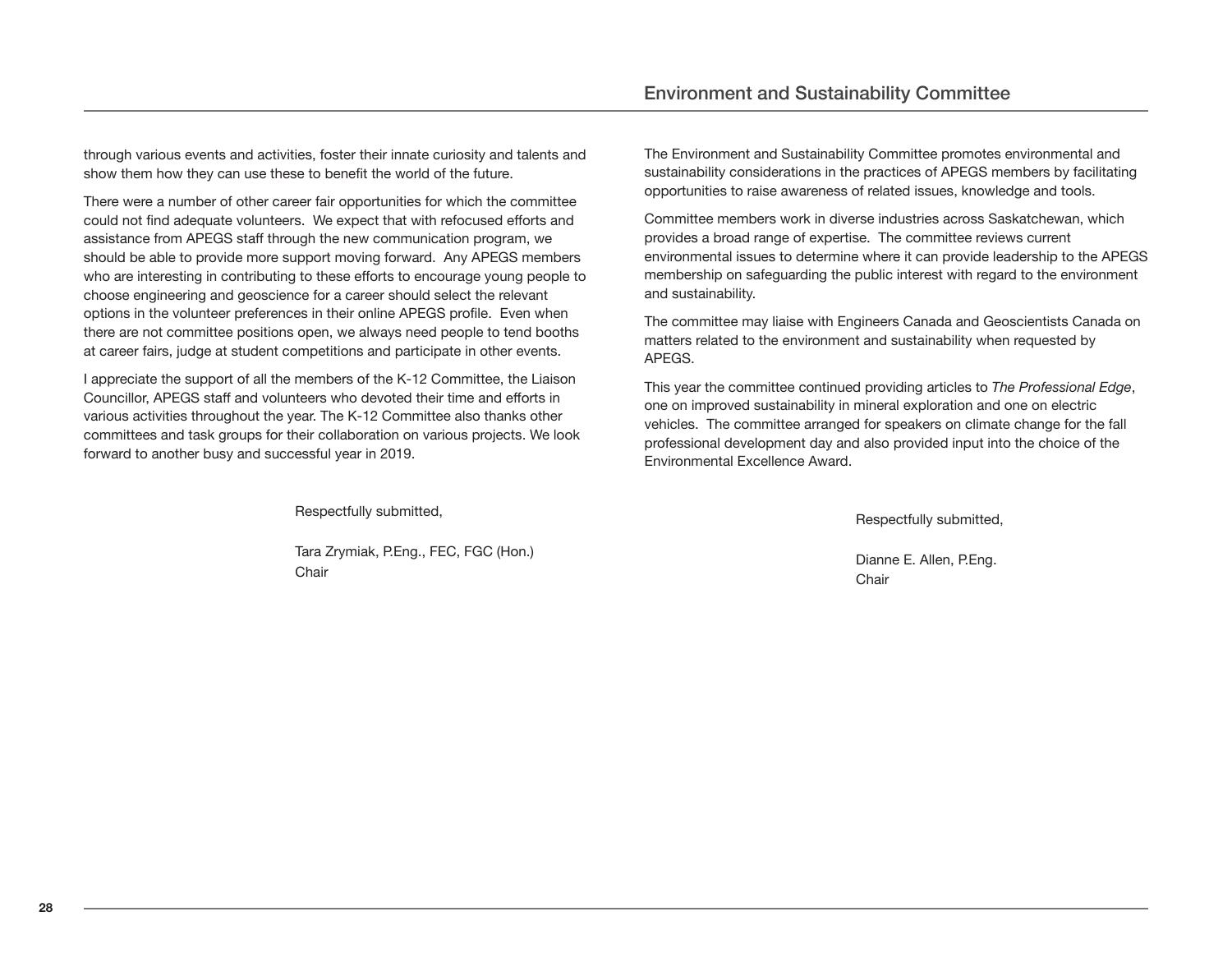through various events and activities, foster their innate curiosity and talents and show them how they can use these to benefit the world of the future.

There were a number of other career fair opportunities for which the committee could not find adequate volunteers. We expect that with refocused efforts and assistance from APEGS staff through the new communication program, we should be able to provide more support moving forward. Any APEGS members who are interesting in contributing to these efforts to encourage young people to choose engineering and geoscience for a career should select the relevant options in the volunteer preferences in their online APEGS profile. Even when there are not committee positions open, we always need people to tend booths at career fairs, judge at student competitions and participate in other events.

I appreciate the support of all the members of the K-12 Committee, the Liaison Councillor, APEGS staff and volunteers who devoted their time and efforts in various activities throughout the year. The K-12 Committee also thanks other committees and task groups for their collaboration on various projects. We look forward to another busy and successful year in 2019.

Respectfully submitted,

Tara Zrymiak, P.Eng., FEC, FGC (Hon.)
Chair

## Environment and Sustainability Committee

The Environment and Sustainability Committee promotes environmental and sustainability considerations in the practices of APEGS members by facilitating opportunities to raise awareness of related issues, knowledge and tools.

Committee members work in diverse industries across Saskatchewan, which provides a broad range of expertise. The committee reviews current environmental issues to determine where it can provide leadership to the APEGS membership on safeguarding the public interest with regard to the environment and sustainability.

The committee may liaise with Engineers Canada and Geoscientists Canada on matters related to the environment and sustainability when requested by APEGS.

This year the committee continued providing articles to *The Professional Edge*, one on improved sustainability in mineral exploration and one on electric vehicles. The committee arranged for speakers on climate change for the fall professional development day and also provided input into the choice of the Environmental Excellence Award.

Respectfully submitted,

Dianne E. Allen, P.Eng.
Chair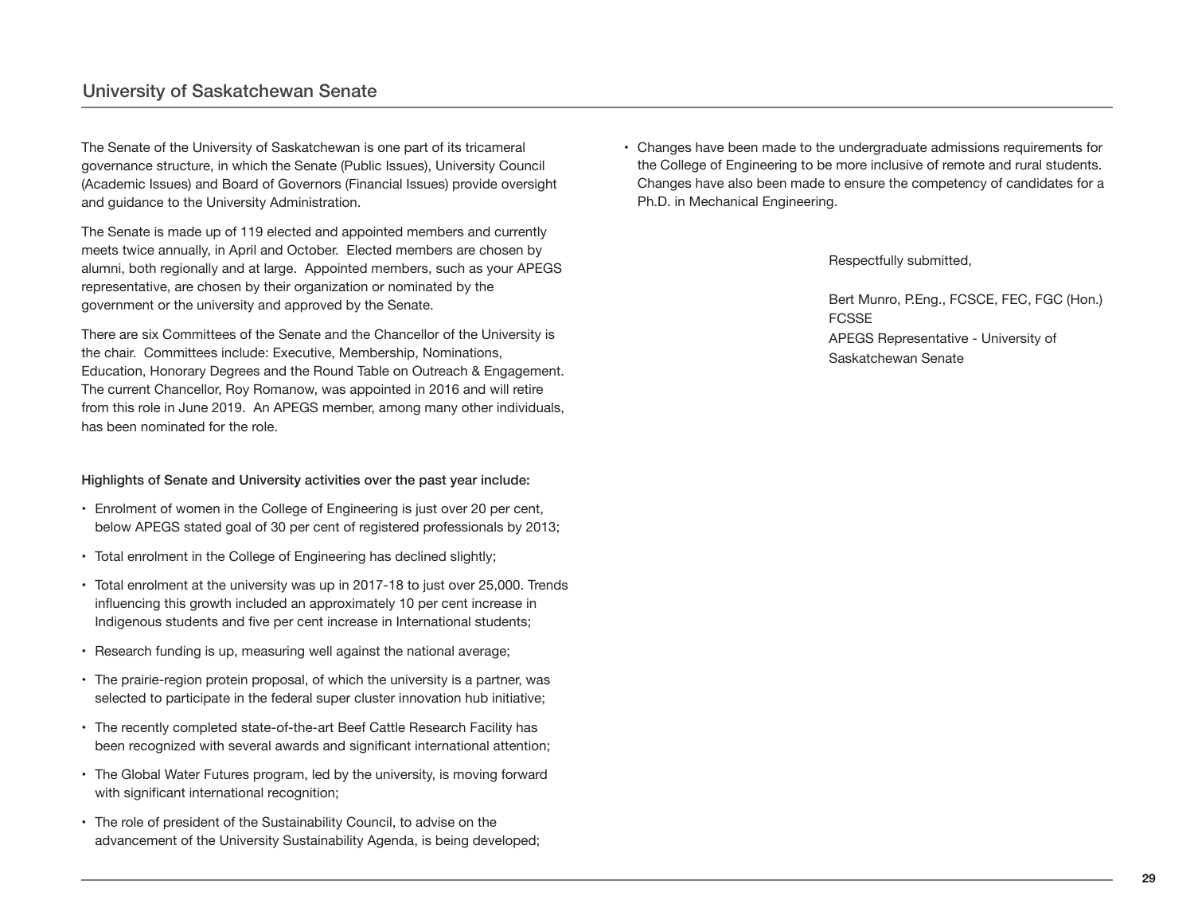## University of Saskatchewan Senate

The Senate of the University of Saskatchewan is one part of its tricameral governance structure, in which the Senate (Public Issues), University Council (Academic Issues) and Board of Governors (Financial Issues) provide oversight and guidance to the University Administration.

The Senate is made up of 119 elected and appointed members and currently meets twice annually, in April and October. Elected members are chosen by alumni, both regionally and at large. Appointed members, such as your APEGS representative, are chosen by their organization or nominated by the government or the university and approved by the Senate.

There are six Committees of the Senate and the Chancellor of the University is the chair. Committees include: Executive, Membership, Nominations, Education, Honorary Degrees and the Round Table on Outreach & Engagement. The current Chancellor, Roy Romanow, was appointed in 2016 and will retire from this role in June 2019. An APEGS member, among many other individuals, has been nominated for the role.

**Highlights of Senate and University activities over the past year include:**

- Enrolment of women in the College of Engineering is just over 20 per cent, below APEGS stated goal of 30 per cent of registered professionals by 2013;
- Total enrolment in the College of Engineering has declined slightly;
- Total enrolment at the university was up in 2017-18 to just over 25,000. Trends influencing this growth included an approximately 10 per cent increase in Indigenous students and five per cent increase in International students;
- Research funding is up, measuring well against the national average;
- The prairie-region protein proposal, of which the university is a partner, was selected to participate in the federal super cluster innovation hub initiative;
- The recently completed state-of-the-art Beef Cattle Research Facility has been recognized with several awards and significant international attention;
- The Global Water Futures program, led by the university, is moving forward with significant international recognition;
- The role of president of the Sustainability Council, to advise on the advancement of the University Sustainability Agenda, is being developed;
- Changes have been made to the undergraduate admissions requirements for the College of Engineering to be more inclusive of remote and rural students. Changes have also been made to ensure the competency of candidates for a Ph.D. in Mechanical Engineering.

Respectfully submitted,

Bert Munro, P.Eng., FCSCE, FEC, FGC (Hon.)
FCSSE
APEGS Representative - University of Saskatchewan Senate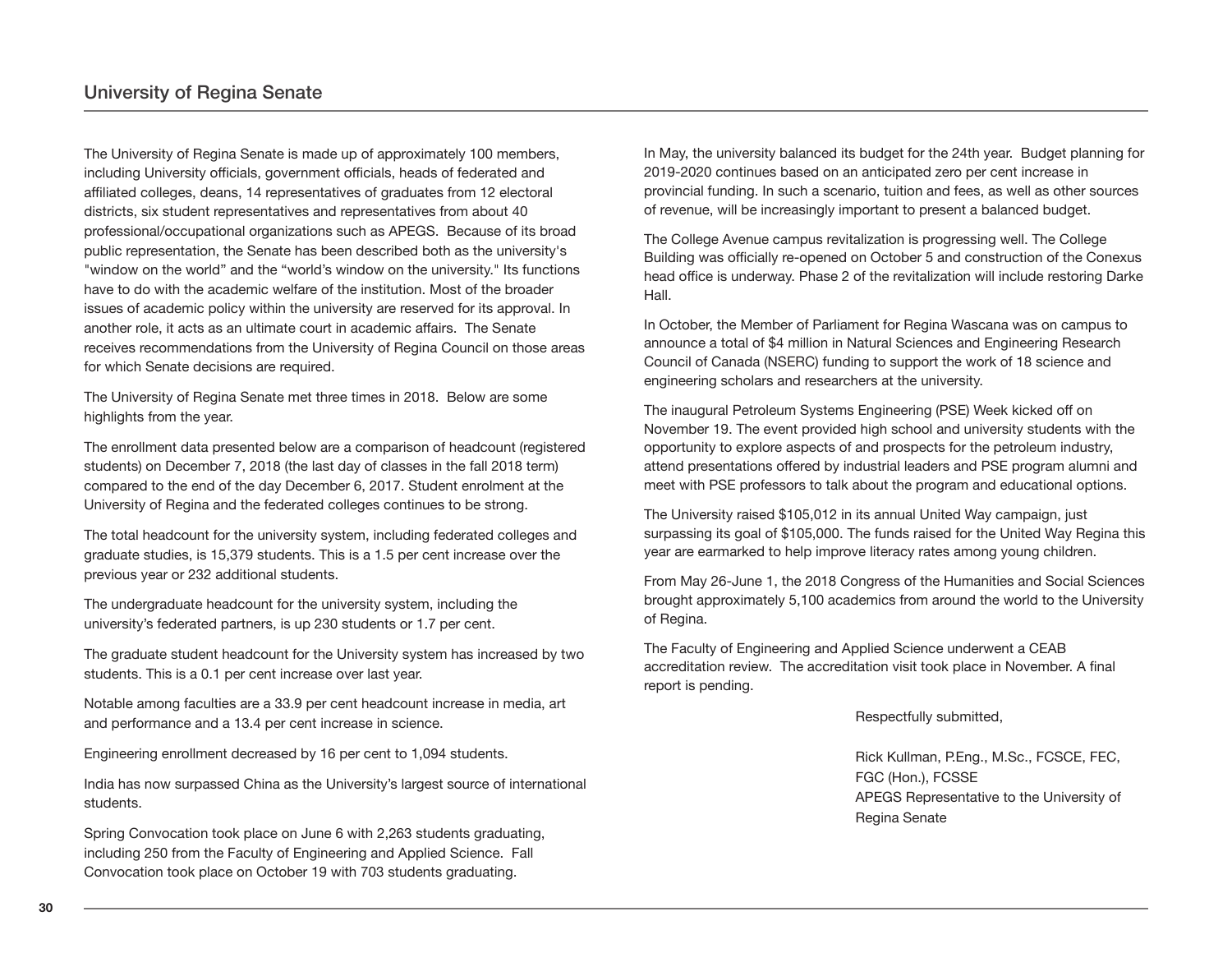## University of Regina Senate

The University of Regina Senate is made up of approximately 100 members, including University officials, government officials, heads of federated and affiliated colleges, deans, 14 representatives of graduates from 12 electoral districts, six student representatives and representatives from about 40 professional/occupational organizations such as APEGS. Because of its broad public representation, the Senate has been described both as the university's "window on the world" and the "world's window on the university." Its functions have to do with the academic welfare of the institution. Most of the broader issues of academic policy within the university are reserved for its approval. In another role, it acts as an ultimate court in academic affairs. The Senate receives recommendations from the University of Regina Council on those areas for which Senate decisions are required.

The University of Regina Senate met three times in 2018. Below are some highlights from the year.

The enrollment data presented below are a comparison of headcount (registered students) on December 7, 2018 (the last day of classes in the fall 2018 term) compared to the end of the day December 6, 2017. Student enrolment at the University of Regina and the federated colleges continues to be strong.

The total headcount for the university system, including federated colleges and graduate studies, is 15,379 students. This is a 1.5 per cent increase over the previous year or 232 additional students.

The undergraduate headcount for the university system, including the university's federated partners, is up 230 students or 1.7 per cent.

The graduate student headcount for the University system has increased by two students. This is a 0.1 per cent increase over last year.

Notable among faculties are a 33.9 per cent headcount increase in media, art and performance and a 13.4 per cent increase in science.

Engineering enrollment decreased by 16 per cent to 1,094 students.

India has now surpassed China as the University's largest source of international students.

Spring Convocation took place on June 6 with 2,263 students graduating, including 250 from the Faculty of Engineering and Applied Science. Fall Convocation took place on October 19 with 703 students graduating.

In May, the university balanced its budget for the 24th year. Budget planning for 2019-2020 continues based on an anticipated zero per cent increase in provincial funding. In such a scenario, tuition and fees, as well as other sources of revenue, will be increasingly important to present a balanced budget.

The College Avenue campus revitalization is progressing well. The College Building was officially re-opened on October 5 and construction of the Conexus head office is underway. Phase 2 of the revitalization will include restoring Darke Hall.

In October, the Member of Parliament for Regina Wascana was on campus to announce a total of $4 million in Natural Sciences and Engineering Research Council of Canada (NSERC) funding to support the work of 18 science and engineering scholars and researchers at the university.

The inaugural Petroleum Systems Engineering (PSE) Week kicked off on November 19. The event provided high school and university students with the opportunity to explore aspects of and prospects for the petroleum industry, attend presentations offered by industrial leaders and PSE program alumni and meet with PSE professors to talk about the program and educational options.

The University raised $105,012 in its annual United Way campaign, just surpassing its goal of $105,000. The funds raised for the United Way Regina this year are earmarked to help improve literacy rates among young children.

From May 26-June 1, the 2018 Congress of the Humanities and Social Sciences brought approximately 5,100 academics from around the world to the University of Regina.

The Faculty of Engineering and Applied Science underwent a CEAB accreditation review. The accreditation visit took place in November. A final report is pending.

Respectfully submitted,

Rick Kullman, P.Eng., M.Sc., FCSCE, FEC, FGC (Hon.), FCSSE
APEGS Representative to the University of Regina Senate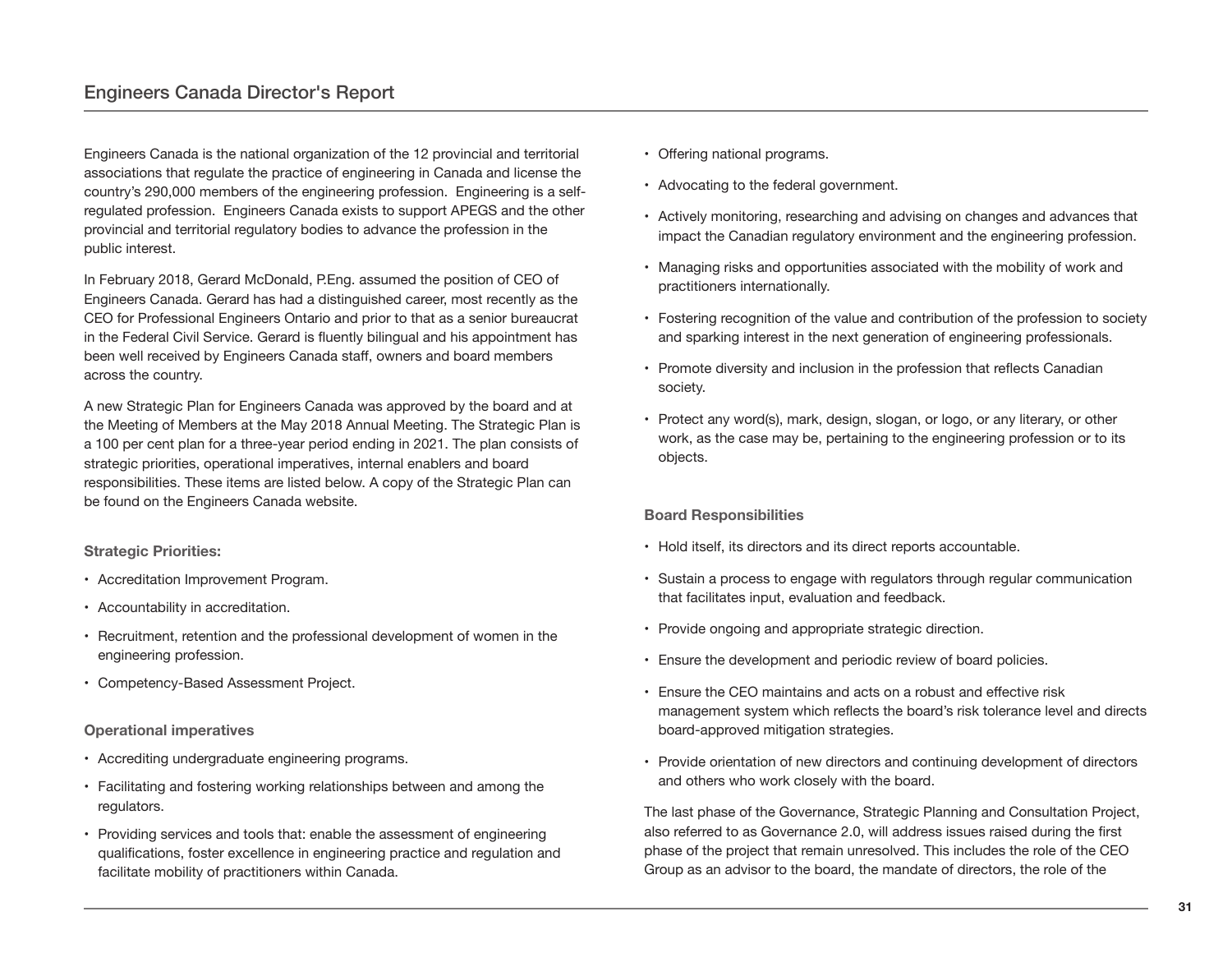## Engineers Canada Director's Report

Engineers Canada is the national organization of the 12 provincial and territorial associations that regulate the practice of engineering in Canada and license the country's 290,000 members of the engineering profession. Engineering is a self-regulated profession. Engineers Canada exists to support APEGS and the other provincial and territorial regulatory bodies to advance the profession in the public interest.

In February 2018, Gerard McDonald, P.Eng. assumed the position of CEO of Engineers Canada. Gerard has had a distinguished career, most recently as the CEO for Professional Engineers Ontario and prior to that as a senior bureaucrat in the Federal Civil Service. Gerard is fluently bilingual and his appointment has been well received by Engineers Canada staff, owners and board members across the country.

A new Strategic Plan for Engineers Canada was approved by the board and at the Meeting of Members at the May 2018 Annual Meeting. The Strategic Plan is a 100 per cent plan for a three-year period ending in 2021. The plan consists of strategic priorities, operational imperatives, internal enablers and board responsibilities. These items are listed below. A copy of the Strategic Plan can be found on the Engineers Canada website.

**Strategic Priorities:**

- Accreditation Improvement Program.
- Accountability in accreditation.
- Recruitment, retention and the professional development of women in the engineering profession.
- Competency-Based Assessment Project.

**Operational imperatives**

- Accrediting undergraduate engineering programs.
- Facilitating and fostering working relationships between and among the regulators.
- Providing services and tools that: enable the assessment of engineering qualifications, foster excellence in engineering practice and regulation and facilitate mobility of practitioners within Canada.
- Offering national programs.
- Advocating to the federal government.
- Actively monitoring, researching and advising on changes and advances that impact the Canadian regulatory environment and the engineering profession.
- Managing risks and opportunities associated with the mobility of work and practitioners internationally.
- Fostering recognition of the value and contribution of the profession to society and sparking interest in the next generation of engineering professionals.
- Promote diversity and inclusion in the profession that reflects Canadian society.
- Protect any word(s), mark, design, slogan, or logo, or any literary, or other work, as the case may be, pertaining to the engineering profession or to its objects.

**Board Responsibilities**

- Hold itself, its directors and its direct reports accountable.
- Sustain a process to engage with regulators through regular communication that facilitates input, evaluation and feedback.
- Provide ongoing and appropriate strategic direction.
- Ensure the development and periodic review of board policies.
- Ensure the CEO maintains and acts on a robust and effective risk management system which reflects the board's risk tolerance level and directs board-approved mitigation strategies.
- Provide orientation of new directors and continuing development of directors and others who work closely with the board.

The last phase of the Governance, Strategic Planning and Consultation Project, also referred to as Governance 2.0, will address issues raised during the first phase of the project that remain unresolved. This includes the role of the CEO Group as an advisor to the board, the mandate of directors, the role of the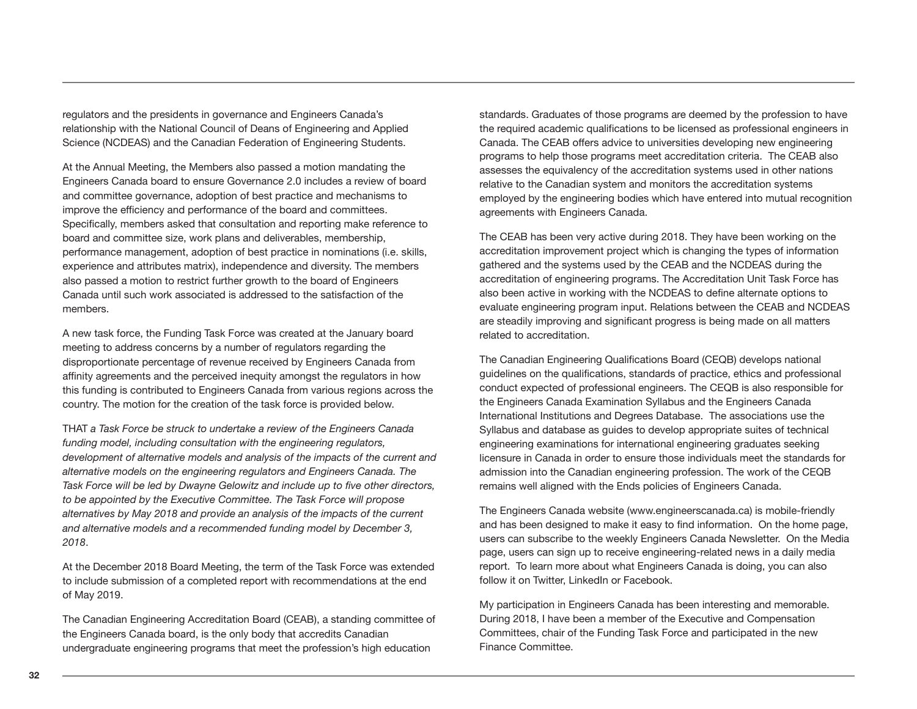regulators and the presidents in governance and Engineers Canada's relationship with the National Council of Deans of Engineering and Applied Science (NCDEAS) and the Canadian Federation of Engineering Students.

At the Annual Meeting, the Members also passed a motion mandating the Engineers Canada board to ensure Governance 2.0 includes a review of board and committee governance, adoption of best practice and mechanisms to improve the efficiency and performance of the board and committees. Specifically, members asked that consultation and reporting make reference to board and committee size, work plans and deliverables, membership, performance management, adoption of best practice in nominations (i.e. skills, experience and attributes matrix), independence and diversity. The members also passed a motion to restrict further growth to the board of Engineers Canada until such work associated is addressed to the satisfaction of the members.

A new task force, the Funding Task Force was created at the January board meeting to address concerns by a number of regulators regarding the disproportionate percentage of revenue received by Engineers Canada from affinity agreements and the perceived inequity amongst the regulators in how this funding is contributed to Engineers Canada from various regions across the country. The motion for the creation of the task force is provided below.

THAT *a Task Force be struck to undertake a review of the Engineers Canada funding model, including consultation with the engineering regulators, development of alternative models and analysis of the impacts of the current and alternative models on the engineering regulators and Engineers Canada. The Task Force will be led by Dwayne Gelowitz and include up to five other directors, to be appointed by the Executive Committee. The Task Force will propose alternatives by May 2018 and provide an analysis of the impacts of the current and alternative models and a recommended funding model by December 3, 2018*.

At the December 2018 Board Meeting, the term of the Task Force was extended to include submission of a completed report with recommendations at the end of May 2019.

The Canadian Engineering Accreditation Board (CEAB), a standing committee of the Engineers Canada board, is the only body that accredits Canadian undergraduate engineering programs that meet the profession's high education standards. Graduates of those programs are deemed by the profession to have the required academic qualifications to be licensed as professional engineers in Canada. The CEAB offers advice to universities developing new engineering programs to help those programs meet accreditation criteria. The CEAB also assesses the equivalency of the accreditation systems used in other nations relative to the Canadian system and monitors the accreditation systems employed by the engineering bodies which have entered into mutual recognition agreements with Engineers Canada.

The CEAB has been very active during 2018. They have been working on the accreditation improvement project which is changing the types of information gathered and the systems used by the CEAB and the NCDEAS during the accreditation of engineering programs. The Accreditation Unit Task Force has also been active in working with the NCDEAS to define alternate options to evaluate engineering program input. Relations between the CEAB and NCDEAS are steadily improving and significant progress is being made on all matters related to accreditation.

The Canadian Engineering Qualifications Board (CEQB) develops national guidelines on the qualifications, standards of practice, ethics and professional conduct expected of professional engineers. The CEQB is also responsible for the Engineers Canada Examination Syllabus and the Engineers Canada International Institutions and Degrees Database. The associations use the Syllabus and database as guides to develop appropriate suites of technical engineering examinations for international engineering graduates seeking licensure in Canada in order to ensure those individuals meet the standards for admission into the Canadian engineering profession. The work of the CEQB remains well aligned with the Ends policies of Engineers Canada.

The Engineers Canada website (www.engineerscanada.ca) is mobile-friendly and has been designed to make it easy to find information. On the home page, users can subscribe to the weekly Engineers Canada Newsletter. On the Media page, users can sign up to receive engineering-related news in a daily media report. To learn more about what Engineers Canada is doing, you can also follow it on Twitter, LinkedIn or Facebook.

My participation in Engineers Canada has been interesting and memorable. During 2018, I have been a member of the Executive and Compensation Committees, chair of the Funding Task Force and participated in the new Finance Committee.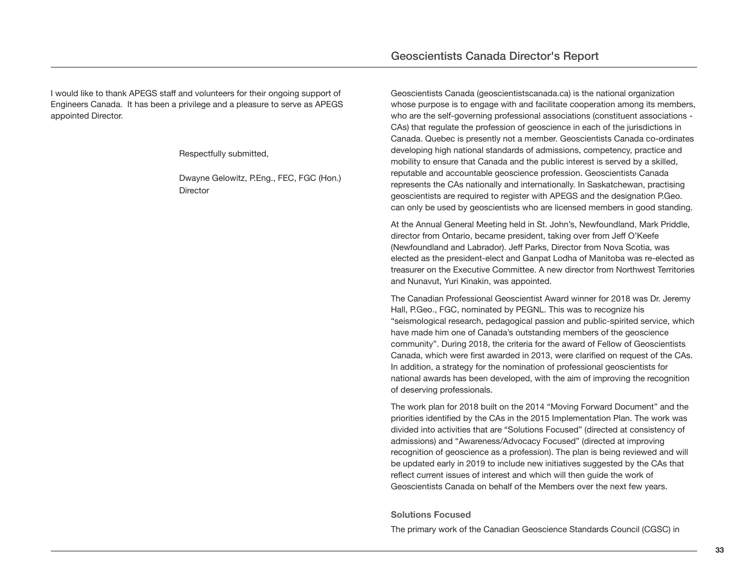I would like to thank APEGS staff and volunteers for their ongoing support of Engineers Canada. It has been a privilege and a pleasure to serve as APEGS appointed Director.

Respectfully submitted,

Dwayne Gelowitz, P.Eng., FEC, FGC (Hon.)
Director

# Geoscientists Canada Director's Report

Geoscientists Canada (geoscientistscanada.ca) is the national organization whose purpose is to engage with and facilitate cooperation among its members, who are the self-governing professional associations (constituent associations - CAs) that regulate the profession of geoscience in each of the jurisdictions in Canada. Quebec is presently not a member. Geoscientists Canada co-ordinates developing high national standards of admissions, competency, practice and mobility to ensure that Canada and the public interest is served by a skilled, reputable and accountable geoscience profession. Geoscientists Canada represents the CAs nationally and internationally. In Saskatchewan, practising geoscientists are required to register with APEGS and the designation P.Geo. can only be used by geoscientists who are licensed members in good standing.

At the Annual General Meeting held in St. John's, Newfoundland, Mark Priddle, director from Ontario, became president, taking over from Jeff O'Keefe (Newfoundland and Labrador). Jeff Parks, Director from Nova Scotia, was elected as the president-elect and Ganpat Lodha of Manitoba was re-elected as treasurer on the Executive Committee. A new director from Northwest Territories and Nunavut, Yuri Kinakin, was appointed.

The Canadian Professional Geoscientist Award winner for 2018 was Dr. Jeremy Hall, P.Geo., FGC, nominated by PEGNL. This was to recognize his "seismological research, pedagogical passion and public-spirited service, which have made him one of Canada's outstanding members of the geoscience community". During 2018, the criteria for the award of Fellow of Geoscientists Canada, which were first awarded in 2013, were clarified on request of the CAs. In addition, a strategy for the nomination of professional geoscientists for national awards has been developed, with the aim of improving the recognition of deserving professionals.

The work plan for 2018 built on the 2014 "Moving Forward Document" and the priorities identified by the CAs in the 2015 Implementation Plan. The work was divided into activities that are "Solutions Focused" (directed at consistency of admissions) and "Awareness/Advocacy Focused" (directed at improving recognition of geoscience as a profession). The plan is being reviewed and will be updated early in 2019 to include new initiatives suggested by the CAs that reflect current issues of interest and which will then guide the work of Geoscientists Canada on behalf of the Members over the next few years.

### Solutions Focused

The primary work of the Canadian Geoscience Standards Council (CGSC) in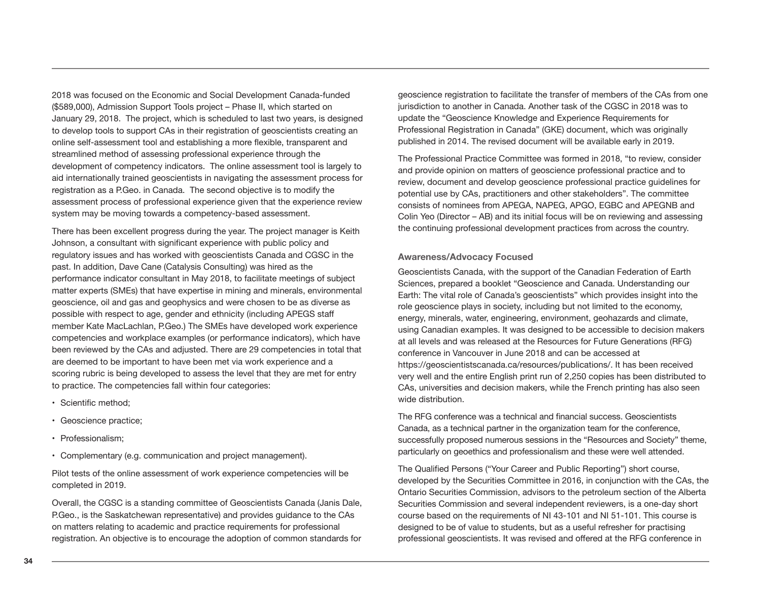2018 was focused on the Economic and Social Development Canada-funded ($589,000), Admission Support Tools project – Phase II, which started on January 29, 2018. The project, which is scheduled to last two years, is designed to develop tools to support CAs in their registration of geoscientists creating an online self-assessment tool and establishing a more flexible, transparent and streamlined method of assessing professional experience through the development of competency indicators. The online assessment tool is largely to aid internationally trained geoscientists in navigating the assessment process for registration as a P.Geo. in Canada. The second objective is to modify the assessment process of professional experience given that the experience review system may be moving towards a competency-based assessment.

There has been excellent progress during the year. The project manager is Keith Johnson, a consultant with significant experience with public policy and regulatory issues and has worked with geoscientists Canada and CGSC in the past. In addition, Dave Cane (Catalysis Consulting) was hired as the performance indicator consultant in May 2018, to facilitate meetings of subject matter experts (SMEs) that have expertise in mining and minerals, environmental geoscience, oil and gas and geophysics and were chosen to be as diverse as possible with respect to age, gender and ethnicity (including APEGS staff member Kate MacLachlan, P.Geo.) The SMEs have developed work experience competencies and workplace examples (or performance indicators), which have been reviewed by the CAs and adjusted. There are 29 competencies in total that are deemed to be important to have been met via work experience and a scoring rubric is being developed to assess the level that they are met for entry to practice. The competencies fall within four categories:

- Scientific method;
- Geoscience practice;
- Professionalism;
- Complementary (e.g. communication and project management).

Pilot tests of the online assessment of work experience competencies will be completed in 2019.

Overall, the CGSC is a standing committee of Geoscientists Canada (Janis Dale, P.Geo., is the Saskatchewan representative) and provides guidance to the CAs on matters relating to academic and practice requirements for professional registration. An objective is to encourage the adoption of common standards for geoscience registration to facilitate the transfer of members of the CAs from one jurisdiction to another in Canada. Another task of the CGSC in 2018 was to update the "Geoscience Knowledge and Experience Requirements for Professional Registration in Canada" (GKE) document, which was originally published in 2014. The revised document will be available early in 2019.

The Professional Practice Committee was formed in 2018, "to review, consider and provide opinion on matters of geoscience professional practice and to review, document and develop geoscience professional practice guidelines for potential use by CAs, practitioners and other stakeholders". The committee consists of nominees from APEGA, NAPEG, APGO, EGBC and APEGNB and Colin Yeo (Director – AB) and its initial focus will be on reviewing and assessing the continuing professional development practices from across the country.

### Awareness/Advocacy Focused

Geoscientists Canada, with the support of the Canadian Federation of Earth Sciences, prepared a booklet "Geoscience and Canada. Understanding our Earth: The vital role of Canada's geoscientists" which provides insight into the role geoscience plays in society, including but not limited to the economy, energy, minerals, water, engineering, environment, geohazards and climate, using Canadian examples. It was designed to be accessible to decision makers at all levels and was released at the Resources for Future Generations (RFG) conference in Vancouver in June 2018 and can be accessed at https://geoscientistscanada.ca/resources/publications/. It has been received very well and the entire English print run of 2,250 copies has been distributed to CAs, universities and decision makers, while the French printing has also seen wide distribution.

The RFG conference was a technical and financial success. Geoscientists Canada, as a technical partner in the organization team for the conference, successfully proposed numerous sessions in the "Resources and Society" theme, particularly on geoethics and professionalism and these were well attended.

The Qualified Persons ("Your Career and Public Reporting") short course, developed by the Securities Committee in 2016, in conjunction with the CAs, the Ontario Securities Commission, advisors to the petroleum section of the Alberta Securities Commission and several independent reviewers, is a one-day short course based on the requirements of NI 43-101 and NI 51-101. This course is designed to be of value to students, but as a useful refresher for practising professional geoscientists. It was revised and offered at the RFG conference in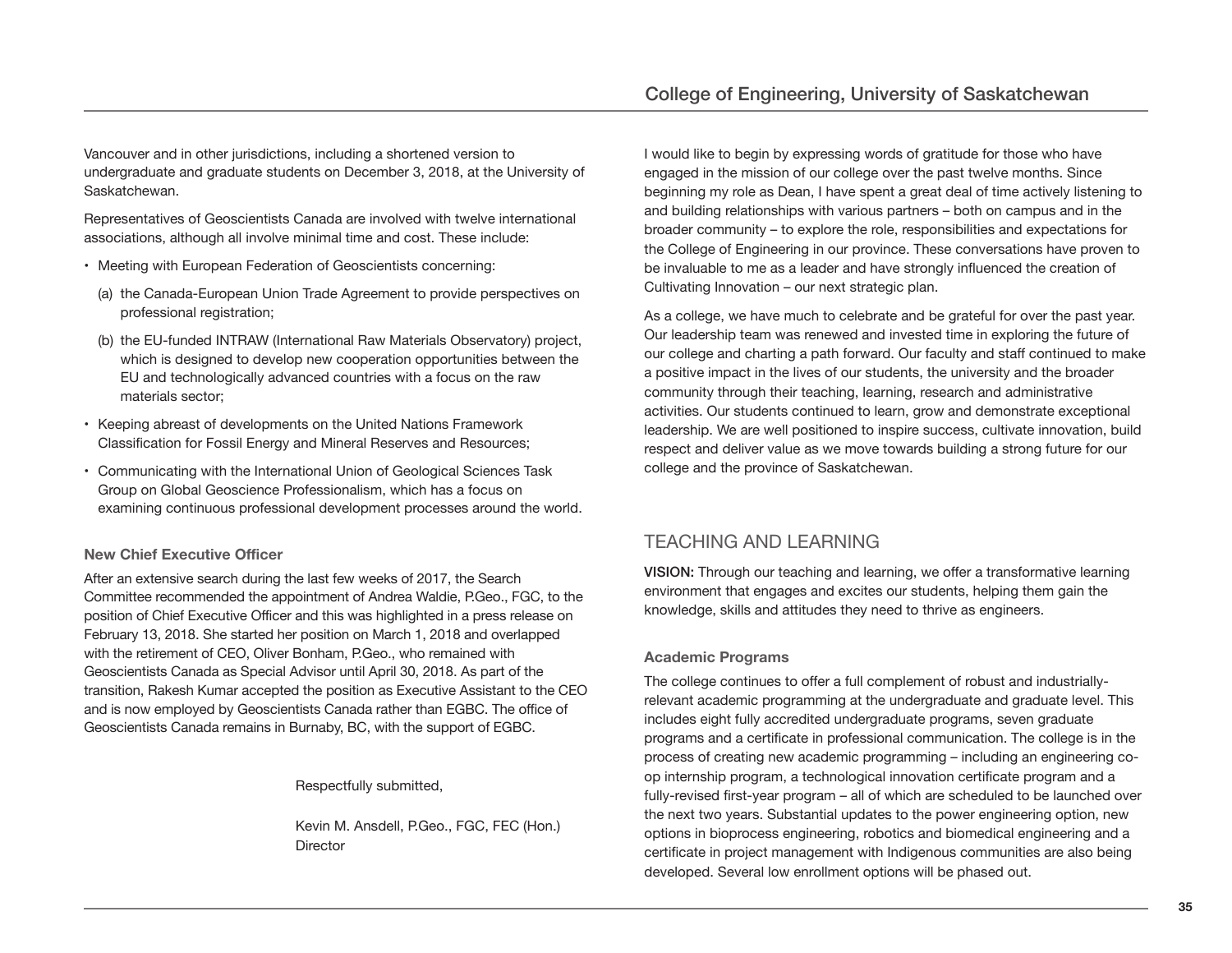Vancouver and in other jurisdictions, including a shortened version to undergraduate and graduate students on December 3, 2018, at the University of Saskatchewan.

Representatives of Geoscientists Canada are involved with twelve international associations, although all involve minimal time and cost. These include:

- Meeting with European Federation of Geoscientists concerning:
  - (a) the Canada-European Union Trade Agreement to provide perspectives on professional registration;
  - (b) the EU-funded INTRAW (International Raw Materials Observatory) project, which is designed to develop new cooperation opportunities between the EU and technologically advanced countries with a focus on the raw materials sector;
- Keeping abreast of developments on the United Nations Framework Classification for Fossil Energy and Mineral Reserves and Resources;
- Communicating with the International Union of Geological Sciences Task Group on Global Geoscience Professionalism, which has a focus on examining continuous professional development processes around the world.

### New Chief Executive Officer

After an extensive search during the last few weeks of 2017, the Search Committee recommended the appointment of Andrea Waldie, P.Geo., FGC, to the position of Chief Executive Officer and this was highlighted in a press release on February 13, 2018. She started her position on March 1, 2018 and overlapped with the retirement of CEO, Oliver Bonham, P.Geo., who remained with Geoscientists Canada as Special Advisor until April 30, 2018. As part of the transition, Rakesh Kumar accepted the position as Executive Assistant to the CEO and is now employed by Geoscientists Canada rather than EGBC. The office of Geoscientists Canada remains in Burnaby, BC, with the support of EGBC.

Respectfully submitted,

Kevin M. Ansdell, P.Geo., FGC, FEC (Hon.)
Director

I would like to begin by expressing words of gratitude for those who have engaged in the mission of our college over the past twelve months. Since beginning my role as Dean, I have spent a great deal of time actively listening to and building relationships with various partners – both on campus and in the broader community – to explore the role, responsibilities and expectations for the College of Engineering in our province. These conversations have proven to be invaluable to me as a leader and have strongly influenced the creation of Cultivating Innovation – our next strategic plan.

As a college, we have much to celebrate and be grateful for over the past year. Our leadership team was renewed and invested time in exploring the future of our college and charting a path forward. Our faculty and staff continued to make a positive impact in the lives of our students, the university and the broader community through their teaching, learning, research and administrative activities. Our students continued to learn, grow and demonstrate exceptional leadership. We are well positioned to inspire success, cultivate innovation, build respect and deliver value as we move towards building a strong future for our college and the province of Saskatchewan.

## TEACHING AND LEARNING

**VISION:** Through our teaching and learning, we offer a transformative learning environment that engages and excites our students, helping them gain the knowledge, skills and attitudes they need to thrive as engineers.

### Academic Programs

The college continues to offer a full complement of robust and industrially-relevant academic programming at the undergraduate and graduate level. This includes eight fully accredited undergraduate programs, seven graduate programs and a certificate in professional communication. The college is in the process of creating new academic programming – including an engineering co-op internship program, a technological innovation certificate program and a fully-revised first-year program – all of which are scheduled to be launched over the next two years. Substantial updates to the power engineering option, new options in bioprocess engineering, robotics and biomedical engineering and a certificate in project management with Indigenous communities are also being developed. Several low enrollment options will be phased out.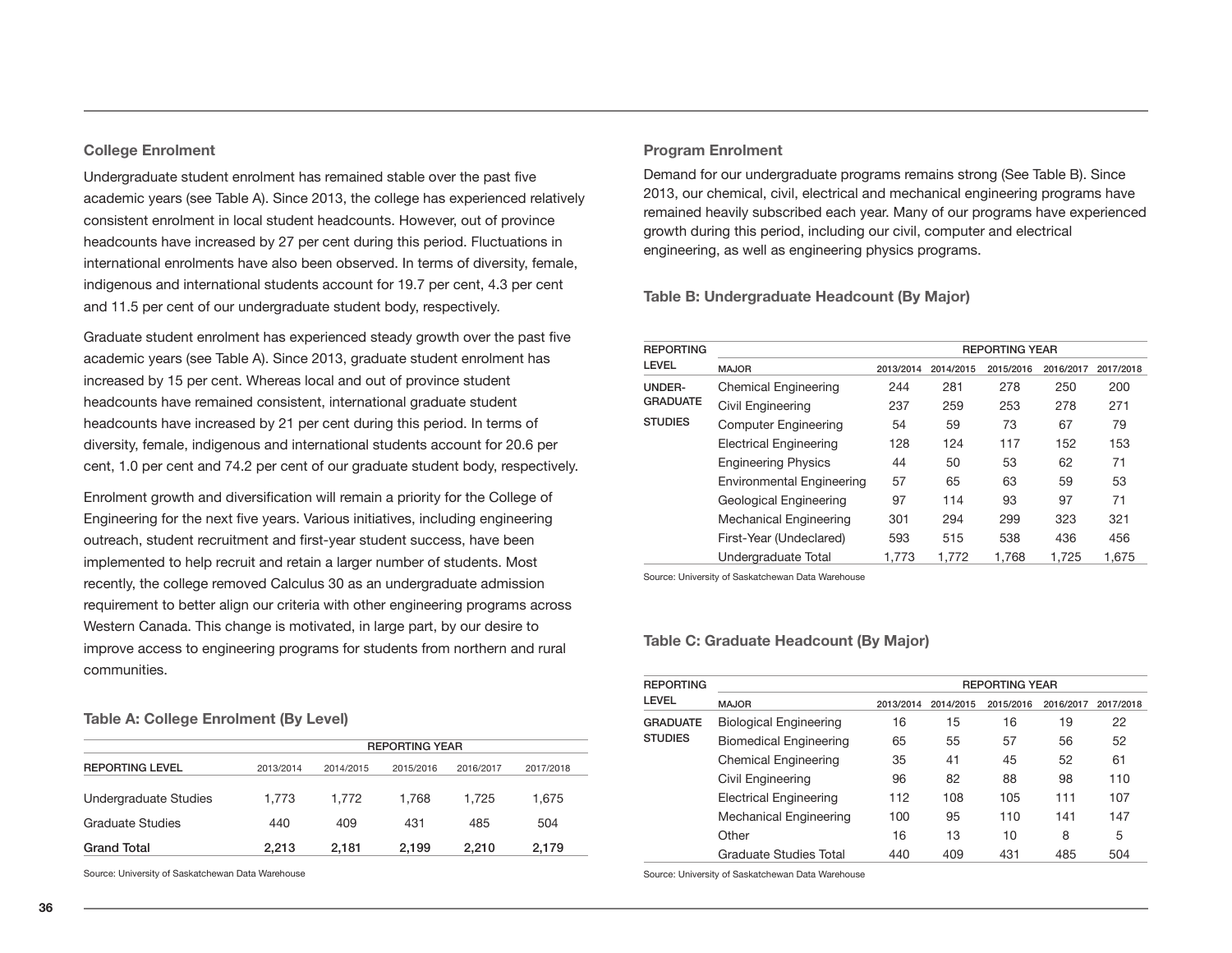### College Enrolment

Undergraduate student enrolment has remained stable over the past five academic years (see Table A). Since 2013, the college has experienced relatively consistent enrolment in local student headcounts. However, out of province headcounts have increased by 27 per cent during this period. Fluctuations in international enrolments have also been observed. In terms of diversity, female, indigenous and international students account for 19.7 per cent, 4.3 per cent and 11.5 per cent of our undergraduate student body, respectively.

Graduate student enrolment has experienced steady growth over the past five academic years (see Table A). Since 2013, graduate student enrolment has increased by 15 per cent. Whereas local and out of province student headcounts have remained consistent, international graduate student headcounts have increased by 21 per cent during this period. In terms of diversity, female, indigenous and international students account for 20.6 per cent, 1.0 per cent and 74.2 per cent of our graduate student body, respectively.

Enrolment growth and diversification will remain a priority for the College of Engineering for the next five years. Various initiatives, including engineering outreach, student recruitment and first-year student success, have been implemented to help recruit and retain a larger number of students. Most recently, the college removed Calculus 30 as an undergraduate admission requirement to better align our criteria with other engineering programs across Western Canada. This change is motivated, in large part, by our desire to improve access to engineering programs for students from northern and rural communities.

#### Table A: College Enrolment (By Level)

| | REPORTING YEAR | | | | |
|---|---|---|---|---|---|
| REPORTING LEVEL | 2013/2014 | 2014/2015 | 2015/2016 | 2016/2017 | 2017/2018 |
| Undergraduate Studies | 1,773 | 1,772 | 1,768 | 1,725 | 1,675 |
| Graduate Studies | 440 | 409 | 431 | 485 | 504 |
| **Grand Total** | **2,213** | **2,181** | **2,199** | **2,210** | **2,179** |

Source: University of Saskatchewan Data Warehouse

### Program Enrolment

Demand for our undergraduate programs remains strong (See Table B). Since 2013, our chemical, civil, electrical and mechanical engineering programs have remained heavily subscribed each year. Many of our programs have experienced growth during this period, including our civil, computer and electrical engineering, as well as engineering physics programs.

#### Table B: Undergraduate Headcount (By Major)

| REPORTING LEVEL | | REPORTING YEAR | | | | |
|---|---|---|---|---|---|---|
| | MAJOR | 2013/2014 | 2014/2015 | 2015/2016 | 2016/2017 | 2017/2018 |
| UNDER-GRADUATE STUDIES | Chemical Engineering | 244 | 281 | 278 | 250 | 200 |
| | Civil Engineering | 237 | 259 | 253 | 278 | 271 |
| | Computer Engineering | 54 | 59 | 73 | 67 | 79 |
| | Electrical Engineering | 128 | 124 | 117 | 152 | 153 |
| | Engineering Physics | 44 | 50 | 53 | 62 | 71 |
| | Environmental Engineering | 57 | 65 | 63 | 59 | 53 |
| | Geological Engineering | 97 | 114 | 93 | 97 | 71 |
| | Mechanical Engineering | 301 | 294 | 299 | 323 | 321 |
| | First-Year (Undeclared) | 593 | 515 | 538 | 436 | 456 |
| | Undergraduate Total | 1,773 | 1,772 | 1,768 | 1,725 | 1,675 |

Source: University of Saskatchewan Data Warehouse

#### Table C: Graduate Headcount (By Major)

| REPORTING LEVEL | | REPORTING YEAR | | | | |
|---|---|---|---|---|---|---|
| | MAJOR | 2013/2014 | 2014/2015 | 2015/2016 | 2016/2017 | 2017/2018 |
| GRADUATE STUDIES | Biological Engineering | 16 | 15 | 16 | 19 | 22 |
| | Biomedical Engineering | 65 | 55 | 57 | 56 | 52 |
| | Chemical Engineering | 35 | 41 | 45 | 52 | 61 |
| | Civil Engineering | 96 | 82 | 88 | 98 | 110 |
| | Electrical Engineering | 112 | 108 | 105 | 111 | 107 |
| | Mechanical Engineering | 100 | 95 | 110 | 141 | 147 |
| | Other | 16 | 13 | 10 | 8 | 5 |
| | Graduate Studies Total | 440 | 409 | 431 | 485 | 504 |

Source: University of Saskatchewan Data Warehouse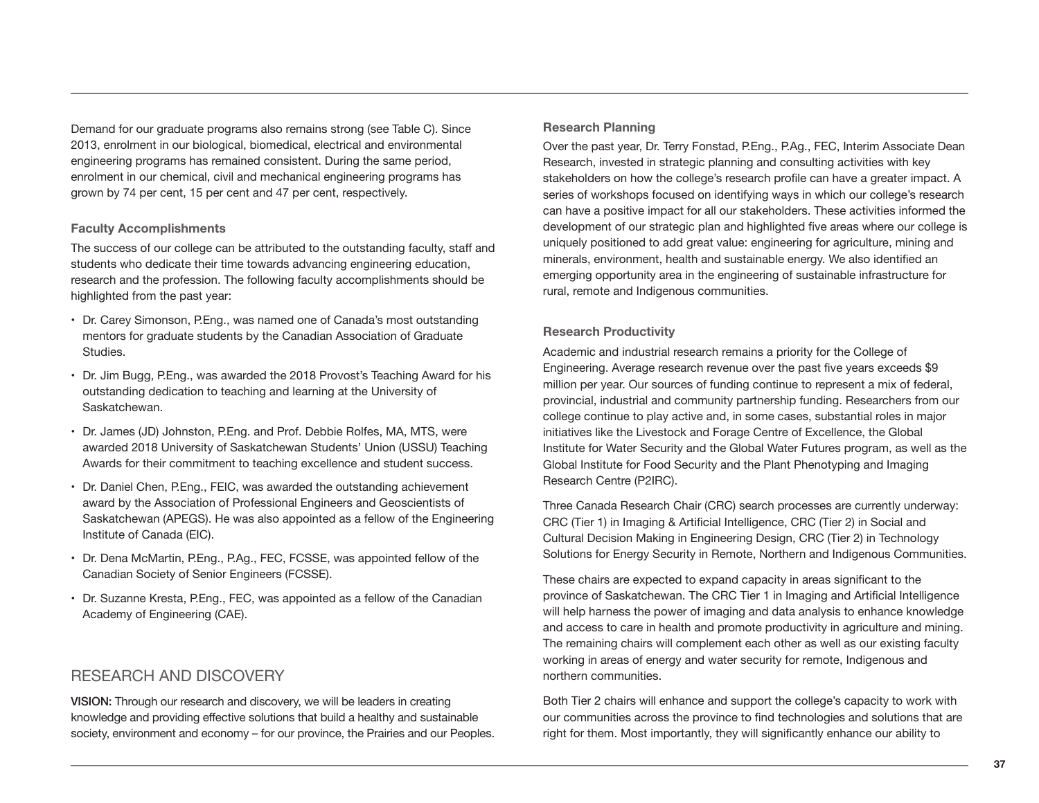Demand for our graduate programs also remains strong (see Table C). Since 2013, enrolment in our biological, biomedical, electrical and environmental engineering programs has remained consistent. During the same period, enrolment in our chemical, civil and mechanical engineering programs has grown by 74 per cent, 15 per cent and 47 per cent, respectively.

### Faculty Accomplishments

The success of our college can be attributed to the outstanding faculty, staff and students who dedicate their time towards advancing engineering education, research and the profession. The following faculty accomplishments should be highlighted from the past year:

- Dr. Carey Simonson, P.Eng., was named one of Canada's most outstanding mentors for graduate students by the Canadian Association of Graduate Studies.
- Dr. Jim Bugg, P.Eng., was awarded the 2018 Provost's Teaching Award for his outstanding dedication to teaching and learning at the University of Saskatchewan.
- Dr. James (JD) Johnston, P.Eng. and Prof. Debbie Rolfes, MA, MTS, were awarded 2018 University of Saskatchewan Students' Union (USSU) Teaching Awards for their commitment to teaching excellence and student success.
- Dr. Daniel Chen, P.Eng., FEIC, was awarded the outstanding achievement award by the Association of Professional Engineers and Geoscientists of Saskatchewan (APEGS). He was also appointed as a fellow of the Engineering Institute of Canada (EIC).
- Dr. Dena McMartin, P.Eng., P.Ag., FEC, FCSSE, was appointed fellow of the Canadian Society of Senior Engineers (FCSSE).
- Dr. Suzanne Kresta, P.Eng., FEC, was appointed as a fellow of the Canadian Academy of Engineering (CAE).

## RESEARCH AND DISCOVERY

**VISION:** Through our research and discovery, we will be leaders in creating knowledge and providing effective solutions that build a healthy and sustainable society, environment and economy – for our province, the Prairies and our Peoples.

### Research Planning

Over the past year, Dr. Terry Fonstad, P.Eng., P.Ag., FEC, Interim Associate Dean Research, invested in strategic planning and consulting activities with key stakeholders on how the college's research profile can have a greater impact. A series of workshops focused on identifying ways in which our college's research can have a positive impact for all our stakeholders. These activities informed the development of our strategic plan and highlighted five areas where our college is uniquely positioned to add great value: engineering for agriculture, mining and minerals, environment, health and sustainable energy. We also identified an emerging opportunity area in the engineering of sustainable infrastructure for rural, remote and Indigenous communities.

### Research Productivity

Academic and industrial research remains a priority for the College of Engineering. Average research revenue over the past five years exceeds $9 million per year. Our sources of funding continue to represent a mix of federal, provincial, industrial and community partnership funding. Researchers from our college continue to play active and, in some cases, substantial roles in major initiatives like the Livestock and Forage Centre of Excellence, the Global Institute for Water Security and the Global Water Futures program, as well as the Global Institute for Food Security and the Plant Phenotyping and Imaging Research Centre (P2IRC).

Three Canada Research Chair (CRC) search processes are currently underway: CRC (Tier 1) in Imaging & Artificial Intelligence, CRC (Tier 2) in Social and Cultural Decision Making in Engineering Design, CRC (Tier 2) in Technology Solutions for Energy Security in Remote, Northern and Indigenous Communities.

These chairs are expected to expand capacity in areas significant to the province of Saskatchewan. The CRC Tier 1 in Imaging and Artificial Intelligence will help harness the power of imaging and data analysis to enhance knowledge and access to care in health and promote productivity in agriculture and mining. The remaining chairs will complement each other as well as our existing faculty working in areas of energy and water security for remote, Indigenous and northern communities.

Both Tier 2 chairs will enhance and support the college's capacity to work with our communities across the province to find technologies and solutions that are right for them. Most importantly, they will significantly enhance our ability to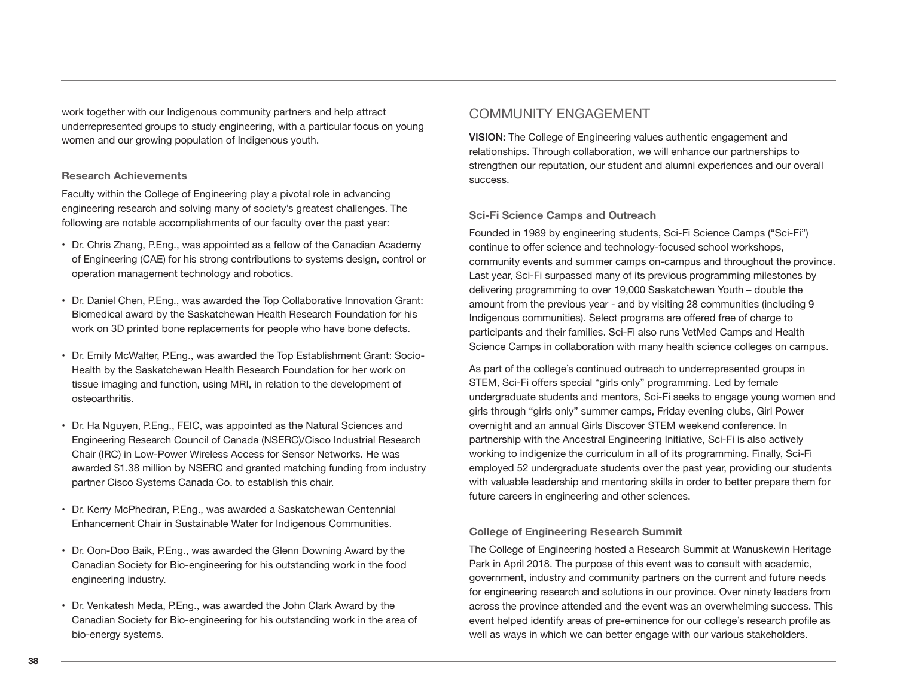work together with our Indigenous community partners and help attract underrepresented groups to study engineering, with a particular focus on young women and our growing population of Indigenous youth.

### Research Achievements

Faculty within the College of Engineering play a pivotal role in advancing engineering research and solving many of society's greatest challenges. The following are notable accomplishments of our faculty over the past year:

- Dr. Chris Zhang, P.Eng., was appointed as a fellow of the Canadian Academy of Engineering (CAE) for his strong contributions to systems design, control or operation management technology and robotics.
- Dr. Daniel Chen, P.Eng., was awarded the Top Collaborative Innovation Grant: Biomedical award by the Saskatchewan Health Research Foundation for his work on 3D printed bone replacements for people who have bone defects.
- Dr. Emily McWalter, P.Eng., was awarded the Top Establishment Grant: Socio-Health by the Saskatchewan Health Research Foundation for her work on tissue imaging and function, using MRI, in relation to the development of osteoarthritis.
- Dr. Ha Nguyen, P.Eng., FEIC, was appointed as the Natural Sciences and Engineering Research Council of Canada (NSERC)/Cisco Industrial Research Chair (IRC) in Low-Power Wireless Access for Sensor Networks. He was awarded $1.38 million by NSERC and granted matching funding from industry partner Cisco Systems Canada Co. to establish this chair.
- Dr. Kerry McPhedran, P.Eng., was awarded a Saskatchewan Centennial Enhancement Chair in Sustainable Water for Indigenous Communities.
- Dr. Oon-Doo Baik, P.Eng., was awarded the Glenn Downing Award by the Canadian Society for Bio-engineering for his outstanding work in the food engineering industry.
- Dr. Venkatesh Meda, P.Eng., was awarded the John Clark Award by the Canadian Society for Bio-engineering for his outstanding work in the area of bio-energy systems.

## COMMUNITY ENGAGEMENT

**VISION:** The College of Engineering values authentic engagement and relationships. Through collaboration, we will enhance our partnerships to strengthen our reputation, our student and alumni experiences and our overall success.

### Sci-Fi Science Camps and Outreach

Founded in 1989 by engineering students, Sci-Fi Science Camps ("Sci-Fi") continue to offer science and technology-focused school workshops, community events and summer camps on-campus and throughout the province. Last year, Sci-Fi surpassed many of its previous programming milestones by delivering programming to over 19,000 Saskatchewan Youth – double the amount from the previous year - and by visiting 28 communities (including 9 Indigenous communities). Select programs are offered free of charge to participants and their families. Sci-Fi also runs VetMed Camps and Health Science Camps in collaboration with many health science colleges on campus.

As part of the college's continued outreach to underrepresented groups in STEM, Sci-Fi offers special "girls only" programming. Led by female undergraduate students and mentors, Sci-Fi seeks to engage young women and girls through "girls only" summer camps, Friday evening clubs, Girl Power overnight and an annual Girls Discover STEM weekend conference. In partnership with the Ancestral Engineering Initiative, Sci-Fi is also actively working to indigenize the curriculum in all of its programming. Finally, Sci-Fi employed 52 undergraduate students over the past year, providing our students with valuable leadership and mentoring skills in order to better prepare them for future careers in engineering and other sciences.

### College of Engineering Research Summit

The College of Engineering hosted a Research Summit at Wanuskewin Heritage Park in April 2018. The purpose of this event was to consult with academic, government, industry and community partners on the current and future needs for engineering research and solutions in our province. Over ninety leaders from across the province attended and the event was an overwhelming success. This event helped identify areas of pre-eminence for our college's research profile as well as ways in which we can better engage with our various stakeholders.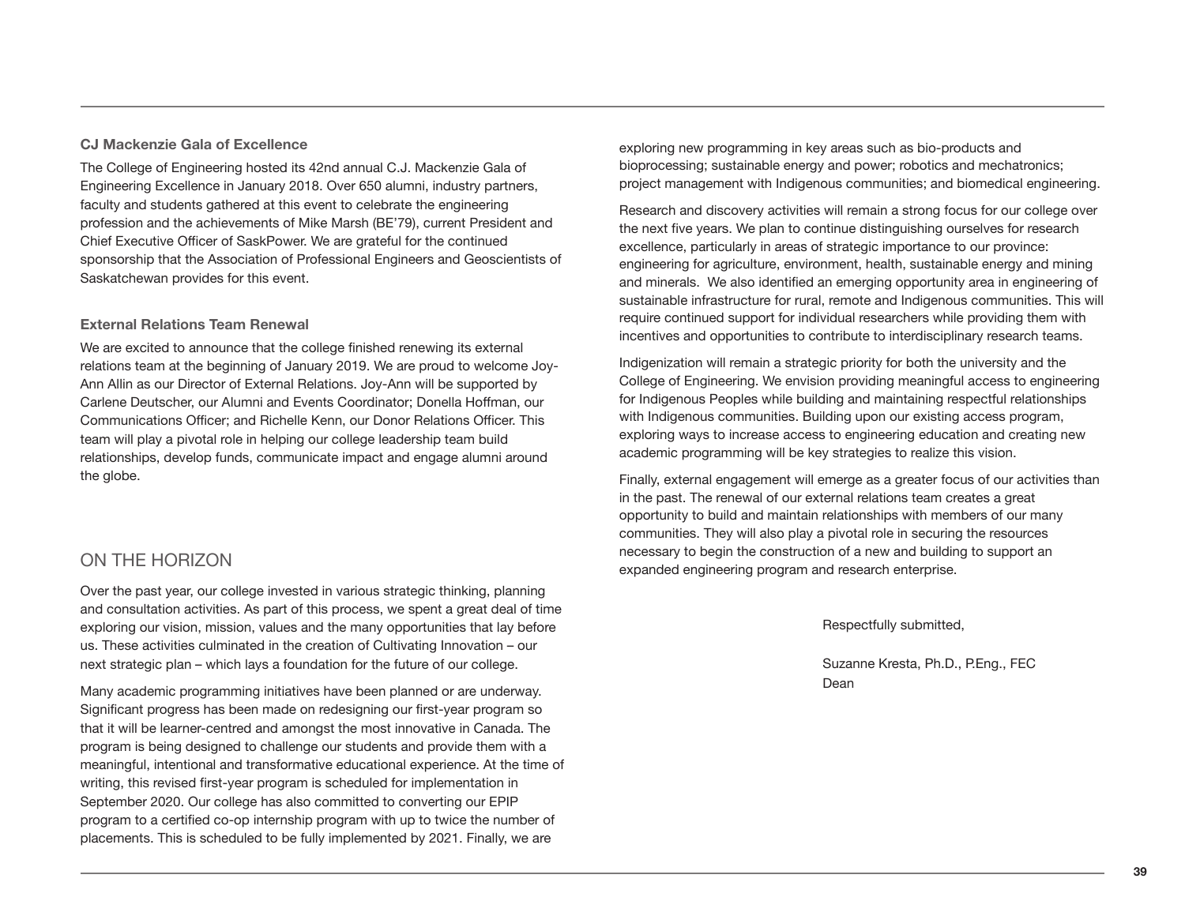### CJ Mackenzie Gala of Excellence

The College of Engineering hosted its 42nd annual C.J. Mackenzie Gala of Engineering Excellence in January 2018. Over 650 alumni, industry partners, faculty and students gathered at this event to celebrate the engineering profession and the achievements of Mike Marsh (BE'79), current President and Chief Executive Officer of SaskPower. We are grateful for the continued sponsorship that the Association of Professional Engineers and Geoscientists of Saskatchewan provides for this event.

### External Relations Team Renewal

We are excited to announce that the college finished renewing its external relations team at the beginning of January 2019. We are proud to welcome Joy-Ann Allin as our Director of External Relations. Joy-Ann will be supported by Carlene Deutscher, our Alumni and Events Coordinator; Donella Hoffman, our Communications Officer; and Richelle Kenn, our Donor Relations Officer. This team will play a pivotal role in helping our college leadership team build relationships, develop funds, communicate impact and engage alumni around the globe.

## ON THE HORIZON

Over the past year, our college invested in various strategic thinking, planning and consultation activities. As part of this process, we spent a great deal of time exploring our vision, mission, values and the many opportunities that lay before us. These activities culminated in the creation of Cultivating Innovation – our next strategic plan – which lays a foundation for the future of our college.

Many academic programming initiatives have been planned or are underway. Significant progress has been made on redesigning our first-year program so that it will be learner-centred and amongst the most innovative in Canada. The program is being designed to challenge our students and provide them with a meaningful, intentional and transformative educational experience. At the time of writing, this revised first-year program is scheduled for implementation in September 2020. Our college has also committed to converting our EPIP program to a certified co-op internship program with up to twice the number of placements. This is scheduled to be fully implemented by 2021. Finally, we are exploring new programming in key areas such as bio-products and bioprocessing; sustainable energy and power; robotics and mechatronics; project management with Indigenous communities; and biomedical engineering.

Research and discovery activities will remain a strong focus for our college over the next five years. We plan to continue distinguishing ourselves for research excellence, particularly in areas of strategic importance to our province: engineering for agriculture, environment, health, sustainable energy and mining and minerals. We also identified an emerging opportunity area in engineering of sustainable infrastructure for rural, remote and Indigenous communities. This will require continued support for individual researchers while providing them with incentives and opportunities to contribute to interdisciplinary research teams.

Indigenization will remain a strategic priority for both the university and the College of Engineering. We envision providing meaningful access to engineering for Indigenous Peoples while building and maintaining respectful relationships with Indigenous communities. Building upon our existing access program, exploring ways to increase access to engineering education and creating new academic programming will be key strategies to realize this vision.

Finally, external engagement will emerge as a greater focus of our activities than in the past. The renewal of our external relations team creates a great opportunity to build and maintain relationships with members of our many communities. They will also play a pivotal role in securing the resources necessary to begin the construction of a new and building to support an expanded engineering program and research enterprise.

Respectfully submitted,

Suzanne Kresta, Ph.D., P.Eng., FEC
Dean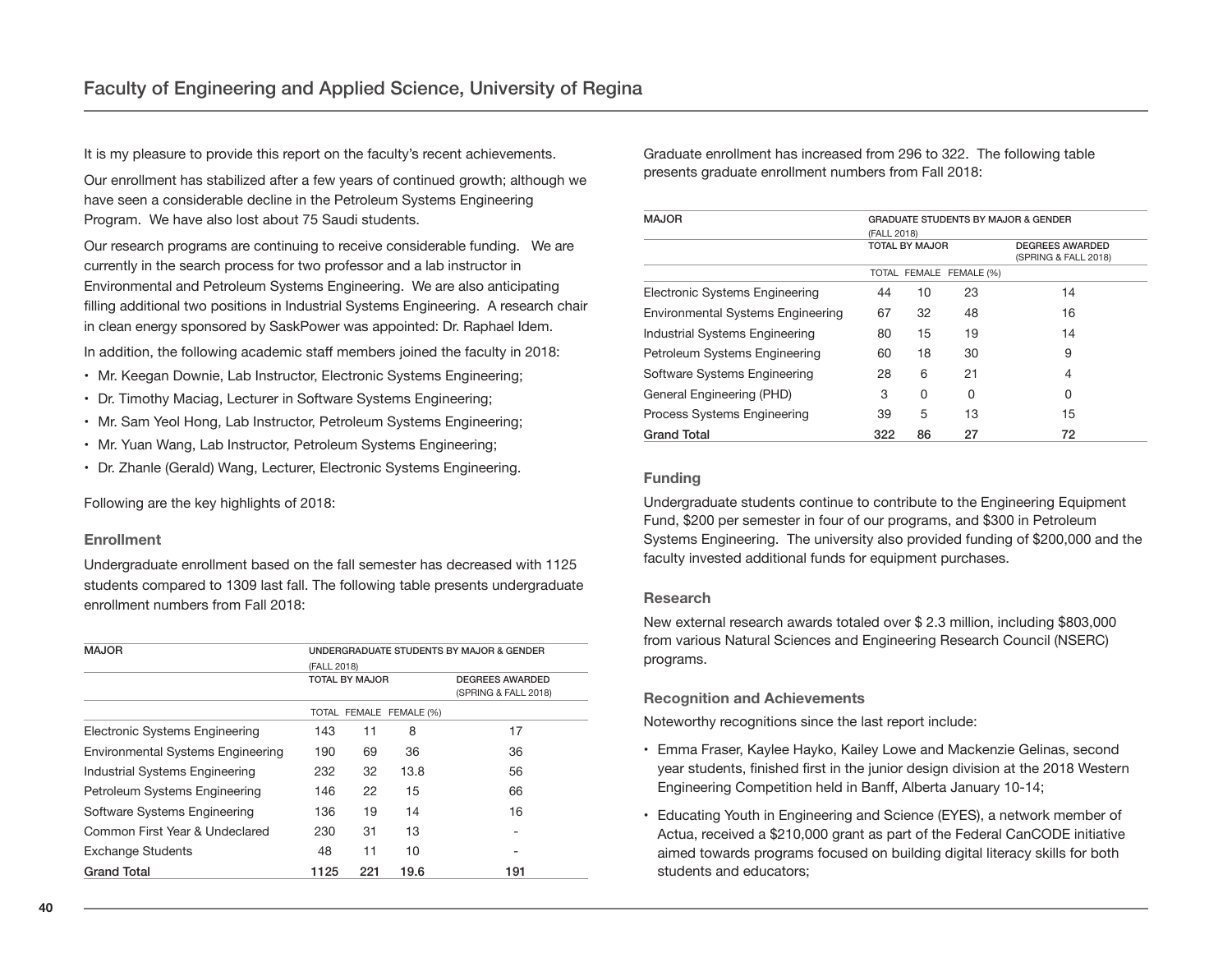# Faculty of Engineering and Applied Science, University of Regina

It is my pleasure to provide this report on the faculty's recent achievements.

Our enrollment has stabilized after a few years of continued growth; although we have seen a considerable decline in the Petroleum Systems Engineering Program. We have also lost about 75 Saudi students.

Our research programs are continuing to receive considerable funding. We are currently in the search process for two professor and a lab instructor in Environmental and Petroleum Systems Engineering. We are also anticipating filling additional two positions in Industrial Systems Engineering. A research chair in clean energy sponsored by SaskPower was appointed: Dr. Raphael Idem.

In addition, the following academic staff members joined the faculty in 2018:

- Mr. Keegan Downie, Lab Instructor, Electronic Systems Engineering;
- Dr. Timothy Maciag, Lecturer in Software Systems Engineering;
- Mr. Sam Yeol Hong, Lab Instructor, Petroleum Systems Engineering;
- Mr. Yuan Wang, Lab Instructor, Petroleum Systems Engineering;
- Dr. Zhanle (Gerald) Wang, Lecturer, Electronic Systems Engineering.

Following are the key highlights of 2018:

### Enrollment

Undergraduate enrollment based on the fall semester has decreased with 1125 students compared to 1309 last fall. The following table presents undergraduate enrollment numbers from Fall 2018:

| MAJOR | UNDERGRADUATE STUDENTS BY MAJOR & GENDER (FALL 2018) | | | |
|---|---|---|---|---|
| | TOTAL BY MAJOR | | | DEGREES AWARDED (SPRING & FALL 2018) |
| | TOTAL | FEMALE | FEMALE (%) | |
| Electronic Systems Engineering | 143 | 11 | 8 | 17 |
| Environmental Systems Engineering | 190 | 69 | 36 | 36 |
| Industrial Systems Engineering | 232 | 32 | 13.8 | 56 |
| Petroleum Systems Engineering | 146 | 22 | 15 | 66 |
| Software Systems Engineering | 136 | 19 | 14 | 16 |
| Common First Year & Undeclared | 230 | 31 | 13 | - |
| Exchange Students | 48 | 11 | 10 | - |
| **Grand Total** | **1125** | **221** | **19.6** | **191** |

Graduate enrollment has increased from 296 to 322. The following table presents graduate enrollment numbers from Fall 2018:

| MAJOR | GRADUATE STUDENTS BY MAJOR & GENDER (FALL 2018) | | | |
|---|---|---|---|---|
| | TOTAL BY MAJOR | | | DEGREES AWARDED (SPRING & FALL 2018) |
| | TOTAL | FEMALE | FEMALE (%) | |
| Electronic Systems Engineering | 44 | 10 | 23 | 14 |
| Environmental Systems Engineering | 67 | 32 | 48 | 16 |
| Industrial Systems Engineering | 80 | 15 | 19 | 14 |
| Petroleum Systems Engineering | 60 | 18 | 30 | 9 |
| Software Systems Engineering | 28 | 6 | 21 | 4 |
| General Engineering (PHD) | 3 | 0 | 0 | 0 |
| Process Systems Engineering | 39 | 5 | 13 | 15 |
| **Grand Total** | **322** | **86** | **27** | **72** |

### Funding

Undergraduate students continue to contribute to the Engineering Equipment Fund, $200 per semester in four of our programs, and $300 in Petroleum Systems Engineering. The university also provided funding of $200,000 and the faculty invested additional funds for equipment purchases.

### Research

New external research awards totaled over $ 2.3 million, including $803,000 from various Natural Sciences and Engineering Research Council (NSERC) programs.

### Recognition and Achievements

Noteworthy recognitions since the last report include:

- Emma Fraser, Kaylee Hayko, Kailey Lowe and Mackenzie Gelinas, second year students, finished first in the junior design division at the 2018 Western Engineering Competition held in Banff, Alberta January 10-14;
- Educating Youth in Engineering and Science (EYES), a network member of Actua, received a $210,000 grant as part of the Federal CanCODE initiative aimed towards programs focused on building digital literacy skills for both students and educators;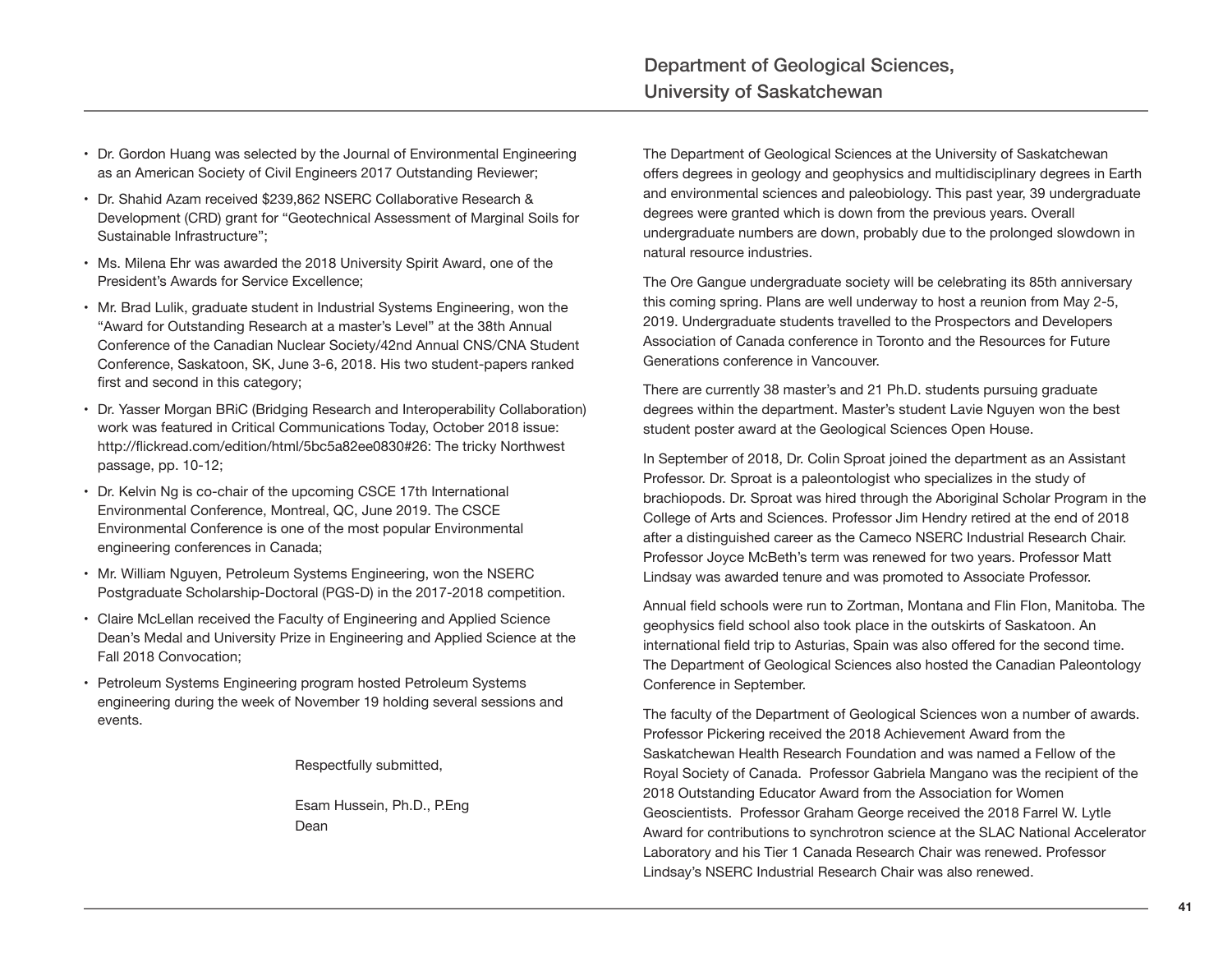- Dr. Gordon Huang was selected by the Journal of Environmental Engineering as an American Society of Civil Engineers 2017 Outstanding Reviewer;
- Dr. Shahid Azam received $239,862 NSERC Collaborative Research & Development (CRD) grant for "Geotechnical Assessment of Marginal Soils for Sustainable Infrastructure";
- Ms. Milena Ehr was awarded the 2018 University Spirit Award, one of the President's Awards for Service Excellence;
- Mr. Brad Lulik, graduate student in Industrial Systems Engineering, won the "Award for Outstanding Research at a master's Level" at the 38th Annual Conference of the Canadian Nuclear Society/42nd Annual CNS/CNA Student Conference, Saskatoon, SK, June 3-6, 2018. His two student-papers ranked first and second in this category;
- Dr. Yasser Morgan BRiC (Bridging Research and Interoperability Collaboration) work was featured in Critical Communications Today, October 2018 issue: http://flickread.com/edition/html/5bc5a82ee0830#26: The tricky Northwest passage, pp. 10-12;
- Dr. Kelvin Ng is co-chair of the upcoming CSCE 17th International Environmental Conference, Montreal, QC, June 2019. The CSCE Environmental Conference is one of the most popular Environmental engineering conferences in Canada;
- Mr. William Nguyen, Petroleum Systems Engineering, won the NSERC Postgraduate Scholarship-Doctoral (PGS-D) in the 2017-2018 competition.
- Claire McLellan received the Faculty of Engineering and Applied Science Dean's Medal and University Prize in Engineering and Applied Science at the Fall 2018 Convocation;
- Petroleum Systems Engineering program hosted Petroleum Systems engineering during the week of November 19 holding several sessions and events.

Respectfully submitted,

Esam Hussein, Ph.D., P.Eng
Dean

## Department of Geological Sciences, University of Saskatchewan

The Department of Geological Sciences at the University of Saskatchewan offers degrees in geology and geophysics and multidisciplinary degrees in Earth and environmental sciences and paleobiology. This past year, 39 undergraduate degrees were granted which is down from the previous years. Overall undergraduate numbers are down, probably due to the prolonged slowdown in natural resource industries.

The Ore Gangue undergraduate society will be celebrating its 85th anniversary this coming spring. Plans are well underway to host a reunion from May 2-5, 2019. Undergraduate students travelled to the Prospectors and Developers Association of Canada conference in Toronto and the Resources for Future Generations conference in Vancouver.

There are currently 38 master's and 21 Ph.D. students pursuing graduate degrees within the department. Master's student Lavie Nguyen won the best student poster award at the Geological Sciences Open House.

In September of 2018, Dr. Colin Sproat joined the department as an Assistant Professor. Dr. Sproat is a paleontologist who specializes in the study of brachiopods. Dr. Sproat was hired through the Aboriginal Scholar Program in the College of Arts and Sciences. Professor Jim Hendry retired at the end of 2018 after a distinguished career as the Cameco NSERC Industrial Research Chair. Professor Joyce McBeth's term was renewed for two years. Professor Matt Lindsay was awarded tenure and was promoted to Associate Professor.

Annual field schools were run to Zortman, Montana and Flin Flon, Manitoba. The geophysics field school also took place in the outskirts of Saskatoon. An international field trip to Asturias, Spain was also offered for the second time. The Department of Geological Sciences also hosted the Canadian Paleontology Conference in September.

The faculty of the Department of Geological Sciences won a number of awards. Professor Pickering received the 2018 Achievement Award from the Saskatchewan Health Research Foundation and was named a Fellow of the Royal Society of Canada. Professor Gabriela Mangano was the recipient of the 2018 Outstanding Educator Award from the Association for Women Geoscientists. Professor Graham George received the 2018 Farrel W. Lytle Award for contributions to synchrotron science at the SLAC National Accelerator Laboratory and his Tier 1 Canada Research Chair was renewed. Professor Lindsay's NSERC Industrial Research Chair was also renewed.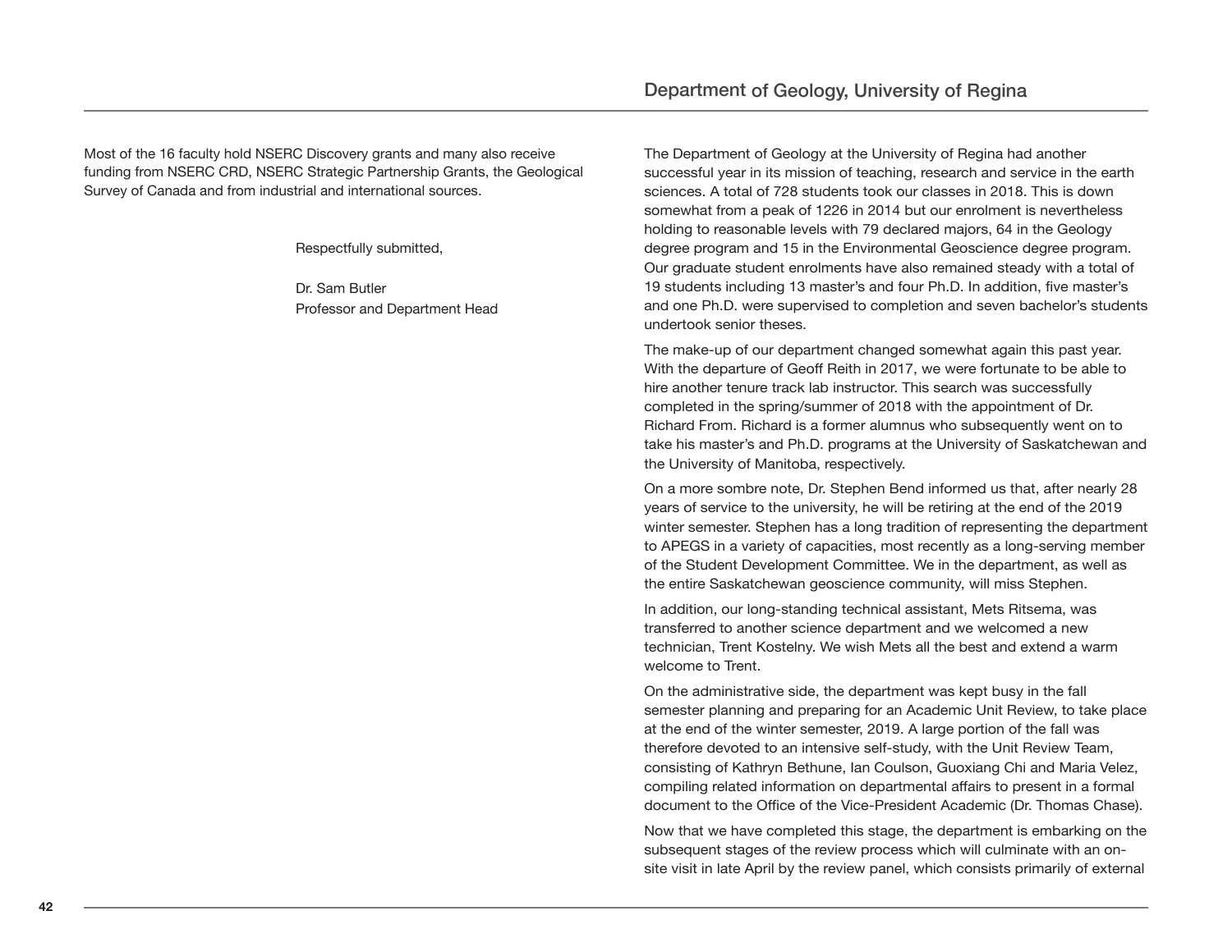Most of the 16 faculty hold NSERC Discovery grants and many also receive funding from NSERC CRD, NSERC Strategic Partnership Grants, the Geological Survey of Canada and from industrial and international sources.

Respectfully submitted,

Dr. Sam Butler
Professor and Department Head

## Department of Geology, University of Regina

The Department of Geology at the University of Regina had another successful year in its mission of teaching, research and service in the earth sciences. A total of 728 students took our classes in 2018. This is down somewhat from a peak of 1226 in 2014 but our enrolment is nevertheless holding to reasonable levels with 79 declared majors, 64 in the Geology degree program and 15 in the Environmental Geoscience degree program. Our graduate student enrolments have also remained steady with a total of 19 students including 13 master's and four Ph.D. In addition, five master's and one Ph.D. were supervised to completion and seven bachelor's students undertook senior theses.

The make-up of our department changed somewhat again this past year. With the departure of Geoff Reith in 2017, we were fortunate to be able to hire another tenure track lab instructor. This search was successfully completed in the spring/summer of 2018 with the appointment of Dr. Richard From. Richard is a former alumnus who subsequently went on to take his master's and Ph.D. programs at the University of Saskatchewan and the University of Manitoba, respectively.

On a more sombre note, Dr. Stephen Bend informed us that, after nearly 28 years of service to the university, he will be retiring at the end of the 2019 winter semester. Stephen has a long tradition of representing the department to APEGS in a variety of capacities, most recently as a long-serving member of the Student Development Committee. We in the department, as well as the entire Saskatchewan geoscience community, will miss Stephen.

In addition, our long-standing technical assistant, Mets Ritsema, was transferred to another science department and we welcomed a new technician, Trent Kostelny. We wish Mets all the best and extend a warm welcome to Trent.

On the administrative side, the department was kept busy in the fall semester planning and preparing for an Academic Unit Review, to take place at the end of the winter semester, 2019. A large portion of the fall was therefore devoted to an intensive self-study, with the Unit Review Team, consisting of Kathryn Bethune, Ian Coulson, Guoxiang Chi and Maria Velez, compiling related information on departmental affairs to present in a formal document to the Office of the Vice-President Academic (Dr. Thomas Chase).

Now that we have completed this stage, the department is embarking on the subsequent stages of the review process which will culminate with an on-site visit in late April by the review panel, which consists primarily of external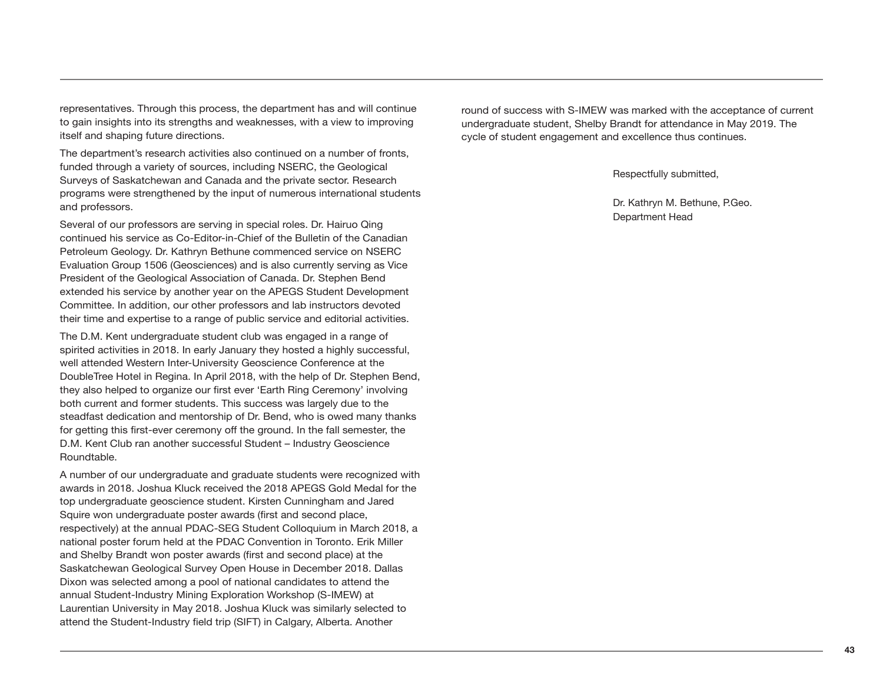representatives. Through this process, the department has and will continue to gain insights into its strengths and weaknesses, with a view to improving itself and shaping future directions.

The department's research activities also continued on a number of fronts, funded through a variety of sources, including NSERC, the Geological Surveys of Saskatchewan and Canada and the private sector. Research programs were strengthened by the input of numerous international students and professors.

Several of our professors are serving in special roles. Dr. Hairuo Qing continued his service as Co-Editor-in-Chief of the Bulletin of the Canadian Petroleum Geology. Dr. Kathryn Bethune commenced service on NSERC Evaluation Group 1506 (Geosciences) and is also currently serving as Vice President of the Geological Association of Canada. Dr. Stephen Bend extended his service by another year on the APEGS Student Development Committee. In addition, our other professors and lab instructors devoted their time and expertise to a range of public service and editorial activities.

The D.M. Kent undergraduate student club was engaged in a range of spirited activities in 2018. In early January they hosted a highly successful, well attended Western Inter-University Geoscience Conference at the DoubleTree Hotel in Regina. In April 2018, with the help of Dr. Stephen Bend, they also helped to organize our first ever 'Earth Ring Ceremony' involving both current and former students. This success was largely due to the steadfast dedication and mentorship of Dr. Bend, who is owed many thanks for getting this first-ever ceremony off the ground. In the fall semester, the D.M. Kent Club ran another successful Student – Industry Geoscience Roundtable.

A number of our undergraduate and graduate students were recognized with awards in 2018. Joshua Kluck received the 2018 APEGS Gold Medal for the top undergraduate geoscience student. Kirsten Cunningham and Jared Squire won undergraduate poster awards (first and second place, respectively) at the annual PDAC-SEG Student Colloquium in March 2018, a national poster forum held at the PDAC Convention in Toronto. Erik Miller and Shelby Brandt won poster awards (first and second place) at the Saskatchewan Geological Survey Open House in December 2018. Dallas Dixon was selected among a pool of national candidates to attend the annual Student-Industry Mining Exploration Workshop (S-IMEW) at Laurentian University in May 2018. Joshua Kluck was similarly selected to attend the Student-Industry field trip (SIFT) in Calgary, Alberta. Another round of success with S-IMEW was marked with the acceptance of current undergraduate student, Shelby Brandt for attendance in May 2019. The cycle of student engagement and excellence thus continues.

Respectfully submitted,

Dr. Kathryn M. Bethune, P.Geo.
Department Head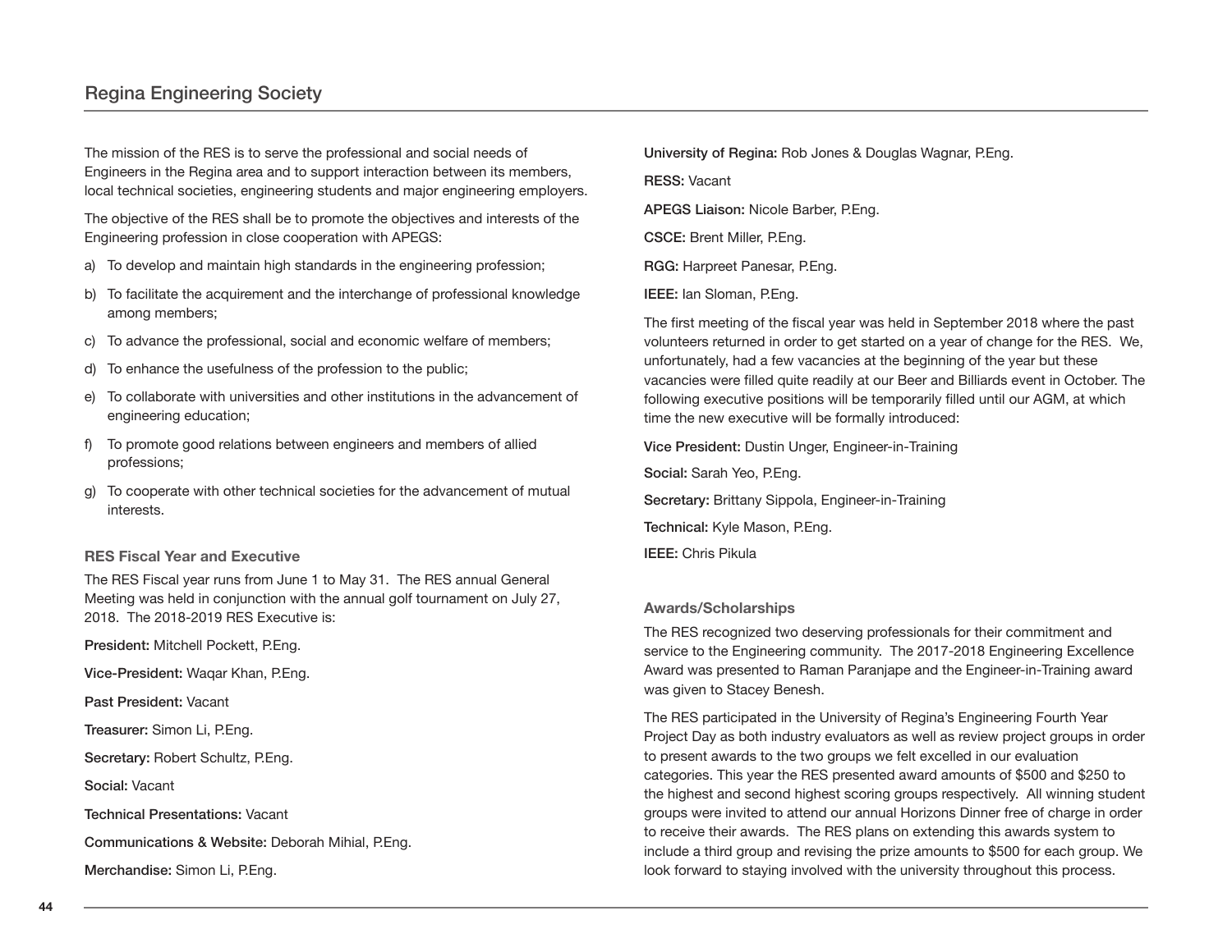## Regina Engineering Society

The mission of the RES is to serve the professional and social needs of Engineers in the Regina area and to support interaction between its members, local technical societies, engineering students and major engineering employers.

The objective of the RES shall be to promote the objectives and interests of the Engineering profession in close cooperation with APEGS:

a) To develop and maintain high standards in the engineering profession;

b) To facilitate the acquirement and the interchange of professional knowledge among members;

c) To advance the professional, social and economic welfare of members;

d) To enhance the usefulness of the profession to the public;

e) To collaborate with universities and other institutions in the advancement of engineering education;

f) To promote good relations between engineers and members of allied professions;

g) To cooperate with other technical societies for the advancement of mutual interests.

### RES Fiscal Year and Executive

The RES Fiscal year runs from June 1 to May 31. The RES annual General Meeting was held in conjunction with the annual golf tournament on July 27, 2018. The 2018-2019 RES Executive is:

**President:** Mitchell Pockett, P.Eng.

**Vice-President:** Waqar Khan, P.Eng.

**Past President:** Vacant

**Treasurer:** Simon Li, P.Eng.

**Secretary:** Robert Schultz, P.Eng.

**Social:** Vacant

**Technical Presentations:** Vacant

**Communications & Website:** Deborah Mihial, P.Eng.

**Merchandise:** Simon Li, P.Eng.

**University of Regina:** Rob Jones & Douglas Wagnar, P.Eng.

**RESS:** Vacant

**APEGS Liaison:** Nicole Barber, P.Eng.

**CSCE:** Brent Miller, P.Eng.

**RGG:** Harpreet Panesar, P.Eng.

**IEEE:** Ian Sloman, P.Eng.

The first meeting of the fiscal year was held in September 2018 where the past volunteers returned in order to get started on a year of change for the RES. We, unfortunately, had a few vacancies at the beginning of the year but these vacancies were filled quite readily at our Beer and Billiards event in October. The following executive positions will be temporarily filled until our AGM, at which time the new executive will be formally introduced:

**Vice President:** Dustin Unger, Engineer-in-Training

**Social:** Sarah Yeo, P.Eng.

**Secretary:** Brittany Sippola, Engineer-in-Training

**Technical:** Kyle Mason, P.Eng.

**IEEE:** Chris Pikula

### Awards/Scholarships

The RES recognized two deserving professionals for their commitment and service to the Engineering community. The 2017-2018 Engineering Excellence Award was presented to Raman Paranjape and the Engineer-in-Training award was given to Stacey Benesh.

The RES participated in the University of Regina's Engineering Fourth Year Project Day as both industry evaluators as well as review project groups in order to present awards to the two groups we felt excelled in our evaluation categories. This year the RES presented award amounts of $500 and $250 to the highest and second highest scoring groups respectively. All winning student groups were invited to attend our annual Horizons Dinner free of charge in order to receive their awards. The RES plans on extending this awards system to include a third group and revising the prize amounts to $500 for each group. We look forward to staying involved with the university throughout this process.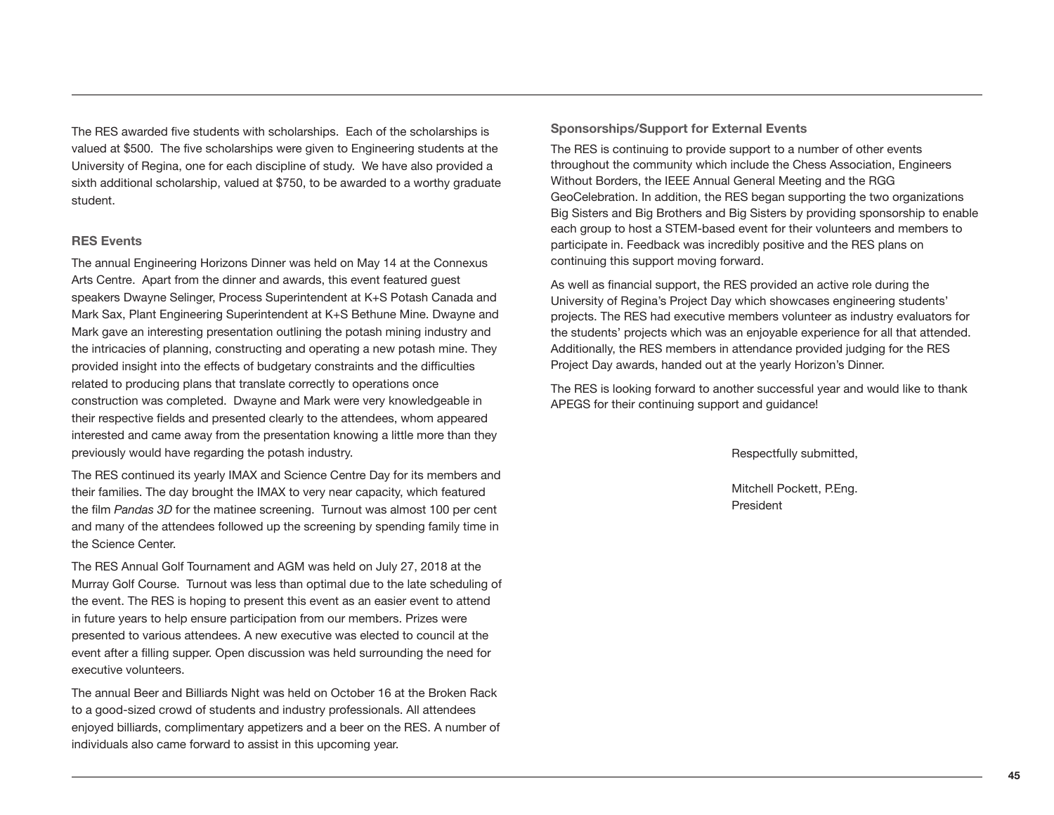The RES awarded five students with scholarships. Each of the scholarships is valued at $500. The five scholarships were given to Engineering students at the University of Regina, one for each discipline of study. We have also provided a sixth additional scholarship, valued at $750, to be awarded to a worthy graduate student.

### RES Events

The annual Engineering Horizons Dinner was held on May 14 at the Connexus Arts Centre. Apart from the dinner and awards, this event featured guest speakers Dwayne Selinger, Process Superintendent at K+S Potash Canada and Mark Sax, Plant Engineering Superintendent at K+S Bethune Mine. Dwayne and Mark gave an interesting presentation outlining the potash mining industry and the intricacies of planning, constructing and operating a new potash mine. They provided insight into the effects of budgetary constraints and the difficulties related to producing plans that translate correctly to operations once construction was completed. Dwayne and Mark were very knowledgeable in their respective fields and presented clearly to the attendees, whom appeared interested and came away from the presentation knowing a little more than they previously would have regarding the potash industry.

The RES continued its yearly IMAX and Science Centre Day for its members and their families. The day brought the IMAX to very near capacity, which featured the film *Pandas 3D* for the matinee screening. Turnout was almost 100 per cent and many of the attendees followed up the screening by spending family time in the Science Center.

The RES Annual Golf Tournament and AGM was held on July 27, 2018 at the Murray Golf Course. Turnout was less than optimal due to the late scheduling of the event. The RES is hoping to present this event as an easier event to attend in future years to help ensure participation from our members. Prizes were presented to various attendees. A new executive was elected to council at the event after a filling supper. Open discussion was held surrounding the need for executive volunteers.

The annual Beer and Billiards Night was held on October 16 at the Broken Rack to a good-sized crowd of students and industry professionals. All attendees enjoyed billiards, complimentary appetizers and a beer on the RES. A number of individuals also came forward to assist in this upcoming year.

### Sponsorships/Support for External Events

The RES is continuing to provide support to a number of other events throughout the community which include the Chess Association, Engineers Without Borders, the IEEE Annual General Meeting and the RGG GeoCelebration. In addition, the RES began supporting the two organizations Big Sisters and Big Brothers and Big Sisters by providing sponsorship to enable each group to host a STEM-based event for their volunteers and members to participate in. Feedback was incredibly positive and the RES plans on continuing this support moving forward.

As well as financial support, the RES provided an active role during the University of Regina's Project Day which showcases engineering students' projects. The RES had executive members volunteer as industry evaluators for the students' projects which was an enjoyable experience for all that attended. Additionally, the RES members in attendance provided judging for the RES Project Day awards, handed out at the yearly Horizon's Dinner.

The RES is looking forward to another successful year and would like to thank APEGS for their continuing support and guidance!

Respectfully submitted,

Mitchell Pockett, P.Eng.
President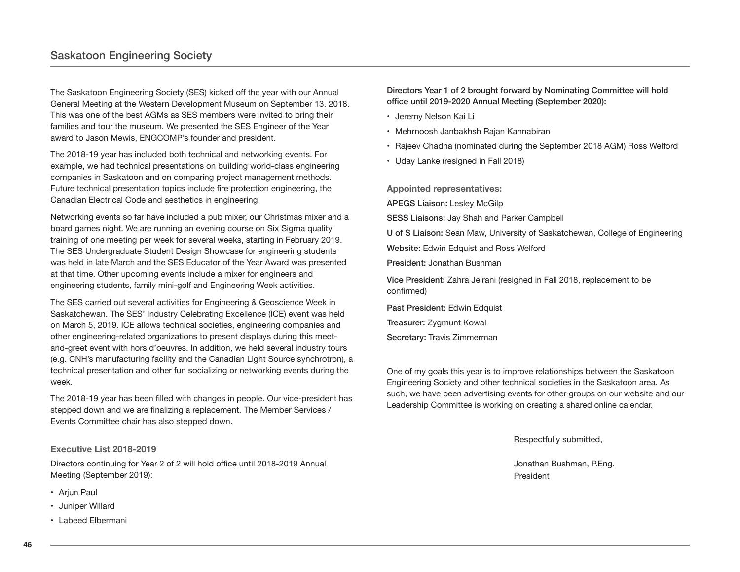## Saskatoon Engineering Society

The Saskatoon Engineering Society (SES) kicked off the year with our Annual General Meeting at the Western Development Museum on September 13, 2018. This was one of the best AGMs as SES members were invited to bring their families and tour the museum. We presented the SES Engineer of the Year award to Jason Mewis, ENGCOMP's founder and president.

The 2018-19 year has included both technical and networking events. For example, we had technical presentations on building world-class engineering companies in Saskatoon and on comparing project management methods. Future technical presentation topics include fire protection engineering, the Canadian Electrical Code and aesthetics in engineering.

Networking events so far have included a pub mixer, our Christmas mixer and a board games night. We are running an evening course on Six Sigma quality training of one meeting per week for several weeks, starting in February 2019. The SES Undergraduate Student Design Showcase for engineering students was held in late March and the SES Educator of the Year Award was presented at that time. Other upcoming events include a mixer for engineers and engineering students, family mini-golf and Engineering Week activities.

The SES carried out several activities for Engineering & Geoscience Week in Saskatchewan. The SES' Industry Celebrating Excellence (ICE) event was held on March 5, 2019. ICE allows technical societies, engineering companies and other engineering-related organizations to present displays during this meet-and-greet event with hors d'oeuvres. In addition, we held several industry tours (e.g. CNH's manufacturing facility and the Canadian Light Source synchrotron), a technical presentation and other fun socializing or networking events during the week.

The 2018-19 year has been filled with changes in people. Our vice-president has stepped down and we are finalizing a replacement. The Member Services / Events Committee chair has also stepped down.

### Executive List 2018-2019

Directors continuing for Year 2 of 2 will hold office until 2018-2019 Annual Meeting (September 2019):

- Arjun Paul
- Juniper Willard
- Labeed Elbermani

**Directors Year 1 of 2 brought forward by Nominating Committee will hold office until 2019-2020 Annual Meeting (September 2020):**

- Jeremy Nelson Kai Li
- Mehrnoosh Janbakhsh Rajan Kannabiran
- Rajeev Chadha (nominated during the September 2018 AGM) Ross Welford
- Uday Lanke (resigned in Fall 2018)

### Appointed representatives:

**APEGS Liaison:** Lesley McGilp

**SESS Liaisons:** Jay Shah and Parker Campbell

**U of S Liaison:** Sean Maw, University of Saskatchewan, College of Engineering

**Website:** Edwin Edquist and Ross Welford

**President:** Jonathan Bushman

**Vice President:** Zahra Jeirani (resigned in Fall 2018, replacement to be confirmed)

**Past President:** Edwin Edquist

**Treasurer:** Zygmunt Kowal

**Secretary:** Travis Zimmerman

One of my goals this year is to improve relationships between the Saskatoon Engineering Society and other technical societies in the Saskatoon area. As such, we have been advertising events for other groups on our website and our Leadership Committee is working on creating a shared online calendar.

Respectfully submitted,

Jonathan Bushman, P.Eng.  
President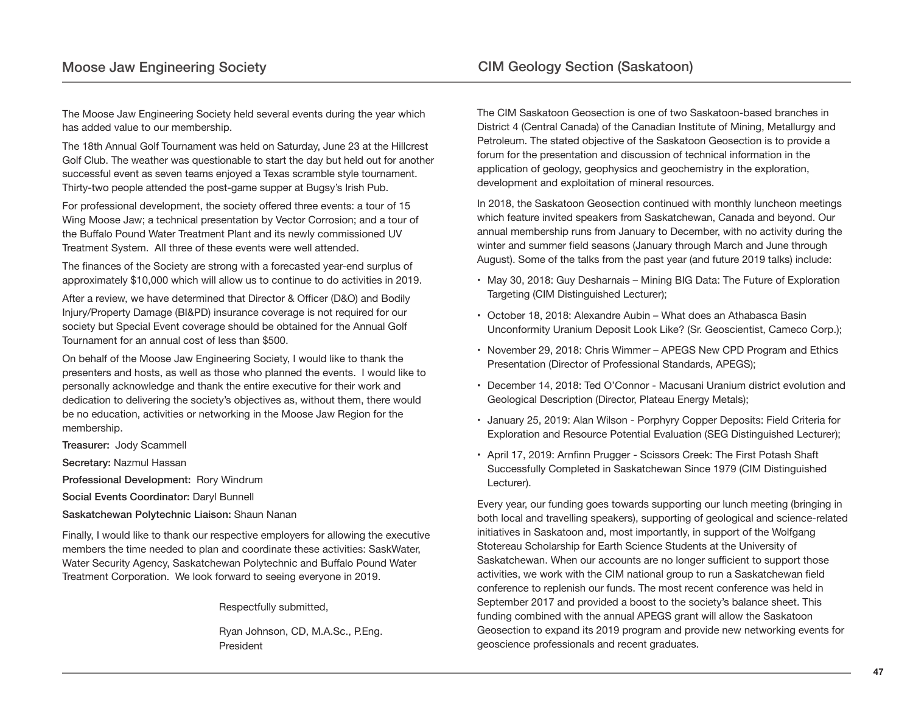## Moose Jaw Engineering Society

The Moose Jaw Engineering Society held several events during the year which has added value to our membership.

The 18th Annual Golf Tournament was held on Saturday, June 23 at the Hillcrest Golf Club. The weather was questionable to start the day but held out for another successful event as seven teams enjoyed a Texas scramble style tournament. Thirty-two people attended the post-game supper at Bugsy's Irish Pub.

For professional development, the society offered three events: a tour of 15 Wing Moose Jaw; a technical presentation by Vector Corrosion; and a tour of the Buffalo Pound Water Treatment Plant and its newly commissioned UV Treatment System. All three of these events were well attended.

The finances of the Society are strong with a forecasted year-end surplus of approximately $10,000 which will allow us to continue to do activities in 2019.

After a review, we have determined that Director & Officer (D&O) and Bodily Injury/Property Damage (BI&PD) insurance coverage is not required for our society but Special Event coverage should be obtained for the Annual Golf Tournament for an annual cost of less than $500.

On behalf of the Moose Jaw Engineering Society, I would like to thank the presenters and hosts, as well as those who planned the events. I would like to personally acknowledge and thank the entire executive for their work and dedication to delivering the society's objectives as, without them, there would be no education, activities or networking in the Moose Jaw Region for the membership.

**Treasurer:** Jody Scammell

**Secretary:** Nazmul Hassan

**Professional Development:** Rory Windrum

**Social Events Coordinator:** Daryl Bunnell

**Saskatchewan Polytechnic Liaison:** Shaun Nanan

Finally, I would like to thank our respective employers for allowing the executive members the time needed to plan and coordinate these activities: SaskWater, Water Security Agency, Saskatchewan Polytechnic and Buffalo Pound Water Treatment Corporation. We look forward to seeing everyone in 2019.

Respectfully submitted,

Ryan Johnson, CD, M.A.Sc., P.Eng.
President

## CIM Geology Section (Saskatoon)

The CIM Saskatoon Geosection is one of two Saskatoon-based branches in District 4 (Central Canada) of the Canadian Institute of Mining, Metallurgy and Petroleum. The stated objective of the Saskatoon Geosection is to provide a forum for the presentation and discussion of technical information in the application of geology, geophysics and geochemistry in the exploration, development and exploitation of mineral resources.

In 2018, the Saskatoon Geosection continued with monthly luncheon meetings which feature invited speakers from Saskatchewan, Canada and beyond. Our annual membership runs from January to December, with no activity during the winter and summer field seasons (January through March and June through August). Some of the talks from the past year (and future 2019 talks) include:

- May 30, 2018: Guy Desharnais – Mining BIG Data: The Future of Exploration Targeting (CIM Distinguished Lecturer);
- October 18, 2018: Alexandre Aubin – What does an Athabasca Basin Unconformity Uranium Deposit Look Like? (Sr. Geoscientist, Cameco Corp.);
- November 29, 2018: Chris Wimmer – APEGS New CPD Program and Ethics Presentation (Director of Professional Standards, APEGS);
- December 14, 2018: Ted O'Connor - Macusani Uranium district evolution and Geological Description (Director, Plateau Energy Metals);
- January 25, 2019: Alan Wilson - Porphyry Copper Deposits: Field Criteria for Exploration and Resource Potential Evaluation (SEG Distinguished Lecturer);
- April 17, 2019: Arnfinn Prugger - Scissors Creek: The First Potash Shaft Successfully Completed in Saskatchewan Since 1979 (CIM Distinguished Lecturer).

Every year, our funding goes towards supporting our lunch meeting (bringing in both local and travelling speakers), supporting of geological and science-related initiatives in Saskatoon and, most importantly, in support of the Wolfgang Stotereau Scholarship for Earth Science Students at the University of Saskatchewan. When our accounts are no longer sufficient to support those activities, we work with the CIM national group to run a Saskatchewan field conference to replenish our funds. The most recent conference was held in September 2017 and provided a boost to the society's balance sheet. This funding combined with the annual APEGS grant will allow the Saskatoon Geosection to expand its 2019 program and provide new networking events for geoscience professionals and recent graduates.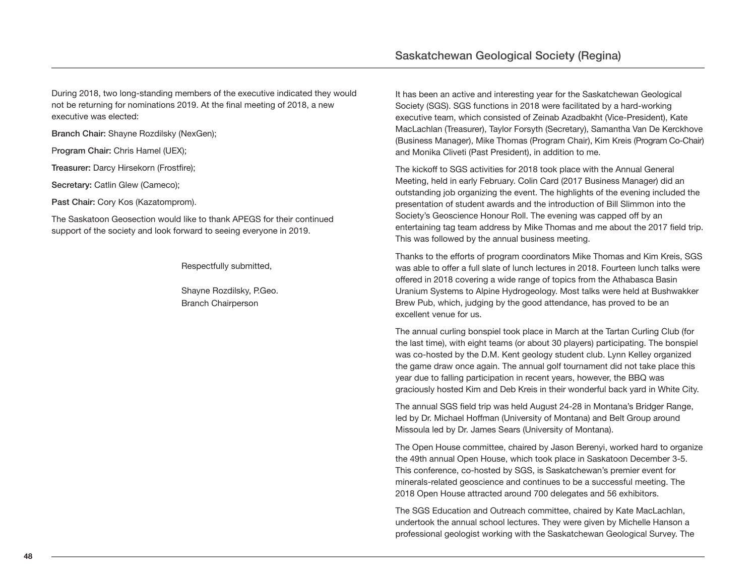During 2018, two long-standing members of the executive indicated they would not be returning for nominations 2019. At the final meeting of 2018, a new executive was elected:

**Branch Chair:** Shayne Rozdilsky (NexGen);

**Program Chair:** Chris Hamel (UEX);

**Treasurer:** Darcy Hirsekorn (Frostfire);

**Secretary:** Catlin Glew (Cameco);

**Past Chair:** Cory Kos (Kazatomprom).

The Saskatoon Geosection would like to thank APEGS for their continued support of the society and look forward to seeing everyone in 2019.

Respectfully submitted,

Shayne Rozdilsky, P.Geo.
Branch Chairperson

## Saskatchewan Geological Society (Regina)

It has been an active and interesting year for the Saskatchewan Geological Society (SGS). SGS functions in 2018 were facilitated by a hard-working executive team, which consisted of Zeinab Azadbakht (Vice-President), Kate MacLachlan (Treasurer), Taylor Forsyth (Secretary), Samantha Van De Kerckhove (Business Manager), Mike Thomas (Program Chair), Kim Kreis (Program Co-Chair) and Monika Cliveti (Past President), in addition to me.

The kickoff to SGS activities for 2018 took place with the Annual General Meeting, held in early February. Colin Card (2017 Business Manager) did an outstanding job organizing the event. The highlights of the evening included the presentation of student awards and the introduction of Bill Slimmon into the Society's Geoscience Honour Roll. The evening was capped off by an entertaining tag team address by Mike Thomas and me about the 2017 field trip. This was followed by the annual business meeting.

Thanks to the efforts of program coordinators Mike Thomas and Kim Kreis, SGS was able to offer a full slate of lunch lectures in 2018. Fourteen lunch talks were offered in 2018 covering a wide range of topics from the Athabasca Basin Uranium Systems to Alpine Hydrogeology. Most talks were held at Bushwakker Brew Pub, which, judging by the good attendance, has proved to be an excellent venue for us.

The annual curling bonspiel took place in March at the Tartan Curling Club (for the last time), with eight teams (or about 30 players) participating. The bonspiel was co-hosted by the D.M. Kent geology student club. Lynn Kelley organized the game draw once again. The annual golf tournament did not take place this year due to falling participation in recent years, however, the BBQ was graciously hosted Kim and Deb Kreis in their wonderful back yard in White City.

The annual SGS field trip was held August 24-28 in Montana's Bridger Range, led by Dr. Michael Hoffman (University of Montana) and Belt Group around Missoula led by Dr. James Sears (University of Montana).

The Open House committee, chaired by Jason Berenyi, worked hard to organize the 49th annual Open House, which took place in Saskatoon December 3-5. This conference, co-hosted by SGS, is Saskatchewan's premier event for minerals-related geoscience and continues to be a successful meeting. The 2018 Open House attracted around 700 delegates and 56 exhibitors.

The SGS Education and Outreach committee, chaired by Kate MacLachlan, undertook the annual school lectures. They were given by Michelle Hanson a professional geologist working with the Saskatchewan Geological Survey. The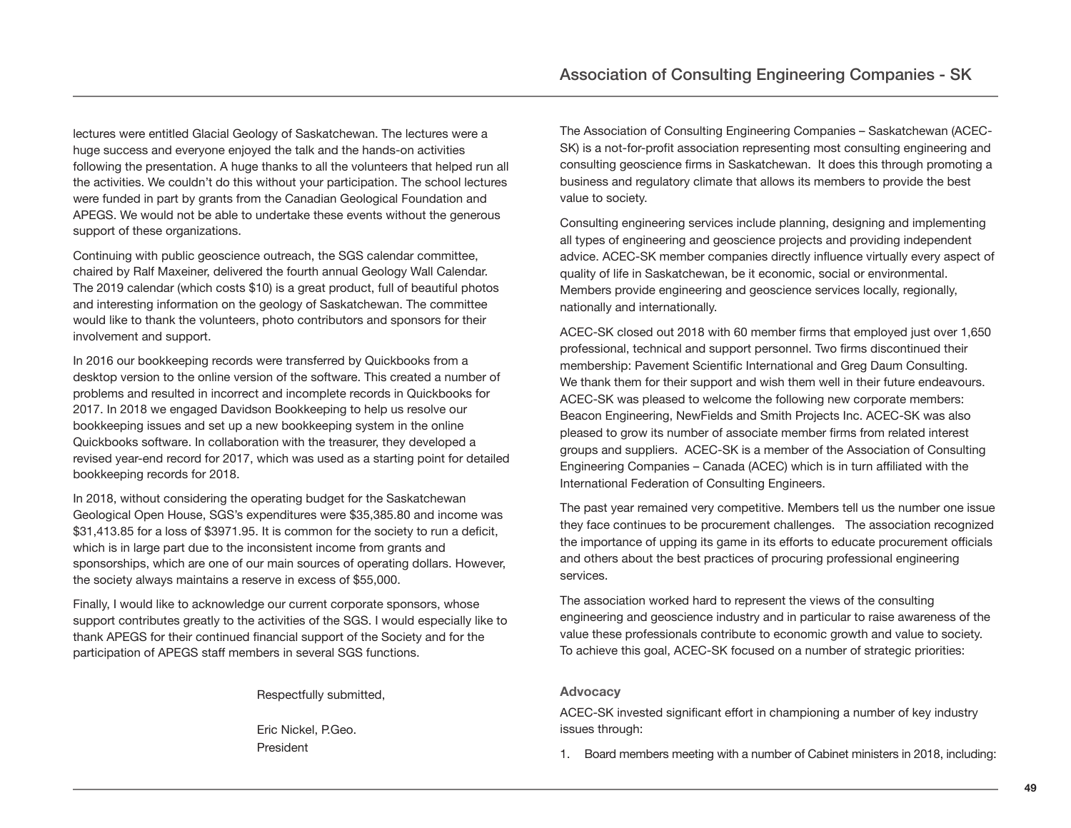lectures were entitled Glacial Geology of Saskatchewan. The lectures were a huge success and everyone enjoyed the talk and the hands-on activities following the presentation. A huge thanks to all the volunteers that helped run all the activities. We couldn't do this without your participation. The school lectures were funded in part by grants from the Canadian Geological Foundation and APEGS. We would not be able to undertake these events without the generous support of these organizations.

Continuing with public geoscience outreach, the SGS calendar committee, chaired by Ralf Maxeiner, delivered the fourth annual Geology Wall Calendar. The 2019 calendar (which costs $10) is a great product, full of beautiful photos and interesting information on the geology of Saskatchewan. The committee would like to thank the volunteers, photo contributors and sponsors for their involvement and support.

In 2016 our bookkeeping records were transferred by Quickbooks from a desktop version to the online version of the software. This created a number of problems and resulted in incorrect and incomplete records in Quickbooks for 2017. In 2018 we engaged Davidson Bookkeeping to help us resolve our bookkeeping issues and set up a new bookkeeping system in the online Quickbooks software. In collaboration with the treasurer, they developed a revised year-end record for 2017, which was used as a starting point for detailed bookkeeping records for 2018.

In 2018, without considering the operating budget for the Saskatchewan Geological Open House, SGS's expenditures were $35,385.80 and income was $31,413.85 for a loss of $3971.95. It is common for the society to run a deficit, which is in large part due to the inconsistent income from grants and sponsorships, which are one of our main sources of operating dollars. However, the society always maintains a reserve in excess of $55,000.

Finally, I would like to acknowledge our current corporate sponsors, whose support contributes greatly to the activities of the SGS. I would especially like to thank APEGS for their continued financial support of the Society and for the participation of APEGS staff members in several SGS functions.

Respectfully submitted,

Eric Nickel, P.Geo.
President

## Association of Consulting Engineering Companies - SK

The Association of Consulting Engineering Companies – Saskatchewan (ACEC-SK) is a not-for-profit association representing most consulting engineering and consulting geoscience firms in Saskatchewan. It does this through promoting a business and regulatory climate that allows its members to provide the best value to society.

Consulting engineering services include planning, designing and implementing all types of engineering and geoscience projects and providing independent advice. ACEC-SK member companies directly influence virtually every aspect of quality of life in Saskatchewan, be it economic, social or environmental. Members provide engineering and geoscience services locally, regionally, nationally and internationally.

ACEC-SK closed out 2018 with 60 member firms that employed just over 1,650 professional, technical and support personnel. Two firms discontinued their membership: Pavement Scientific International and Greg Daum Consulting. We thank them for their support and wish them well in their future endeavours. ACEC-SK was pleased to welcome the following new corporate members: Beacon Engineering, NewFields and Smith Projects Inc. ACEC-SK was also pleased to grow its number of associate member firms from related interest groups and suppliers. ACEC-SK is a member of the Association of Consulting Engineering Companies – Canada (ACEC) which is in turn affiliated with the International Federation of Consulting Engineers.

The past year remained very competitive. Members tell us the number one issue they face continues to be procurement challenges. The association recognized the importance of upping its game in its efforts to educate procurement officials and others about the best practices of procuring professional engineering services.

The association worked hard to represent the views of the consulting engineering and geoscience industry and in particular to raise awareness of the value these professionals contribute to economic growth and value to society. To achieve this goal, ACEC-SK focused on a number of strategic priorities:

### Advocacy

ACEC-SK invested significant effort in championing a number of key industry issues through:

1. Board members meeting with a number of Cabinet ministers in 2018, including: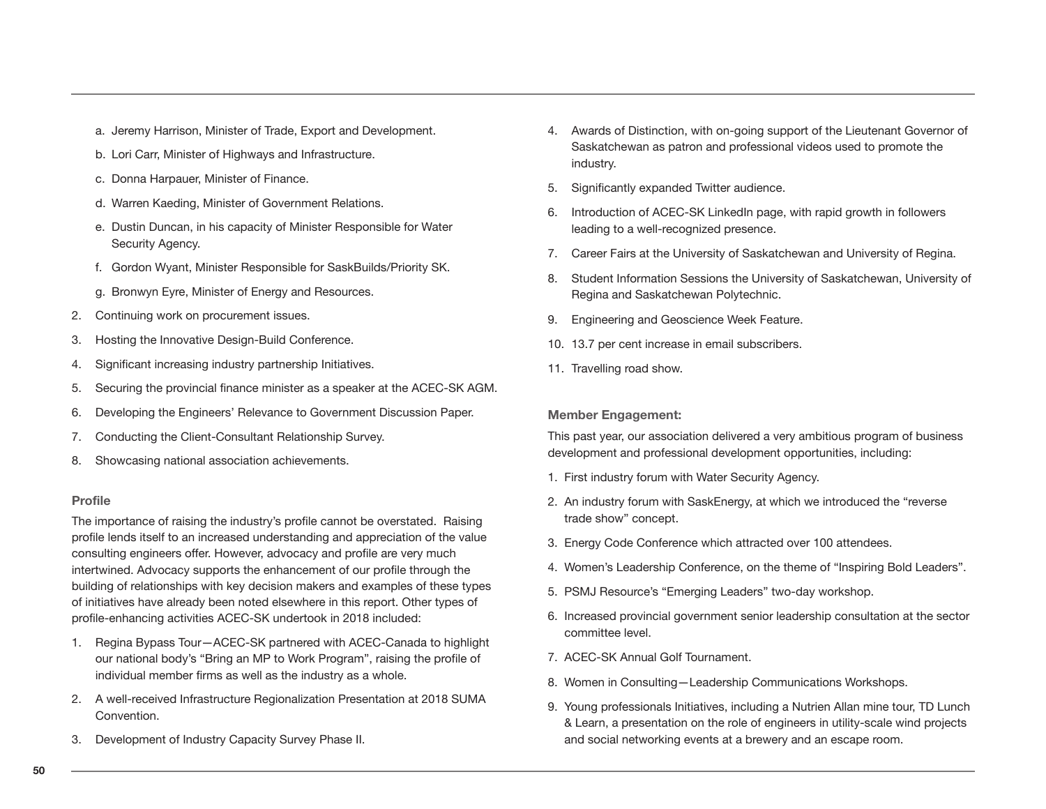a. Jeremy Harrison, Minister of Trade, Export and Development.
b. Lori Carr, Minister of Highways and Infrastructure.
c. Donna Harpauer, Minister of Finance.
d. Warren Kaeding, Minister of Government Relations.
e. Dustin Duncan, in his capacity of Minister Responsible for Water Security Agency.
f. Gordon Wyant, Minister Responsible for SaskBuilds/Priority SK.
g. Bronwyn Eyre, Minister of Energy and Resources.

2. Continuing work on procurement issues.
3. Hosting the Innovative Design-Build Conference.
4. Significant increasing industry partnership Initiatives.
5. Securing the provincial finance minister as a speaker at the ACEC-SK AGM.
6. Developing the Engineers' Relevance to Government Discussion Paper.
7. Conducting the Client-Consultant Relationship Survey.
8. Showcasing national association achievements.

**Profile**

The importance of raising the industry's profile cannot be overstated. Raising profile lends itself to an increased understanding and appreciation of the value consulting engineers offer. However, advocacy and profile are very much intertwined. Advocacy supports the enhancement of our profile through the building of relationships with key decision makers and examples of these types of initiatives have already been noted elsewhere in this report. Other types of profile-enhancing activities ACEC-SK undertook in 2018 included:

1. Regina Bypass Tour—ACEC-SK partnered with ACEC-Canada to highlight our national body's "Bring an MP to Work Program", raising the profile of individual member firms as well as the industry as a whole.
2. A well-received Infrastructure Regionalization Presentation at 2018 SUMA Convention.
3. Development of Industry Capacity Survey Phase II.
4. Awards of Distinction, with on-going support of the Lieutenant Governor of Saskatchewan as patron and professional videos used to promote the industry.
5. Significantly expanded Twitter audience.
6. Introduction of ACEC-SK LinkedIn page, with rapid growth in followers leading to a well-recognized presence.
7. Career Fairs at the University of Saskatchewan and University of Regina.
8. Student Information Sessions the University of Saskatchewan, University of Regina and Saskatchewan Polytechnic.
9. Engineering and Geoscience Week Feature.
10. 13.7 per cent increase in email subscribers.
11. Travelling road show.

**Member Engagement:**

This past year, our association delivered a very ambitious program of business development and professional development opportunities, including:

1. First industry forum with Water Security Agency.
2. An industry forum with SaskEnergy, at which we introduced the "reverse trade show" concept.
3. Energy Code Conference which attracted over 100 attendees.
4. Women's Leadership Conference, on the theme of "Inspiring Bold Leaders".
5. PSMJ Resource's "Emerging Leaders" two-day workshop.
6. Increased provincial government senior leadership consultation at the sector committee level.
7. ACEC-SK Annual Golf Tournament.
8. Women in Consulting—Leadership Communications Workshops.
9. Young professionals Initiatives, including a Nutrien Allan mine tour, TD Lunch & Learn, a presentation on the role of engineers in utility-scale wind projects and social networking events at a brewery and an escape room.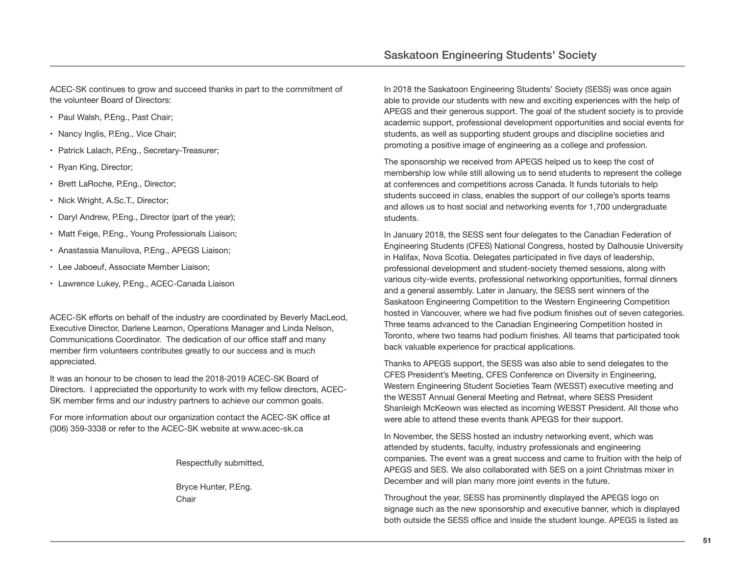ACEC-SK continues to grow and succeed thanks in part to the commitment of the volunteer Board of Directors:

- Paul Walsh, P.Eng., Past Chair;
- Nancy Inglis, P.Eng., Vice Chair;
- Patrick Lalach, P.Eng., Secretary-Treasurer;
- Ryan King, Director;
- Brett LaRoche, P.Eng., Director;
- Nick Wright, A.Sc.T., Director;
- Daryl Andrew, P.Eng., Director (part of the year);
- Matt Feige, P.Eng., Young Professionals Liaison;
- Anastassia Manuilova, P.Eng., APEGS Liaison;
- Lee Jaboeuf, Associate Member Liaison;
- Lawrence Lukey, P.Eng., ACEC-Canada Liaison

ACEC-SK efforts on behalf of the industry are coordinated by Beverly MacLeod, Executive Director, Darlene Leamon, Operations Manager and Linda Nelson, Communications Coordinator. The dedication of our office staff and many member firm volunteers contributes greatly to our success and is much appreciated.

It was an honour to be chosen to lead the 2018-2019 ACEC-SK Board of Directors. I appreciated the opportunity to work with my fellow directors, ACEC-SK member firms and our industry partners to achieve our common goals.

For more information about our organization contact the ACEC-SK office at (306) 359-3338 or refer to the ACEC-SK website at www.acec-sk.ca

Respectfully submitted,

Bryce Hunter, P.Eng.
Chair

## Saskatoon Engineering Students' Society

In 2018 the Saskatoon Engineering Students' Society (SESS) was once again able to provide our students with new and exciting experiences with the help of APEGS and their generous support. The goal of the student society is to provide academic support, professional development opportunities and social events for students, as well as supporting student groups and discipline societies and promoting a positive image of engineering as a college and profession.

The sponsorship we received from APEGS helped us to keep the cost of membership low while still allowing us to send students to represent the college at conferences and competitions across Canada. It funds tutorials to help students succeed in class, enables the support of our college's sports teams and allows us to host social and networking events for 1,700 undergraduate students.

In January 2018, the SESS sent four delegates to the Canadian Federation of Engineering Students (CFES) National Congress, hosted by Dalhousie University in Halifax, Nova Scotia. Delegates participated in five days of leadership, professional development and student-society themed sessions, along with various city-wide events, professional networking opportunities, formal dinners and a general assembly. Later in January, the SESS sent winners of the Saskatoon Engineering Competition to the Western Engineering Competition hosted in Vancouver, where we had five podium finishes out of seven categories. Three teams advanced to the Canadian Engineering Competition hosted in Toronto, where two teams had podium finishes. All teams that participated took back valuable experience for practical applications.

Thanks to APEGS support, the SESS was also able to send delegates to the CFES President's Meeting, CFES Conference on Diversity in Engineering, Western Engineering Student Societies Team (WESST) executive meeting and the WESST Annual General Meeting and Retreat, where SESS President Shanleigh McKeown was elected as incoming WESST President. All those who were able to attend these events thank APEGS for their support.

In November, the SESS hosted an industry networking event, which was attended by students, faculty, industry professionals and engineering companies. The event was a great success and came to fruition with the help of APEGS and SES. We also collaborated with SES on a joint Christmas mixer in December and will plan many more joint events in the future.

Throughout the year, SESS has prominently displayed the APEGS logo on signage such as the new sponsorship and executive banner, which is displayed both outside the SESS office and inside the student lounge. APEGS is listed as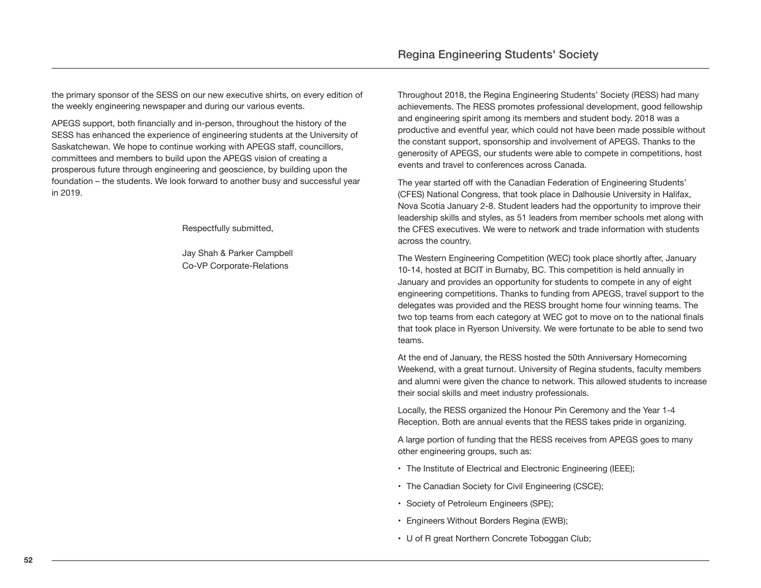the primary sponsor of the SESS on our new executive shirts, on every edition of the weekly engineering newspaper and during our various events.

APEGS support, both financially and in-person, throughout the history of the SESS has enhanced the experience of engineering students at the University of Saskatchewan. We hope to continue working with APEGS staff, councillors, committees and members to build upon the APEGS vision of creating a prosperous future through engineering and geoscience, by building upon the foundation – the students. We look forward to another busy and successful year in 2019.

Respectfully submitted,

Jay Shah & Parker Campbell
Co-VP Corporate-Relations

## Regina Engineering Students' Society

Throughout 2018, the Regina Engineering Students' Society (RESS) had many achievements. The RESS promotes professional development, good fellowship and engineering spirit among its members and student body. 2018 was a productive and eventful year, which could not have been made possible without the constant support, sponsorship and involvement of APEGS. Thanks to the generosity of APEGS, our students were able to compete in competitions, host events and travel to conferences across Canada.

The year started off with the Canadian Federation of Engineering Students' (CFES) National Congress, that took place in Dalhousie University in Halifax, Nova Scotia January 2-8. Student leaders had the opportunity to improve their leadership skills and styles, as 51 leaders from member schools met along with the CFES executives. We were to network and trade information with students across the country.

The Western Engineering Competition (WEC) took place shortly after, January 10-14, hosted at BCIT in Burnaby, BC. This competition is held annually in January and provides an opportunity for students to compete in any of eight engineering competitions. Thanks to funding from APEGS, travel support to the delegates was provided and the RESS brought home four winning teams. The two top teams from each category at WEC got to move on to the national finals that took place in Ryerson University. We were fortunate to be able to send two teams.

At the end of January, the RESS hosted the 50th Anniversary Homecoming Weekend, with a great turnout. University of Regina students, faculty members and alumni were given the chance to network. This allowed students to increase their social skills and meet industry professionals.

Locally, the RESS organized the Honour Pin Ceremony and the Year 1-4 Reception. Both are annual events that the RESS takes pride in organizing.

A large portion of funding that the RESS receives from APEGS goes to many other engineering groups, such as:

- The Institute of Electrical and Electronic Engineering (IEEE);
- The Canadian Society for Civil Engineering (CSCE);
- Society of Petroleum Engineers (SPE);
- Engineers Without Borders Regina (EWB);
- U of R great Northern Concrete Toboggan Club;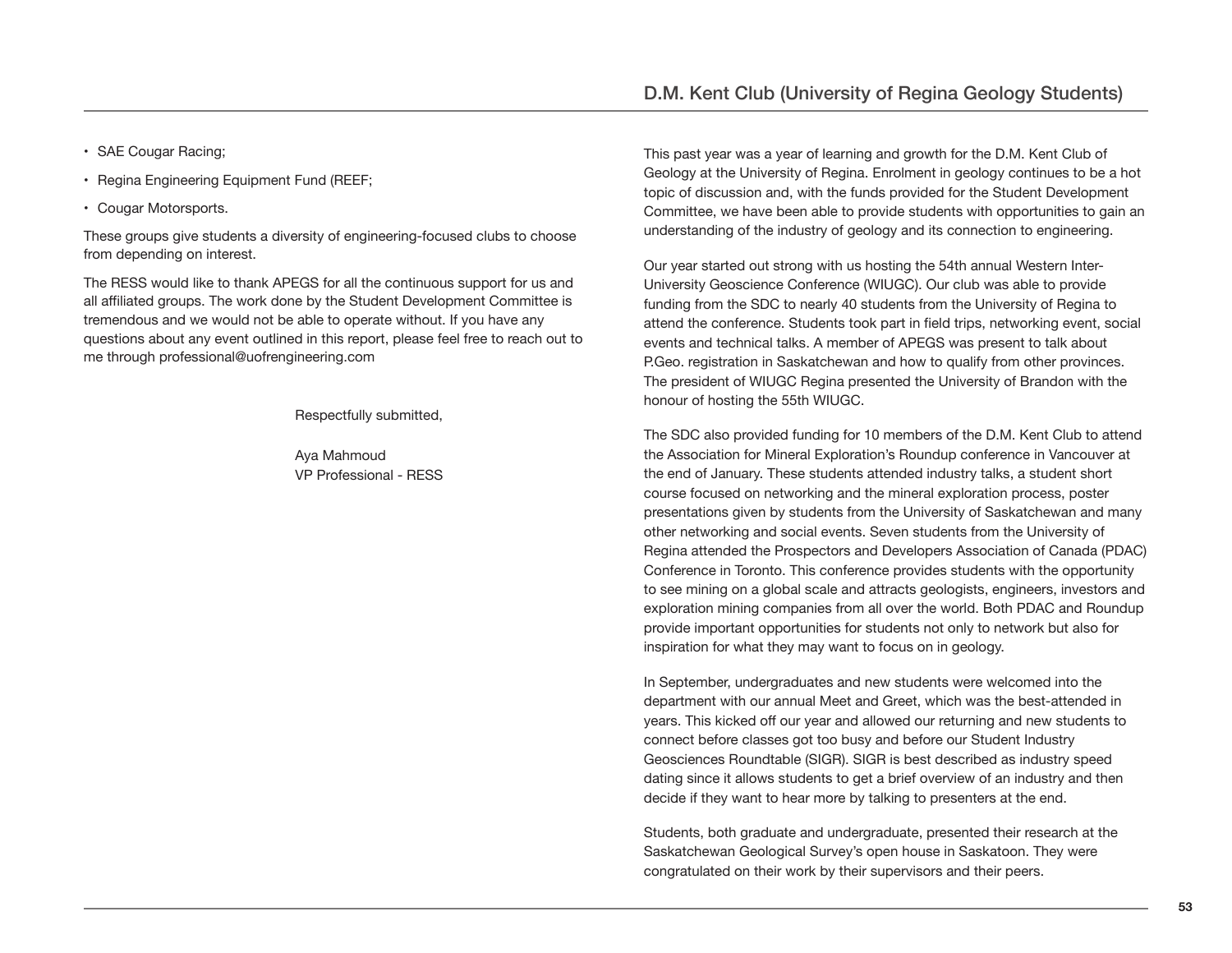- SAE Cougar Racing;
- Regina Engineering Equipment Fund (REEF;
- Cougar Motorsports.

These groups give students a diversity of engineering-focused clubs to choose from depending on interest.

The RESS would like to thank APEGS for all the continuous support for us and all affiliated groups. The work done by the Student Development Committee is tremendous and we would not be able to operate without. If you have any questions about any event outlined in this report, please feel free to reach out to me through professional@uofrengineering.com

Respectfully submitted,

Aya Mahmoud
VP Professional - RESS

## D.M. Kent Club (University of Regina Geology Students)

This past year was a year of learning and growth for the D.M. Kent Club of Geology at the University of Regina. Enrolment in geology continues to be a hot topic of discussion and, with the funds provided for the Student Development Committee, we have been able to provide students with opportunities to gain an understanding of the industry of geology and its connection to engineering.

Our year started out strong with us hosting the 54th annual Western Inter-University Geoscience Conference (WIUGC). Our club was able to provide funding from the SDC to nearly 40 students from the University of Regina to attend the conference. Students took part in field trips, networking event, social events and technical talks. A member of APEGS was present to talk about P.Geo. registration in Saskatchewan and how to qualify from other provinces. The president of WIUGC Regina presented the University of Brandon with the honour of hosting the 55th WIUGC.

The SDC also provided funding for 10 members of the D.M. Kent Club to attend the Association for Mineral Exploration's Roundup conference in Vancouver at the end of January. These students attended industry talks, a student short course focused on networking and the mineral exploration process, poster presentations given by students from the University of Saskatchewan and many other networking and social events. Seven students from the University of Regina attended the Prospectors and Developers Association of Canada (PDAC) Conference in Toronto. This conference provides students with the opportunity to see mining on a global scale and attracts geologists, engineers, investors and exploration mining companies from all over the world. Both PDAC and Roundup provide important opportunities for students not only to network but also for inspiration for what they may want to focus on in geology.

In September, undergraduates and new students were welcomed into the department with our annual Meet and Greet, which was the best-attended in years. This kicked off our year and allowed our returning and new students to connect before classes got too busy and before our Student Industry Geosciences Roundtable (SIGR). SIGR is best described as industry speed dating since it allows students to get a brief overview of an industry and then decide if they want to hear more by talking to presenters at the end.

Students, both graduate and undergraduate, presented their research at the Saskatchewan Geological Survey's open house in Saskatoon. They were congratulated on their work by their supervisors and their peers.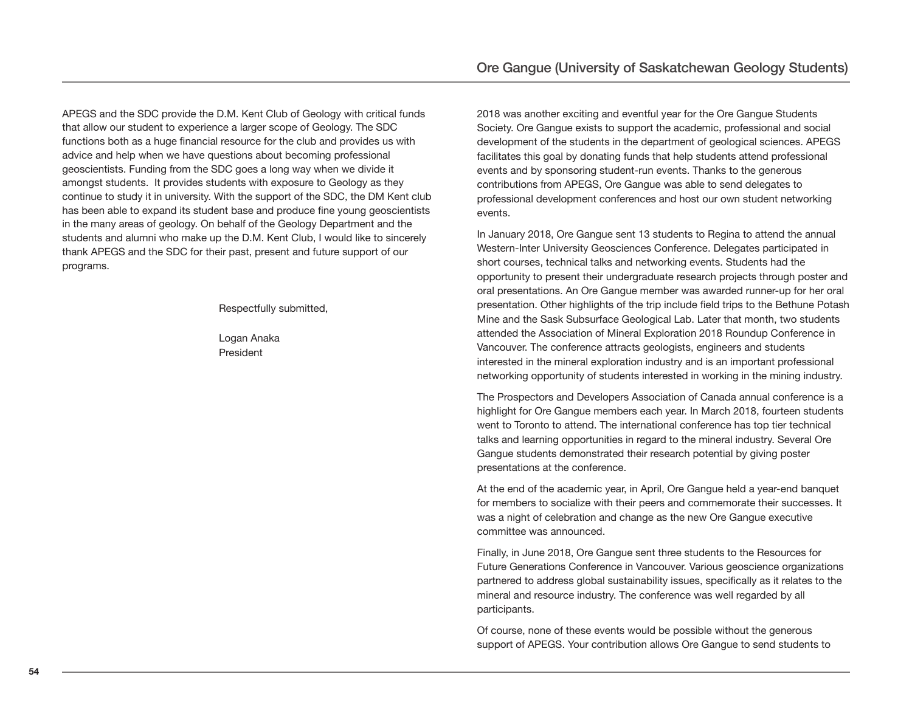APEGS and the SDC provide the D.M. Kent Club of Geology with critical funds that allow our student to experience a larger scope of Geology. The SDC functions both as a huge financial resource for the club and provides us with advice and help when we have questions about becoming professional geoscientists. Funding from the SDC goes a long way when we divide it amongst students. It provides students with exposure to Geology as they continue to study it in university. With the support of the SDC, the DM Kent club has been able to expand its student base and produce fine young geoscientists in the many areas of geology. On behalf of the Geology Department and the students and alumni who make up the D.M. Kent Club, I would like to sincerely thank APEGS and the SDC for their past, present and future support of our programs.

Respectfully submitted,

Logan Anaka
President

## Ore Gangue (University of Saskatchewan Geology Students)

2018 was another exciting and eventful year for the Ore Gangue Students Society. Ore Gangue exists to support the academic, professional and social development of the students in the department of geological sciences. APEGS facilitates this goal by donating funds that help students attend professional events and by sponsoring student-run events. Thanks to the generous contributions from APEGS, Ore Gangue was able to send delegates to professional development conferences and host our own student networking events.

In January 2018, Ore Gangue sent 13 students to Regina to attend the annual Western-Inter University Geosciences Conference. Delegates participated in short courses, technical talks and networking events. Students had the opportunity to present their undergraduate research projects through poster and oral presentations. An Ore Gangue member was awarded runner-up for her oral presentation. Other highlights of the trip include field trips to the Bethune Potash Mine and the Sask Subsurface Geological Lab. Later that month, two students attended the Association of Mineral Exploration 2018 Roundup Conference in Vancouver. The conference attracts geologists, engineers and students interested in the mineral exploration industry and is an important professional networking opportunity of students interested in working in the mining industry.

The Prospectors and Developers Association of Canada annual conference is a highlight for Ore Gangue members each year. In March 2018, fourteen students went to Toronto to attend. The international conference has top tier technical talks and learning opportunities in regard to the mineral industry. Several Ore Gangue students demonstrated their research potential by giving poster presentations at the conference.

At the end of the academic year, in April, Ore Gangue held a year-end banquet for members to socialize with their peers and commemorate their successes. It was a night of celebration and change as the new Ore Gangue executive committee was announced.

Finally, in June 2018, Ore Gangue sent three students to the Resources for Future Generations Conference in Vancouver. Various geoscience organizations partnered to address global sustainability issues, specifically as it relates to the mineral and resource industry. The conference was well regarded by all participants.

Of course, none of these events would be possible without the generous support of APEGS. Your contribution allows Ore Gangue to send students to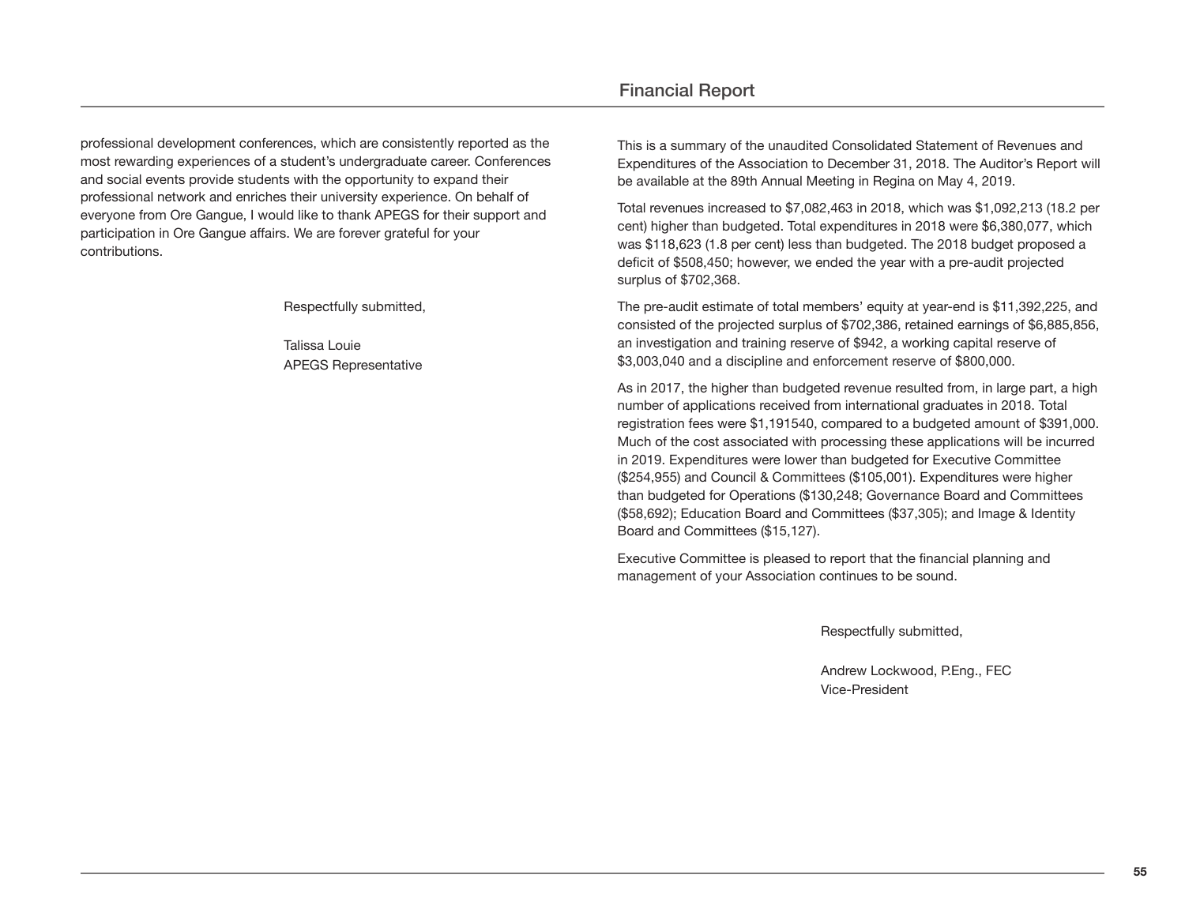professional development conferences, which are consistently reported as the most rewarding experiences of a student's undergraduate career. Conferences and social events provide students with the opportunity to expand their professional network and enriches their university experience. On behalf of everyone from Ore Gangue, I would like to thank APEGS for their support and participation in Ore Gangue affairs. We are forever grateful for your contributions.

Respectfully submitted,

Talissa Louie
APEGS Representative

## Financial Report

This is a summary of the unaudited Consolidated Statement of Revenues and Expenditures of the Association to December 31, 2018. The Auditor's Report will be available at the 89th Annual Meeting in Regina on May 4, 2019.

Total revenues increased to $7,082,463 in 2018, which was $1,092,213 (18.2 per cent) higher than budgeted. Total expenditures in 2018 were $6,380,077, which was $118,623 (1.8 per cent) less than budgeted. The 2018 budget proposed a deficit of $508,450; however, we ended the year with a pre-audit projected surplus of $702,368.

The pre-audit estimate of total members' equity at year-end is $11,392,225, and consisted of the projected surplus of $702,386, retained earnings of $6,885,856, an investigation and training reserve of $942, a working capital reserve of $3,003,040 and a discipline and enforcement reserve of $800,000.

As in 2017, the higher than budgeted revenue resulted from, in large part, a high number of applications received from international graduates in 2018. Total registration fees were $1,191540, compared to a budgeted amount of $391,000. Much of the cost associated with processing these applications will be incurred in 2019. Expenditures were lower than budgeted for Executive Committee ($254,955) and Council & Committees ($105,001). Expenditures were higher than budgeted for Operations ($130,248; Governance Board and Committees ($58,692); Education Board and Committees ($37,305); and Image & Identity Board and Committees ($15,127).

Executive Committee is pleased to report that the financial planning and management of your Association continues to be sound.

Respectfully submitted,

Andrew Lockwood, P.Eng., FEC
Vice-President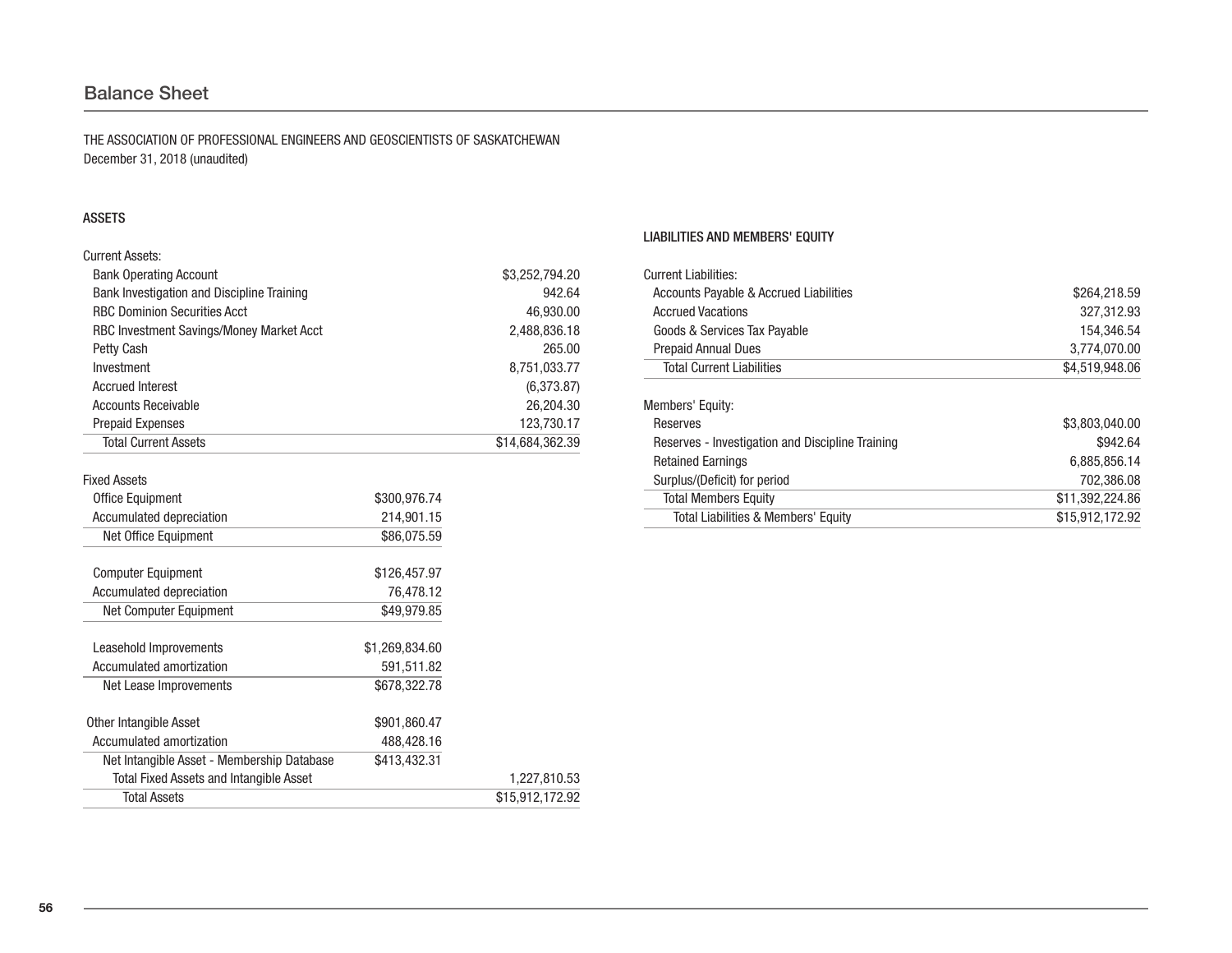## Balance Sheet

THE ASSOCIATION OF PROFESSIONAL ENGINEERS AND GEOSCIENTISTS OF SASKATCHEWAN
December 31, 2018 (unaudited)

### ASSETS

| | | |
|---|---|---|
| Current Assets: | | |
| Bank Operating Account | | $3,252,794.20 |
| Bank Investigation and Discipline Training | | 942.64 |
| RBC Dominion Securities Acct | | 46,930.00 |
| RBC Investment Savings/Money Market Acct | | 2,488,836.18 |
| Petty Cash | | 265.00 |
| Investment | | 8,751,033.77 |
| Accrued Interest | | (6,373.87) |
| Accounts Receivable | | 26,204.30 |
| Prepaid Expenses | | 123,730.17 |
| Total Current Assets | | $14,684,362.39 |
| | | |
| Fixed Assets | | |
| Office Equipment | $300,976.74 | |
| Accumulated depreciation | 214,901.15 | |
| Net Office Equipment | $86,075.59 | |
| | | |
| Computer Equipment | $126,457.97 | |
| Accumulated depreciation | 76,478.12 | |
| Net Computer Equipment | $49,979.85 | |
| | | |
| Leasehold Improvements | $1,269,834.60 | |
| Accumulated amortization | 591,511.82 | |
| Net Lease Improvements | $678,322.78 | |
| | | |
| Other Intangible Asset | $901,860.47 | |
| Accumulated amortization | 488,428.16 | |
| Net Intangible Asset - Membership Database | $413,432.31 | |
| Total Fixed Assets and Intangible Asset | | 1,227,810.53 |
| Total Assets | | $15,912,172.92 |

### LIABILITIES AND MEMBERS' EQUITY

| | |
|---|---|
| Current Liabilities: | |
| Accounts Payable & Accrued Liabilities | $264,218.59 |
| Accrued Vacations | 327,312.93 |
| Goods & Services Tax Payable | 154,346.54 |
| Prepaid Annual Dues | 3,774,070.00 |
| Total Current Liabilities | $4,519,948.06 |
| | |
| Members' Equity: | |
| Reserves | $3,803,040.00 |
| Reserves - Investigation and Discipline Training | $942.64 |
| Retained Earnings | 6,885,856.14 |
| Surplus/(Deficit) for period | 702,386.08 |
| Total Members Equity | $11,392,224.86 |
| Total Liabilities & Members' Equity | $15,912,172.92 |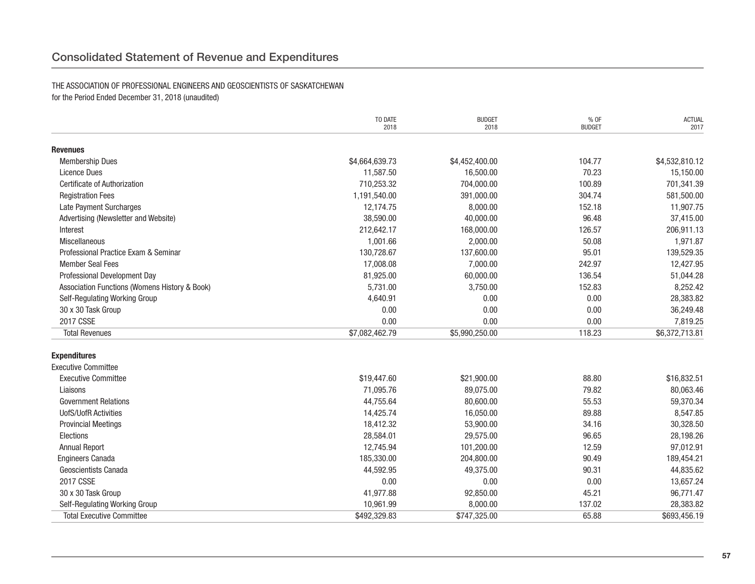## Consolidated Statement of Revenue and Expenditures

THE ASSOCIATION OF PROFESSIONAL ENGINEERS AND GEOSCIENTISTS OF SASKATCHEWAN
for the Period Ended December 31, 2018 (unaudited)

| | TO DATE 2018 | BUDGET 2018 | % OF BUDGET | ACTUAL 2017 |
|---|---|---|---|---|
| **Revenues** | | | | |
| Membership Dues | $4,664,639.73 | $4,452,400.00 | 104.77 | $4,532,810.12 |
| Licence Dues | 11,587.50 | 16,500.00 | 70.23 | 15,150.00 |
| Certificate of Authorization | 710,253.32 | 704,000.00 | 100.89 | 701,341.39 |
| Registration Fees | 1,191,540.00 | 391,000.00 | 304.74 | 581,500.00 |
| Late Payment Surcharges | 12,174.75 | 8,000.00 | 152.18 | 11,907.75 |
| Advertising (Newsletter and Website) | 38,590.00 | 40,000.00 | 96.48 | 37,415.00 |
| Interest | 212,642.17 | 168,000.00 | 126.57 | 206,911.13 |
| Miscellaneous | 1,001.66 | 2,000.00 | 50.08 | 1,971.87 |
| Professional Practice Exam & Seminar | 130,728.67 | 137,600.00 | 95.01 | 139,529.35 |
| Member Seal Fees | 17,008.08 | 7,000.00 | 242.97 | 12,427.95 |
| Professional Development Day | 81,925.00 | 60,000.00 | 136.54 | 51,044.28 |
| Association Functions (Womens History & Book) | 5,731.00 | 3,750.00 | 152.83 | 8,252.42 |
| Self-Regulating Working Group | 4,640.91 | 0.00 | 0.00 | 28,383.82 |
| 30 x 30 Task Group | 0.00 | 0.00 | 0.00 | 36,249.48 |
| 2017 CSSE | 0.00 | 0.00 | 0.00 | 7,819.25 |
| Total Revenues | $7,082,462.79 | $5,990,250.00 | 118.23 | $6,372,713.81 |
| **Expenditures** | | | | |
| Executive Committee | | | | |
| Executive Committee | $19,447.60 | $21,900.00 | 88.80 | $16,832.51 |
| Liaisons | 71,095.76 | 89,075.00 | 79.82 | 80,063.46 |
| Government Relations | 44,755.64 | 80,600.00 | 55.53 | 59,370.34 |
| UofS/UofR Activities | 14,425.74 | 16,050.00 | 89.88 | 8,547.85 |
| Provincial Meetings | 18,412.32 | 53,900.00 | 34.16 | 30,328.50 |
| Elections | 28,584.01 | 29,575.00 | 96.65 | 28,198.26 |
| Annual Report | 12,745.94 | 101,200.00 | 12.59 | 97,012.91 |
| Engineers Canada | 185,330.00 | 204,800.00 | 90.49 | 189,454.21 |
| Geoscientists Canada | 44,592.95 | 49,375.00 | 90.31 | 44,835.62 |
| 2017 CSSE | 0.00 | 0.00 | 0.00 | 13,657.24 |
| 30 x 30 Task Group | 41,977.88 | 92,850.00 | 45.21 | 96,771.47 |
| Self-Regulating Working Group | 10,961.99 | 8,000.00 | 137.02 | 28,383.82 |
| Total Executive Committee | $492,329.83 | $747,325.00 | 65.88 | $693,456.19 |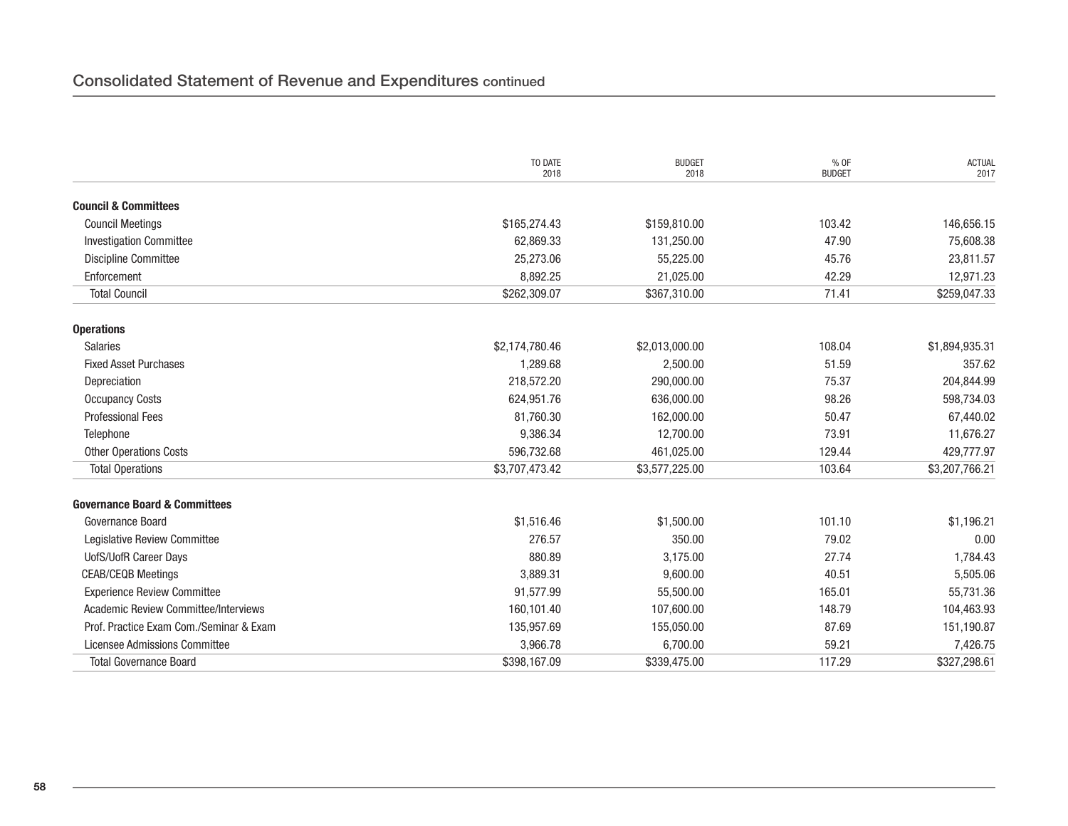## Consolidated Statement of Revenue and Expenditures continued

| | TO DATE 2018 | BUDGET 2018 | % OF BUDGET | ACTUAL 2017 |
|---|---|---|---|---|
| **Council & Committees** | | | | |
| Council Meetings | $165,274.43 | $159,810.00 | 103.42 | 146,656.15 |
| Investigation Committee | 62,869.33 | 131,250.00 | 47.90 | 75,608.38 |
| Discipline Committee | 25,273.06 | 55,225.00 | 45.76 | 23,811.57 |
| Enforcement | 8,892.25 | 21,025.00 | 42.29 | 12,971.23 |
| Total Council | $262,309.07 | $367,310.00 | 71.41 | $259,047.33 |
| **Operations** | | | | |
| Salaries | $2,174,780.46 | $2,013,000.00 | 108.04 | $1,894,935.31 |
| Fixed Asset Purchases | 1,289.68 | 2,500.00 | 51.59 | 357.62 |
| Depreciation | 218,572.20 | 290,000.00 | 75.37 | 204,844.99 |
| Occupancy Costs | 624,951.76 | 636,000.00 | 98.26 | 598,734.03 |
| Professional Fees | 81,760.30 | 162,000.00 | 50.47 | 67,440.02 |
| Telephone | 9,386.34 | 12,700.00 | 73.91 | 11,676.27 |
| Other Operations Costs | 596,732.68 | 461,025.00 | 129.44 | 429,777.97 |
| Total Operations | $3,707,473.42 | $3,577,225.00 | 103.64 | $3,207,766.21 |
| **Governance Board & Committees** | | | | |
| Governance Board | $1,516.46 | $1,500.00 | 101.10 | $1,196.21 |
| Legislative Review Committee | 276.57 | 350.00 | 79.02 | 0.00 |
| UofS/UofR Career Days | 880.89 | 3,175.00 | 27.74 | 1,784.43 |
| CEAB/CEQB Meetings | 3,889.31 | 9,600.00 | 40.51 | 5,505.06 |
| Experience Review Committee | 91,577.99 | 55,500.00 | 165.01 | 55,731.36 |
| Academic Review Committee/Interviews | 160,101.40 | 107,600.00 | 148.79 | 104,463.93 |
| Prof. Practice Exam Com./Seminar & Exam | 135,957.69 | 155,050.00 | 87.69 | 151,190.87 |
| Licensee Admissions Committee | 3,966.78 | 6,700.00 | 59.21 | 7,426.75 |
| Total Governance Board | $398,167.09 | $339,475.00 | 117.29 | $327,298.61 |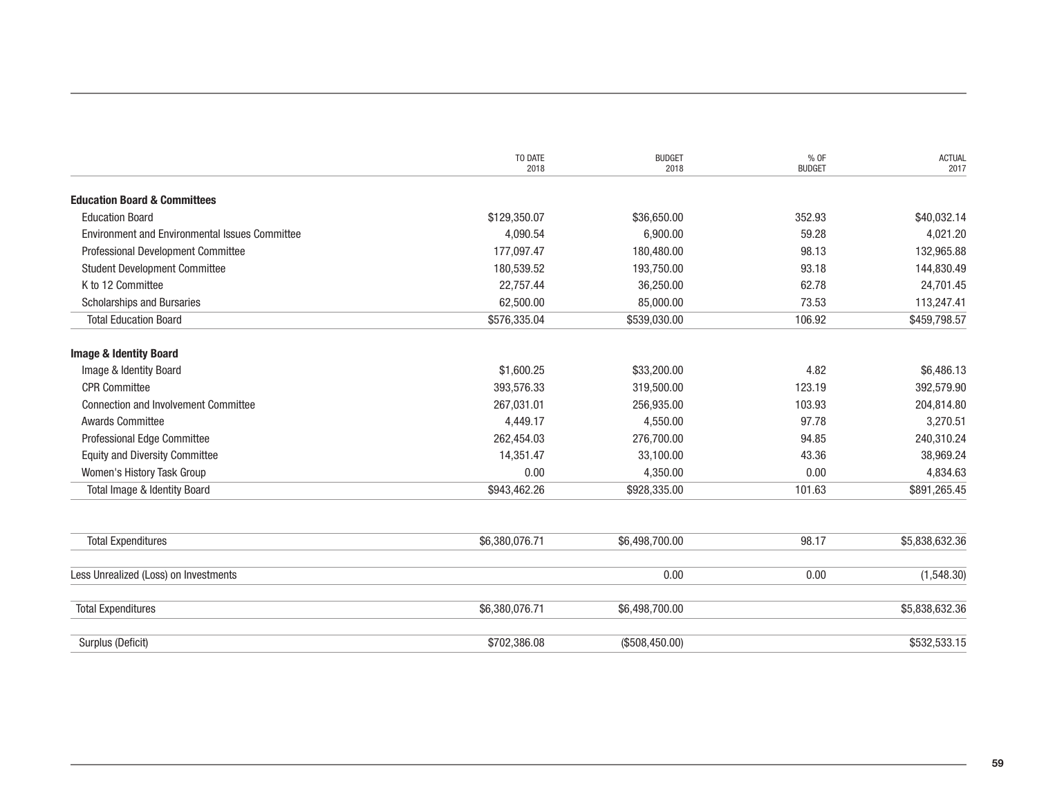| | TO DATE 2018 | BUDGET 2018 | % OF BUDGET | ACTUAL 2017 |
|---|---|---|---|---|
| **Education Board & Committees** | | | | |
| Education Board | $129,350.07 | $36,650.00 | 352.93 | $40,032.14 |
| Environment and Environmental Issues Committee | 4,090.54 | 6,900.00 | 59.28 | 4,021.20 |
| Professional Development Committee | 177,097.47 | 180,480.00 | 98.13 | 132,965.88 |
| Student Development Committee | 180,539.52 | 193,750.00 | 93.18 | 144,830.49 |
| K to 12 Committee | 22,757.44 | 36,250.00 | 62.78 | 24,701.45 |
| Scholarships and Bursaries | 62,500.00 | 85,000.00 | 73.53 | 113,247.41 |
| Total Education Board | $576,335.04 | $539,030.00 | 106.92 | $459,798.57 |
| **Image & Identity Board** | | | | |
| Image & Identity Board | $1,600.25 | $33,200.00 | 4.82 | $6,486.13 |
| CPR Committee | 393,576.33 | 319,500.00 | 123.19 | 392,579.90 |
| Connection and Involvement Committee | 267,031.01 | 256,935.00 | 103.93 | 204,814.80 |
| Awards Committee | 4,449.17 | 4,550.00 | 97.78 | 3,270.51 |
| Professional Edge Committee | 262,454.03 | 276,700.00 | 94.85 | 240,310.24 |
| Equity and Diversity Committee | 14,351.47 | 33,100.00 | 43.36 | 38,969.24 |
| Women's History Task Group | 0.00 | 4,350.00 | 0.00 | 4,834.63 |
| Total Image & Identity Board | $943,462.26 | $928,335.00 | 101.63 | $891,265.45 |
| Total Expenditures | $6,380,076.71 | $6,498,700.00 | 98.17 | $5,838,632.36 |
| Less Unrealized (Loss) on Investments | | 0.00 | 0.00 | (1,548.30) |
| Total Expenditures | $6,380,076.71 | $6,498,700.00 | | $5,838,632.36 |
| Surplus (Deficit) | $702,386.08 | ($508,450.00) | | $532,533.15 |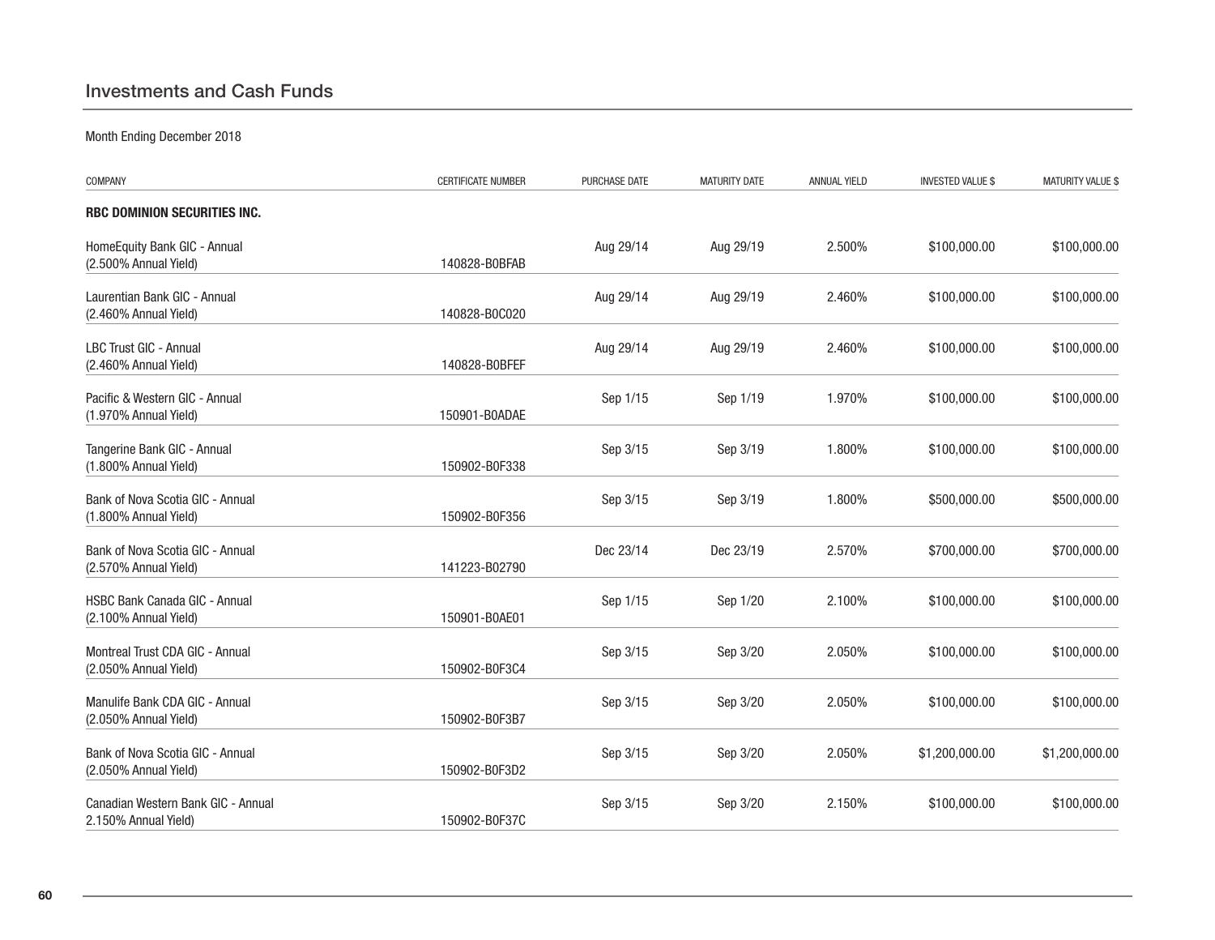## Investments and Cash Funds

Month Ending December 2018

| COMPANY | CERTIFICATE NUMBER | PURCHASE DATE | MATURITY DATE | ANNUAL YIELD | INVESTED VALUE $ | MATURITY VALUE $ |
|---|---|---|---|---|---|---|
| **RBC DOMINION SECURITIES INC.** | | | | | | |
| HomeEquity Bank GIC - Annual (2.500% Annual Yield) | 140828-B0BFAB | Aug 29/14 | Aug 29/19 | 2.500% | $100,000.00 | $100,000.00 |
| Laurentian Bank GIC - Annual (2.460% Annual Yield) | 140828-B0C020 | Aug 29/14 | Aug 29/19 | 2.460% | $100,000.00 | $100,000.00 |
| LBC Trust GIC - Annual (2.460% Annual Yield) | 140828-B0BFEF | Aug 29/14 | Aug 29/19 | 2.460% | $100,000.00 | $100,000.00 |
| Pacific & Western GIC - Annual (1.970% Annual Yield) | 150901-B0ADAE | Sep 1/15 | Sep 1/19 | 1.970% | $100,000.00 | $100,000.00 |
| Tangerine Bank GIC - Annual (1.800% Annual Yield) | 150902-B0F338 | Sep 3/15 | Sep 3/19 | 1.800% | $100,000.00 | $100,000.00 |
| Bank of Nova Scotia GIC - Annual (1.800% Annual Yield) | 150902-B0F356 | Sep 3/15 | Sep 3/19 | 1.800% | $500,000.00 | $500,000.00 |
| Bank of Nova Scotia GIC - Annual (2.570% Annual Yield) | 141223-B02790 | Dec 23/14 | Dec 23/19 | 2.570% | $700,000.00 | $700,000.00 |
| HSBC Bank Canada GIC - Annual (2.100% Annual Yield) | 150901-B0AE01 | Sep 1/15 | Sep 1/20 | 2.100% | $100,000.00 | $100,000.00 |
| Montreal Trust CDA GIC - Annual (2.050% Annual Yield) | 150902-B0F3C4 | Sep 3/15 | Sep 3/20 | 2.050% | $100,000.00 | $100,000.00 |
| Manulife Bank CDA GIC - Annual (2.050% Annual Yield) | 150902-B0F3B7 | Sep 3/15 | Sep 3/20 | 2.050% | $100,000.00 | $100,000.00 |
| Bank of Nova Scotia GIC - Annual (2.050% Annual Yield) | 150902-B0F3D2 | Sep 3/15 | Sep 3/20 | 2.050% | $1,200,000.00 | $1,200,000.00 |
| Canadian Western Bank GIC - Annual 2.150% Annual Yield) | 150902-B0F37C | Sep 3/15 | Sep 3/20 | 2.150% | $100,000.00 | $100,000.00 |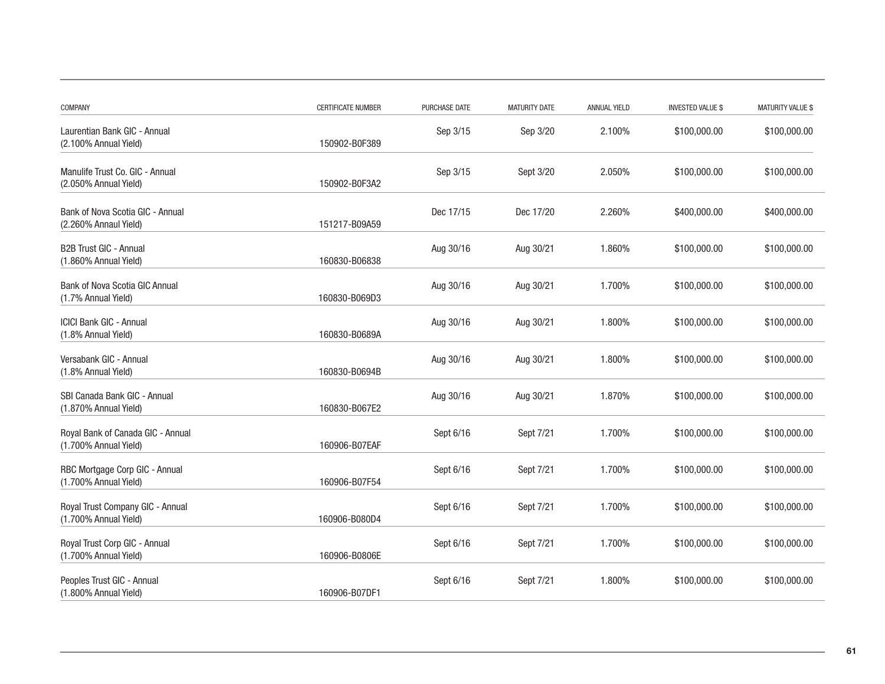| COMPANY | CERTIFICATE NUMBER | PURCHASE DATE | MATURITY DATE | ANNUAL YIELD | INVESTED VALUE $ | MATURITY VALUE $ |
|---|---|---|---|---|---|---|
| Laurentian Bank GIC - Annual (2.100% Annual Yield) | 150902-B0F389 | Sep 3/15 | Sep 3/20 | 2.100% | $100,000.00 | $100,000.00 |
| Manulife Trust Co. GIC - Annual (2.050% Annual Yield) | 150902-B0F3A2 | Sep 3/15 | Sept 3/20 | 2.050% | $100,000.00 | $100,000.00 |
| Bank of Nova Scotia GIC - Annual (2.260% Annaul Yield) | 151217-B09A59 | Dec 17/15 | Dec 17/20 | 2.260% | $400,000.00 | $400,000.00 |
| B2B Trust GIC - Annual (1.860% Annual Yield) | 160830-B06838 | Aug 30/16 | Aug 30/21 | 1.860% | $100,000.00 | $100,000.00 |
| Bank of Nova Scotia GIC Annual (1.7% Annual Yield) | 160830-B069D3 | Aug 30/16 | Aug 30/21 | 1.700% | $100,000.00 | $100,000.00 |
| ICICI Bank GIC - Annual (1.8% Annual Yield) | 160830-B0689A | Aug 30/16 | Aug 30/21 | 1.800% | $100,000.00 | $100,000.00 |
| Versabank GIC - Annual (1.8% Annual Yield) | 160830-B0694B | Aug 30/16 | Aug 30/21 | 1.800% | $100,000.00 | $100,000.00 |
| SBI Canada Bank GIC - Annual (1.870% Annual Yield) | 160830-B067E2 | Aug 30/16 | Aug 30/21 | 1.870% | $100,000.00 | $100,000.00 |
| Royal Bank of Canada GIC - Annual (1.700% Annual Yield) | 160906-B07EAF | Sept 6/16 | Sept 7/21 | 1.700% | $100,000.00 | $100,000.00 |
| RBC Mortgage Corp GIC - Annual (1.700% Annual Yield) | 160906-B07F54 | Sept 6/16 | Sept 7/21 | 1.700% | $100,000.00 | $100,000.00 |
| Royal Trust Company GIC - Annual (1.700% Annual Yield) | 160906-B080D4 | Sept 6/16 | Sept 7/21 | 1.700% | $100,000.00 | $100,000.00 |
| Royal Trust Corp GIC - Annual (1.700% Annual Yield) | 160906-B0806E | Sept 6/16 | Sept 7/21 | 1.700% | $100,000.00 | $100,000.00 |
| Peoples Trust GIC - Annual (1.800% Annual Yield) | 160906-B07DF1 | Sept 6/16 | Sept 7/21 | 1.800% | $100,000.00 | $100,000.00 |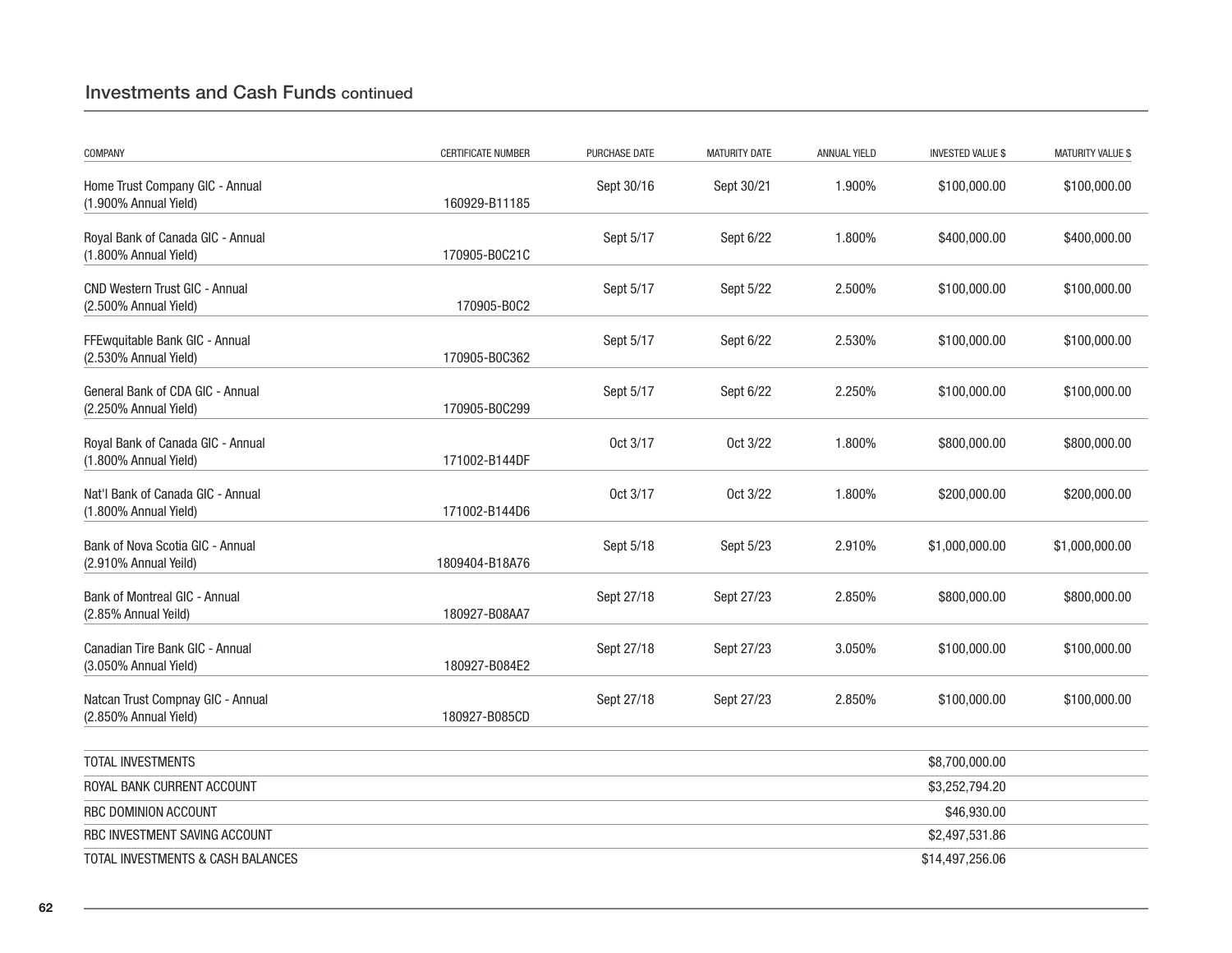## Investments and Cash Funds continued

| COMPANY | CERTIFICATE NUMBER | PURCHASE DATE | MATURITY DATE | ANNUAL YIELD | INVESTED VALUE $ | MATURITY VALUE $ |
|---|---|---|---|---|---|---|
| Home Trust Company GIC - Annual (1.900% Annual Yield) | 160929-B11185 | Sept 30/16 | Sept 30/21 | 1.900% | $100,000.00 | $100,000.00 |
| Royal Bank of Canada GIC - Annual (1.800% Annual Yield) | 170905-B0C21C | Sept 5/17 | Sept 6/22 | 1.800% | $400,000.00 | $400,000.00 |
| CND Western Trust GIC - Annual (2.500% Annual Yield) | 170905-B0C2 | Sept 5/17 | Sept 5/22 | 2.500% | $100,000.00 | $100,000.00 |
| FFEwquitable Bank GIC - Annual (2.530% Annual Yield) | 170905-B0C362 | Sept 5/17 | Sept 6/22 | 2.530% | $100,000.00 | $100,000.00 |
| General Bank of CDA GIC - Annual (2.250% Annual Yield) | 170905-B0C299 | Sept 5/17 | Sept 6/22 | 2.250% | $100,000.00 | $100,000.00 |
| Royal Bank of Canada GIC - Annual (1.800% Annual Yield) | 171002-B144DF | Oct 3/17 | Oct 3/22 | 1.800% | $800,000.00 | $800,000.00 |
| Nat'l Bank of Canada GIC - Annual (1.800% Annual Yield) | 171002-B144D6 | Oct 3/17 | Oct 3/22 | 1.800% | $200,000.00 | $200,000.00 |
| Bank of Nova Scotia GIC - Annual (2.910% Annual Yeild) | 1809404-B18A76 | Sept 5/18 | Sept 5/23 | 2.910% | $1,000,000.00 | $1,000,000.00 |
| Bank of Montreal GIC - Annual (2.85% Annual Yeild) | 180927-B08AA7 | Sept 27/18 | Sept 27/23 | 2.850% | $800,000.00 | $800,000.00 |
| Canadian Tire Bank GIC - Annual (3.050% Annual Yield) | 180927-B084E2 | Sept 27/18 | Sept 27/23 | 3.050% | $100,000.00 | $100,000.00 |
| Natcan Trust Compnay GIC - Annual (2.850% Annual Yield) | 180927-B085CD | Sept 27/18 | Sept 27/23 | 2.850% | $100,000.00 | $100,000.00 |
| TOTAL INVESTMENTS | | | | | $8,700,000.00 | |
| ROYAL BANK CURRENT ACCOUNT | | | | | $3,252,794.20 | |
| RBC DOMINION ACCOUNT | | | | | $46,930.00 | |
| RBC INVESTMENT SAVING ACCOUNT | | | | | $2,497,531.86 | |
| TOTAL INVESTMENTS & CASH BALANCES | | | | | $14,497,256.06 | |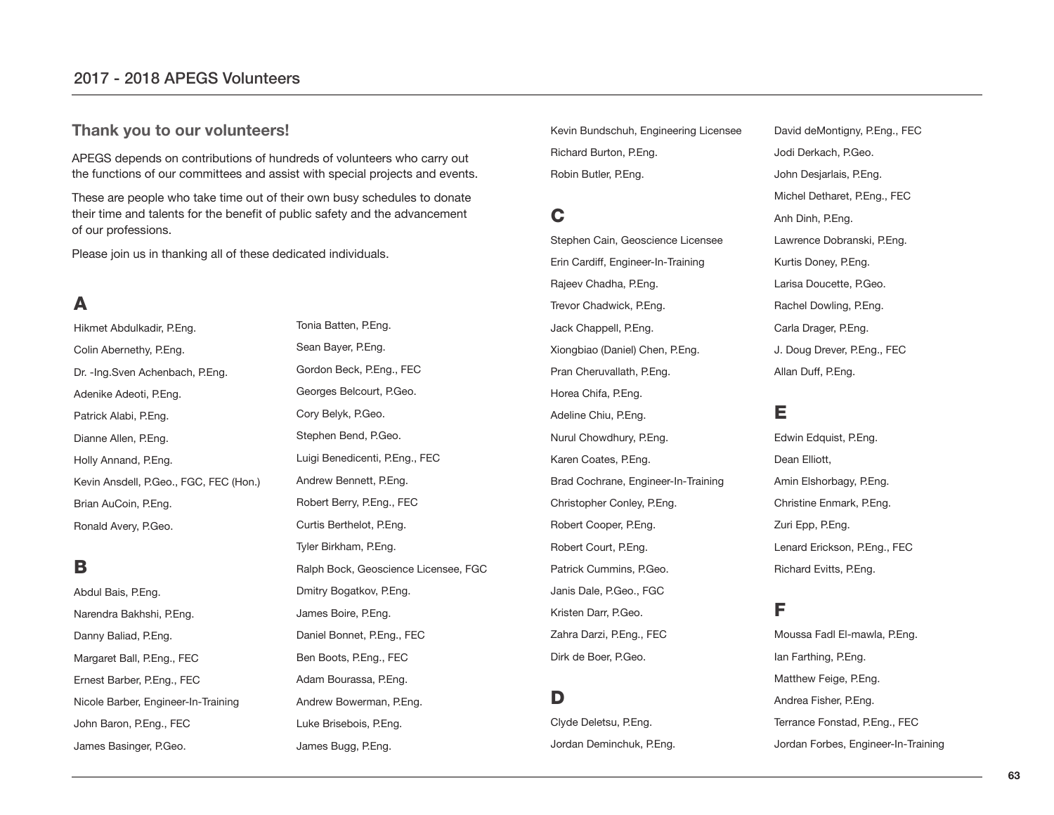# 2017 - 2018 APEGS Volunteers

## Thank you to our volunteers!

APEGS depends on contributions of hundreds of volunteers who carry out the functions of our committees and assist with special projects and events.

These are people who take time out of their own busy schedules to donate their time and talents for the benefit of public safety and the advancement of our professions.

Please join us in thanking all of these dedicated individuals.

## A

Hikmet Abdulkadir, P.Eng.

Colin Abernethy, P.Eng.

Dr. -Ing.Sven Achenbach, P.Eng.

Adenike Adeoti, P.Eng.

Patrick Alabi, P.Eng.

Dianne Allen, P.Eng.

Holly Annand, P.Eng.

Kevin Ansdell, P.Geo., FGC, FEC (Hon.)

Brian AuCoin, P.Eng.

Ronald Avery, P.Geo.

## B

Abdul Bais, P.Eng.

Narendra Bakhshi, P.Eng.

Danny Baliad, P.Eng.

Margaret Ball, P.Eng., FEC

Ernest Barber, P.Eng., FEC

Nicole Barber, Engineer-In-Training

John Baron, P.Eng., FEC

James Basinger, P.Geo.

Tonia Batten, P.Eng.

Sean Bayer, P.Eng.

Gordon Beck, P.Eng., FEC

Georges Belcourt, P.Geo.

Cory Belyk, P.Geo.

Stephen Bend, P.Geo.

Luigi Benedicenti, P.Eng., FEC

Andrew Bennett, P.Eng.

Robert Berry, P.Eng., FEC

Curtis Berthelot, P.Eng.

Tyler Birkham, P.Eng.

Ralph Bock, Geoscience Licensee, FGC

Dmitry Bogatkov, P.Eng.

James Boire, P.Eng.

Daniel Bonnet, P.Eng., FEC

Ben Boots, P.Eng., FEC

Adam Bourassa, P.Eng.

Andrew Bowerman, P.Eng.

Luke Brisebois, P.Eng.

James Bugg, P.Eng.

Kevin Bundschuh, Engineering Licensee

Richard Burton, P.Eng.

Robin Butler, P.Eng.

## C

Stephen Cain, Geoscience Licensee

Erin Cardiff, Engineer-In-Training

Rajeev Chadha, P.Eng.

Trevor Chadwick, P.Eng.

Jack Chappell, P.Eng.

Xiongbiao (Daniel) Chen, P.Eng.

Pran Cheruvallath, P.Eng.

Horea Chifa, P.Eng.

Adeline Chiu, P.Eng.

Nurul Chowdhury, P.Eng.

Karen Coates, P.Eng.

Brad Cochrane, Engineer-In-Training

Christopher Conley, P.Eng.

Robert Cooper, P.Eng.

Robert Court, P.Eng.

Patrick Cummins, P.Geo.

Janis Dale, P.Geo., FGC

Kristen Darr, P.Geo.

Zahra Darzi, P.Eng., FEC

Dirk de Boer, P.Geo.

## D

Clyde Deletsu, P.Eng.

Jordan Deminchuk, P.Eng.

David deMontigny, P.Eng., FEC

Jodi Derkach, P.Geo.

John Desjarlais, P.Eng.

Michel Detharet, P.Eng., FEC

Anh Dinh, P.Eng.

Lawrence Dobranski, P.Eng.

Kurtis Doney, P.Eng.

Larisa Doucette, P.Geo.

Rachel Dowling, P.Eng.

Carla Drager, P.Eng.

J. Doug Drever, P.Eng., FEC

Allan Duff, P.Eng.

## E

Edwin Edquist, P.Eng.

Dean Elliott,

Amin Elshorbagy, P.Eng.

Christine Enmark, P.Eng.

Zuri Epp, P.Eng.

Lenard Erickson, P.Eng., FEC

Richard Evitts, P.Eng.

## F

Moussa Fadl El-mawla, P.Eng.

Ian Farthing, P.Eng.

Matthew Feige, P.Eng.

Andrea Fisher, P.Eng.

Terrance Fonstad, P.Eng., FEC

Jordan Forbes, Engineer-In-Training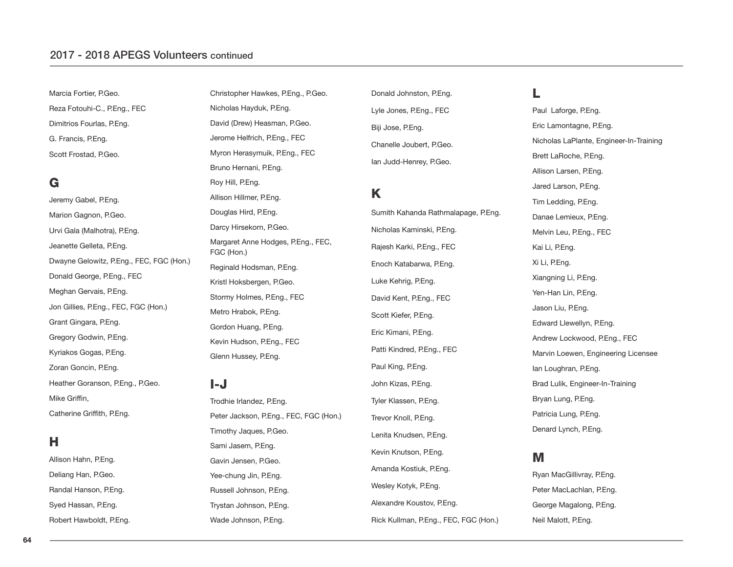## 2017 - 2018 APEGS Volunteers continued

Marcia Fortier, P.Geo.

Reza Fotouhi-C., P.Eng., FEC

Dimitrios Fourlas, P.Eng.

G. Francis, P.Eng.

Scott Frostad, P.Geo.

### G

Jeremy Gabel, P.Eng.

Marion Gagnon, P.Geo.

Urvi Gala (Malhotra), P.Eng.

Jeanette Gelleta, P.Eng.

Dwayne Gelowitz, P.Eng., FEC, FGC (Hon.)

Donald George, P.Eng., FEC

Meghan Gervais, P.Eng.

Jon Gillies, P.Eng., FEC, FGC (Hon.)

Grant Gingara, P.Eng.

Gregory Godwin, P.Eng.

Kyriakos Gogas, P.Eng.

Zoran Goncin, P.Eng.

Heather Goranson, P.Eng., P.Geo.

Mike Griffin,

Catherine Griffith, P.Eng.

### H

Allison Hahn, P.Eng.

Deliang Han, P.Geo.

Randal Hanson, P.Eng.

Syed Hassan, P.Eng.

Robert Hawboldt, P.Eng.

Christopher Hawkes, P.Eng., P.Geo.

Nicholas Hayduk, P.Eng.

David (Drew) Heasman, P.Geo.

Jerome Helfrich, P.Eng., FEC

Myron Herasymuik, P.Eng., FEC

Bruno Hernani, P.Eng.

Roy Hill, P.Eng.

Allison Hillmer, P.Eng.

Douglas Hird, P.Eng.

Darcy Hirsekorn, P.Geo.

Margaret Anne Hodges, P.Eng., FEC, FGC (Hon.)

Reginald Hodsman, P.Eng.

Kristl Hoksbergen, P.Geo.

Stormy Holmes, P.Eng., FEC

Metro Hrabok, P.Eng.

Gordon Huang, P.Eng.

Kevin Hudson, P.Eng., FEC

Glenn Hussey, P.Eng.

### I-J

Trodhie Irlandez, P.Eng.

Peter Jackson, P.Eng., FEC, FGC (Hon.)

Timothy Jaques, P.Geo.

Sami Jasem, P.Eng.

Gavin Jensen, P.Geo.

Yee-chung Jin, P.Eng.

Russell Johnson, P.Eng.

Trystan Johnson, P.Eng.

Wade Johnson, P.Eng.

Donald Johnston, P.Eng.

Lyle Jones, P.Eng., FEC

Biji Jose, P.Eng.

Chanelle Joubert, P.Geo.

Ian Judd-Henrey, P.Geo.

### K

Sumith Kahanda Rathmalapage, P.Eng.

Nicholas Kaminski, P.Eng.

Rajesh Karki, P.Eng., FEC

Enoch Katabarwa, P.Eng.

Luke Kehrig, P.Eng.

David Kent, P.Eng., FEC

Scott Kiefer, P.Eng.

Eric Kimani, P.Eng.

Patti Kindred, P.Eng., FEC

Paul King, P.Eng.

John Kizas, P.Eng.

Tyler Klassen, P.Eng.

Trevor Knoll, P.Eng.

Lenita Knudsen, P.Eng.

Kevin Knutson, P.Eng.

Amanda Kostiuk, P.Eng.

Wesley Kotyk, P.Eng.

Alexandre Koustov, P.Eng.

Rick Kullman, P.Eng., FEC, FGC (Hon.)

### L

Paul Laforge, P.Eng.

Eric Lamontagne, P.Eng.

Nicholas LaPlante, Engineer-In-Training

Brett LaRoche, P.Eng.

Allison Larsen, P.Eng.

Jared Larson, P.Eng.

Tim Ledding, P.Eng.

Danae Lemieux, P.Eng.

Melvin Leu, P.Eng., FEC

Kai Li, P.Eng.

Xi Li, P.Eng.

Xiangning Li, P.Eng.

Yen-Han Lin, P.Eng.

Jason Liu, P.Eng.

Edward Llewellyn, P.Eng.

Andrew Lockwood, P.Eng., FEC

Marvin Loewen, Engineering Licensee

Ian Loughran, P.Eng.

Brad Lulik, Engineer-In-Training

Bryan Lung, P.Eng.

Patricia Lung, P.Eng.

Denard Lynch, P.Eng.

### M

Ryan MacGillivray, P.Eng.

Peter MacLachlan, P.Eng.

George Magalong, P.Eng.

Neil Malott, P.Eng.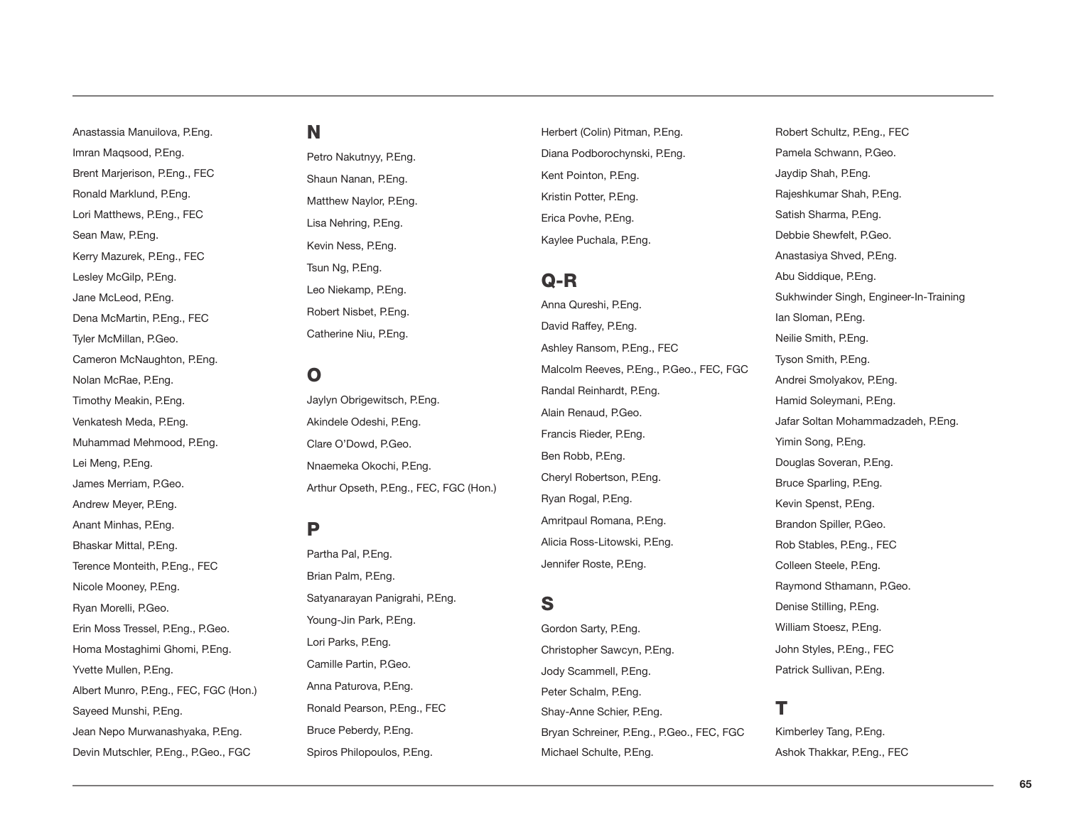Anastassia Manuilova, P.Eng.

Imran Maqsood, P.Eng.

Brent Marjerison, P.Eng., FEC

Ronald Marklund, P.Eng.

Lori Matthews, P.Eng., FEC

Sean Maw, P.Eng.

Kerry Mazurek, P.Eng., FEC

Lesley McGilp, P.Eng.

Jane McLeod, P.Eng.

Dena McMartin, P.Eng., FEC

Tyler McMillan, P.Geo.

Cameron McNaughton, P.Eng.

Nolan McRae, P.Eng.

Timothy Meakin, P.Eng.

Venkatesh Meda, P.Eng.

Muhammad Mehmood, P.Eng.

Lei Meng, P.Eng.

James Merriam, P.Geo.

Andrew Meyer, P.Eng.

Anant Minhas, P.Eng.

Bhaskar Mittal, P.Eng.

Terence Monteith, P.Eng., FEC

Nicole Mooney, P.Eng.

Ryan Morelli, P.Geo.

Erin Moss Tressel, P.Eng., P.Geo.

Homa Mostaghimi Ghomi, P.Eng.

Yvette Mullen, P.Eng.

Albert Munro, P.Eng., FEC, FGC (Hon.)

Sayeed Munshi, P.Eng.

Jean Nepo Murwanashyaka, P.Eng.

Devin Mutschler, P.Eng., P.Geo., FGC

## N

Petro Nakutnyy, P.Eng.

Shaun Nanan, P.Eng.

Matthew Naylor, P.Eng.

Lisa Nehring, P.Eng.

Kevin Ness, P.Eng.

Tsun Ng, P.Eng.

Leo Niekamp, P.Eng.

Robert Nisbet, P.Eng.

Catherine Niu, P.Eng.

## O

Jaylyn Obrigewitsch, P.Eng.

Akindele Odeshi, P.Eng.

Clare O'Dowd, P.Geo.

Nnaemeka Okochi, P.Eng.

Arthur Opseth, P.Eng., FEC, FGC (Hon.)

## P

Partha Pal, P.Eng.

Brian Palm, P.Eng.

Satyanarayan Panigrahi, P.Eng.

Young-Jin Park, P.Eng.

Lori Parks, P.Eng.

Camille Partin, P.Geo.

Anna Paturova, P.Eng.

Ronald Pearson, P.Eng., FEC

Bruce Peberdy, P.Eng.

Spiros Philopoulos, P.Eng.

Herbert (Colin) Pitman, P.Eng.

Diana Podborochynski, P.Eng.

Kent Pointon, P.Eng.

Kristin Potter, P.Eng.

Erica Povhe, P.Eng.

Kaylee Puchala, P.Eng.

## Q-R

Anna Qureshi, P.Eng.

David Raffey, P.Eng.

Ashley Ransom, P.Eng., FEC

Malcolm Reeves, P.Eng., P.Geo., FEC, FGC

Randal Reinhardt, P.Eng.

Alain Renaud, P.Geo.

Francis Rieder, P.Eng.

Ben Robb, P.Eng.

Cheryl Robertson, P.Eng.

Ryan Rogal, P.Eng.

Amritpaul Romana, P.Eng.

Alicia Ross-Litowski, P.Eng.

Jennifer Roste, P.Eng.

## S

Gordon Sarty, P.Eng.

Christopher Sawcyn, P.Eng.

Jody Scammell, P.Eng.

Peter Schalm, P.Eng.

Shay-Anne Schier, P.Eng.

Bryan Schreiner, P.Eng., P.Geo., FEC, FGC

Michael Schulte, P.Eng.

Robert Schultz, P.Eng., FEC

Pamela Schwann, P.Geo.

Jaydip Shah, P.Eng.

Rajeshkumar Shah, P.Eng.

Satish Sharma, P.Eng.

Debbie Shewfelt, P.Geo.

Anastasiya Shved, P.Eng.

Abu Siddique, P.Eng.

Sukhwinder Singh, Engineer-In-Training

Ian Sloman, P.Eng.

Neilie Smith, P.Eng.

Tyson Smith, P.Eng.

Andrei Smolyakov, P.Eng.

Hamid Soleymani, P.Eng.

Jafar Soltan Mohammadzadeh, P.Eng.

Yimin Song, P.Eng.

Douglas Soveran, P.Eng.

Bruce Sparling, P.Eng.

Kevin Spenst, P.Eng.

Brandon Spiller, P.Geo.

Rob Stables, P.Eng., FEC

Colleen Steele, P.Eng.

Raymond Sthamann, P.Geo.

Denise Stilling, P.Eng.

William Stoesz, P.Eng.

John Styles, P.Eng., FEC

Patrick Sullivan, P.Eng.

## T

Kimberley Tang, P.Eng.

Ashok Thakkar, P.Eng., FEC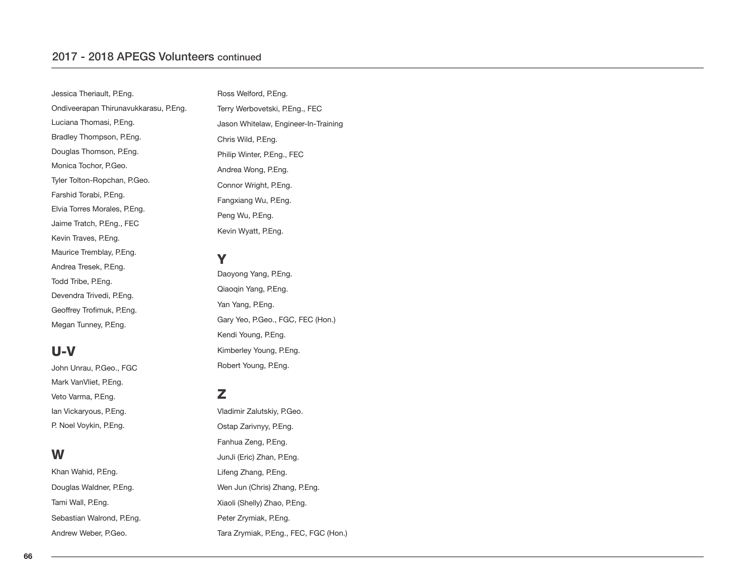## 2017 - 2018 APEGS Volunteers continued

Jessica Theriault, P.Eng.

Ondiveerapan Thirunavukkarasu, P.Eng.

Luciana Thomasi, P.Eng.

Bradley Thompson, P.Eng.

Douglas Thomson, P.Eng.

Monica Tochor, P.Geo.

Tyler Tolton-Ropchan, P.Geo.

Farshid Torabi, P.Eng.

Elvia Torres Morales, P.Eng.

Jaime Tratch, P.Eng., FEC

Kevin Traves, P.Eng.

Maurice Tremblay, P.Eng.

Andrea Tresek, P.Eng.

Todd Tribe, P.Eng.

Devendra Trivedi, P.Eng.

Geoffrey Trofimuk, P.Eng.

Megan Tunney, P.Eng.

### U-V

John Unrau, P.Geo., FGC

Mark VanVliet, P.Eng.

Veto Varma, P.Eng.

Ian Vickaryous, P.Eng.

P. Noel Voykin, P.Eng.

### W

Khan Wahid, P.Eng.

Douglas Waldner, P.Eng.

Tami Wall, P.Eng.

Sebastian Walrond, P.Eng.

Andrew Weber, P.Geo.

Ross Welford, P.Eng.

Terry Werbovetski, P.Eng., FEC

Jason Whitelaw, Engineer-In-Training

Chris Wild, P.Eng.

Philip Winter, P.Eng., FEC

Andrea Wong, P.Eng.

Connor Wright, P.Eng.

Fangxiang Wu, P.Eng.

Peng Wu, P.Eng.

Kevin Wyatt, P.Eng.

### Y

Daoyong Yang, P.Eng.

Qiaoqin Yang, P.Eng.

Yan Yang, P.Eng.

Gary Yeo, P.Geo., FGC, FEC (Hon.)

Kendi Young, P.Eng.

Kimberley Young, P.Eng.

Robert Young, P.Eng.

### Z

Vladimir Zalutskiy, P.Geo.

Ostap Zarivnyy, P.Eng.

Fanhua Zeng, P.Eng.

JunJi (Eric) Zhan, P.Eng.

Lifeng Zhang, P.Eng.

Wen Jun (Chris) Zhang, P.Eng.

Xiaoli (Shelly) Zhao, P.Eng.

Peter Zrymiak, P.Eng.

Tara Zrymiak, P.Eng., FEC, FGC (Hon.)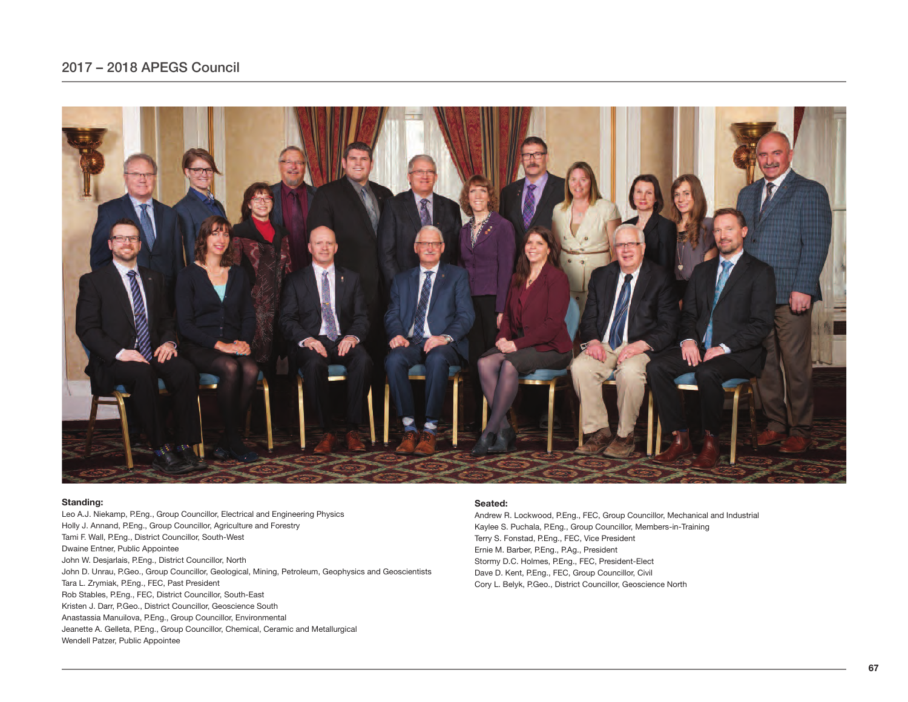## 2017 – 2018 APEGS Council

**Standing:**

Leo A.J. Niekamp, P.Eng., Group Councillor, Electrical and Engineering Physics
Holly J. Annand, P.Eng., Group Councillor, Agriculture and Forestry
Tami F. Wall, P.Eng., District Councillor, South-West
Dwaine Entner, Public Appointee
John W. Desjarlais, P.Eng., District Councillor, North
John D. Unrau, P.Geo., Group Councillor, Geological, Mining, Petroleum, Geophysics and Geoscientists
Tara L. Zrymiak, P.Eng., FEC, Past President
Rob Stables, P.Eng., FEC, District Councillor, South-East
Kristen J. Darr, P.Geo., District Councillor, Geoscience South
Anastassia Manuilova, P.Eng., Group Councillor, Environmental
Jeanette A. Gelleta, P.Eng., Group Councillor, Chemical, Ceramic and Metallurgical
Wendell Patzer, Public Appointee

**Seated:**

Andrew R. Lockwood, P.Eng., FEC, Group Councillor, Mechanical and Industrial
Kaylee S. Puchala, P.Eng., Group Councillor, Members-in-Training
Terry S. Fonstad, P.Eng., FEC, Vice President
Ernie M. Barber, P.Eng., P.Ag., President
Stormy D.C. Holmes, P.Eng., FEC, President-Elect
Dave D. Kent, P.Eng., FEC, Group Councillor, Civil
Cory L. Belyk, P.Geo., District Councillor, Geoscience North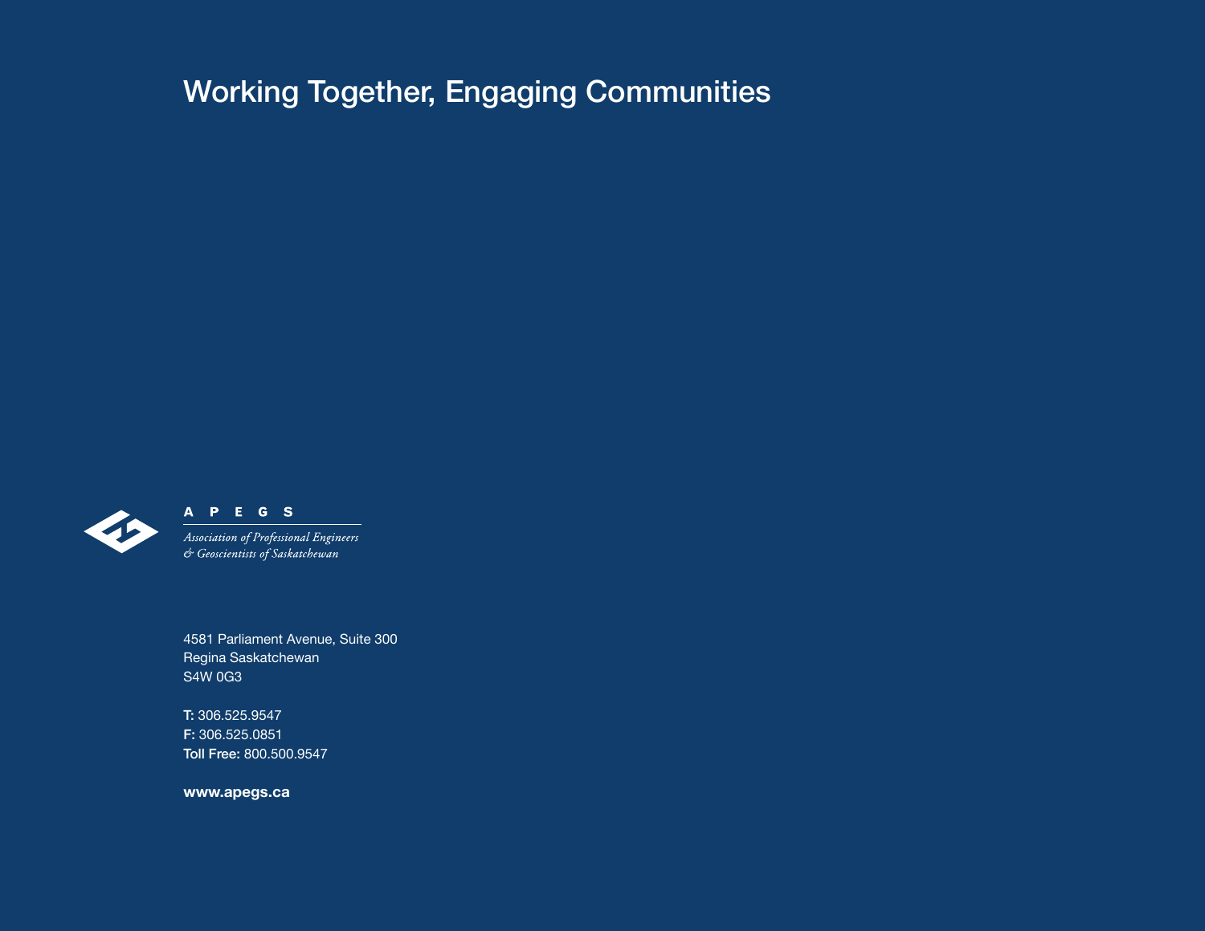# Working Together, Engaging Communities

**A P E G S**

*Association of Professional Engineers*
*& Geoscientists of Saskatchewan*

4581 Parliament Avenue, Suite 300
Regina Saskatchewan
S4W 0G3

**T:** 306.525.9547
**F:** 306.525.0851
**Toll Free:** 800.500.9547

**www.apegs.ca**